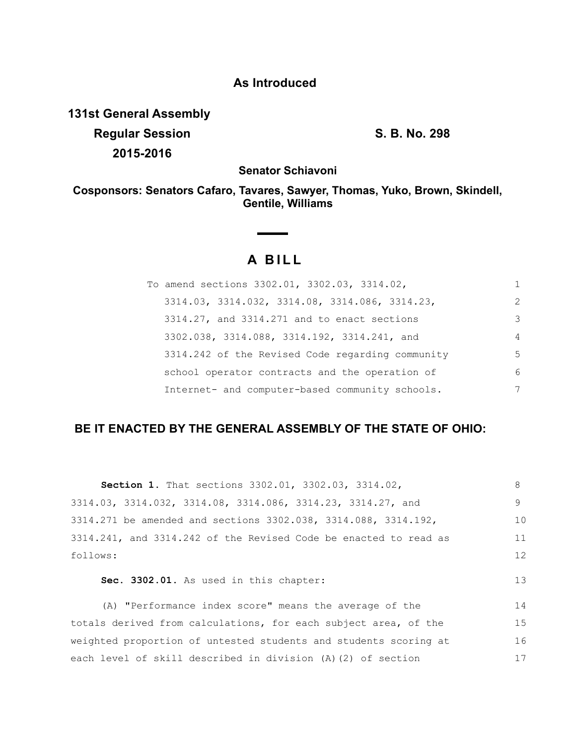**As Introduced**

**131st General Assembly**
**Regular Session**
**2015-2016**

**S. B. No. 298**

**Senator Schiavoni**

**Cosponsors: Senators Cafaro, Tavares, Sawyer, Thomas, Yuko, Brown, Skindell, Gentile, Williams**

# A BILL

To amend sections 3302.01, 3302.03, 3314.02, 3314.03, 3314.032, 3314.08, 3314.086, 3314.23, 3314.27, and 3314.271 and to enact sections 3302.038, 3314.088, 3314.192, 3314.241, and 3314.242 of the Revised Code regarding community school operator contracts and the operation of Internet- and computer-based community schools.

## BE IT ENACTED BY THE GENERAL ASSEMBLY OF THE STATE OF OHIO:

**Section 1.** That sections 3302.01, 3302.03, 3314.02, 3314.03, 3314.032, 3314.08, 3314.086, 3314.23, 3314.27, and 3314.271 be amended and sections 3302.038, 3314.088, 3314.192, 3314.241, and 3314.242 of the Revised Code be enacted to read as follows:

**Sec. 3302.01.** As used in this chapter:

(A) "Performance index score" means the average of the totals derived from calculations, for each subject area, of the weighted proportion of untested students and students scoring at each level of skill described in division (A)(2) of section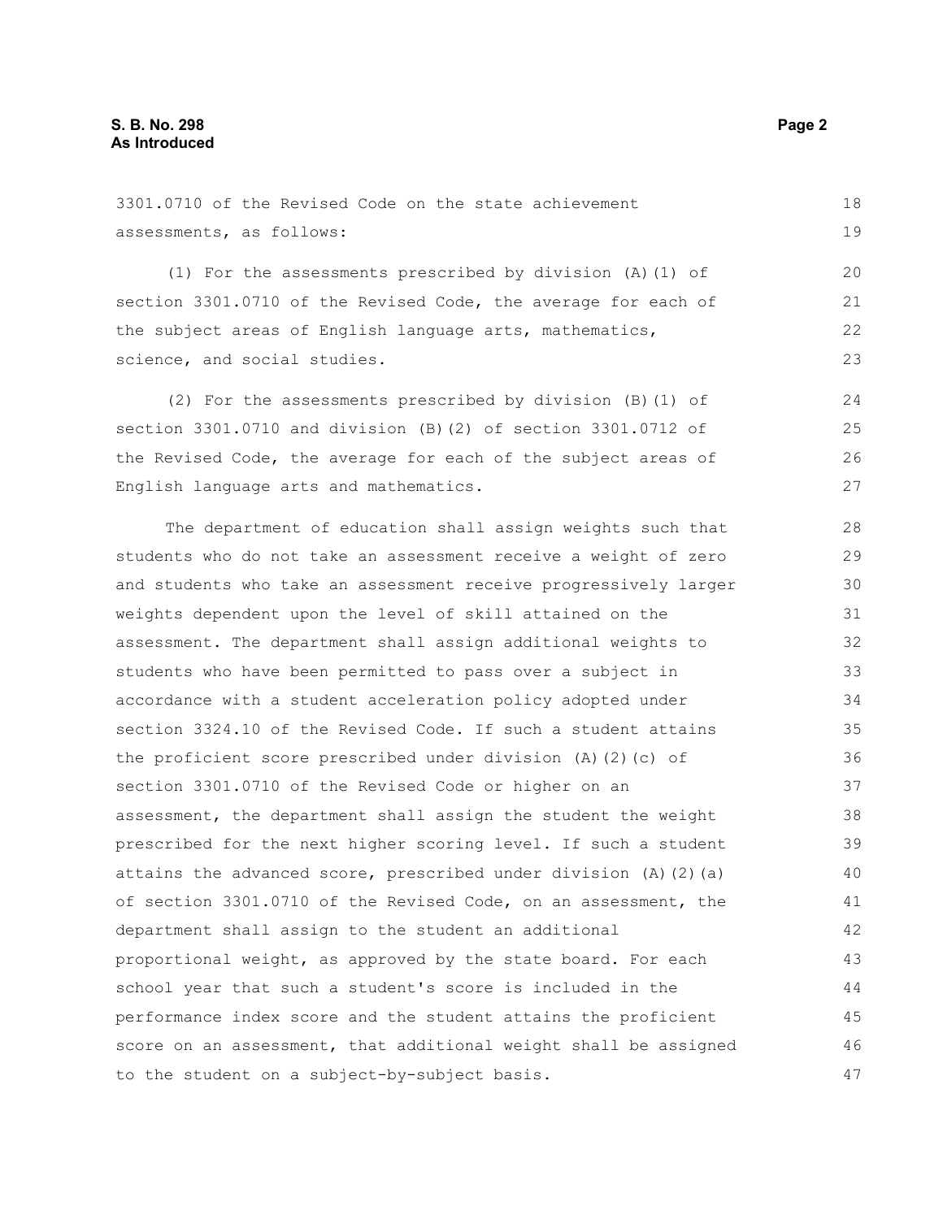3301.0710 of the Revised Code on the state achievement assessments, as follows:

(1) For the assessments prescribed by division (A)(1) of section 3301.0710 of the Revised Code, the average for each of the subject areas of English language arts, mathematics, science, and social studies.

(2) For the assessments prescribed by division (B)(1) of section 3301.0710 and division (B)(2) of section 3301.0712 of the Revised Code, the average for each of the subject areas of English language arts and mathematics.

The department of education shall assign weights such that students who do not take an assessment receive a weight of zero and students who take an assessment receive progressively larger weights dependent upon the level of skill attained on the assessment. The department shall assign additional weights to students who have been permitted to pass over a subject in accordance with a student acceleration policy adopted under section 3324.10 of the Revised Code. If such a student attains the proficient score prescribed under division (A)(2)(c) of section 3301.0710 of the Revised Code or higher on an assessment, the department shall assign the student the weight prescribed for the next higher scoring level. If such a student attains the advanced score, prescribed under division (A)(2)(a) of section 3301.0710 of the Revised Code, on an assessment, the department shall assign to the student an additional proportional weight, as approved by the state board. For each school year that such a student's score is included in the performance index score and the student attains the proficient score on an assessment, that additional weight shall be assigned to the student on a subject-by-subject basis.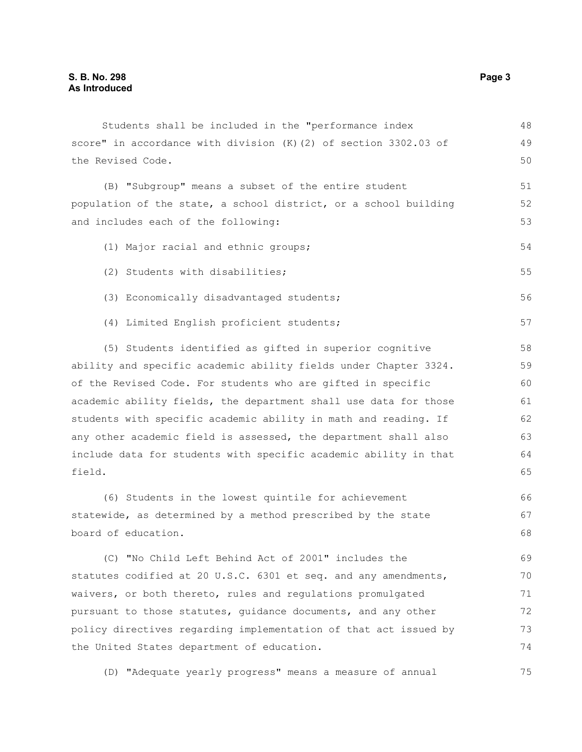Students shall be included in the "performance index score" in accordance with division (K)(2) of section 3302.03 of the Revised Code.

(B) "Subgroup" means a subset of the entire student population of the state, a school district, or a school building and includes each of the following:

(1) Major racial and ethnic groups;

(2) Students with disabilities;

(3) Economically disadvantaged students;

(4) Limited English proficient students;

(5) Students identified as gifted in superior cognitive ability and specific academic ability fields under Chapter 3324. of the Revised Code. For students who are gifted in specific academic ability fields, the department shall use data for those students with specific academic ability in math and reading. If any other academic field is assessed, the department shall also include data for students with specific academic ability in that field.

(6) Students in the lowest quintile for achievement statewide, as determined by a method prescribed by the state board of education.

(C) "No Child Left Behind Act of 2001" includes the statutes codified at 20 U.S.C. 6301 et seq. and any amendments, waivers, or both thereto, rules and regulations promulgated pursuant to those statutes, guidance documents, and any other policy directives regarding implementation of that act issued by the United States department of education.

(D) "Adequate yearly progress" means a measure of annual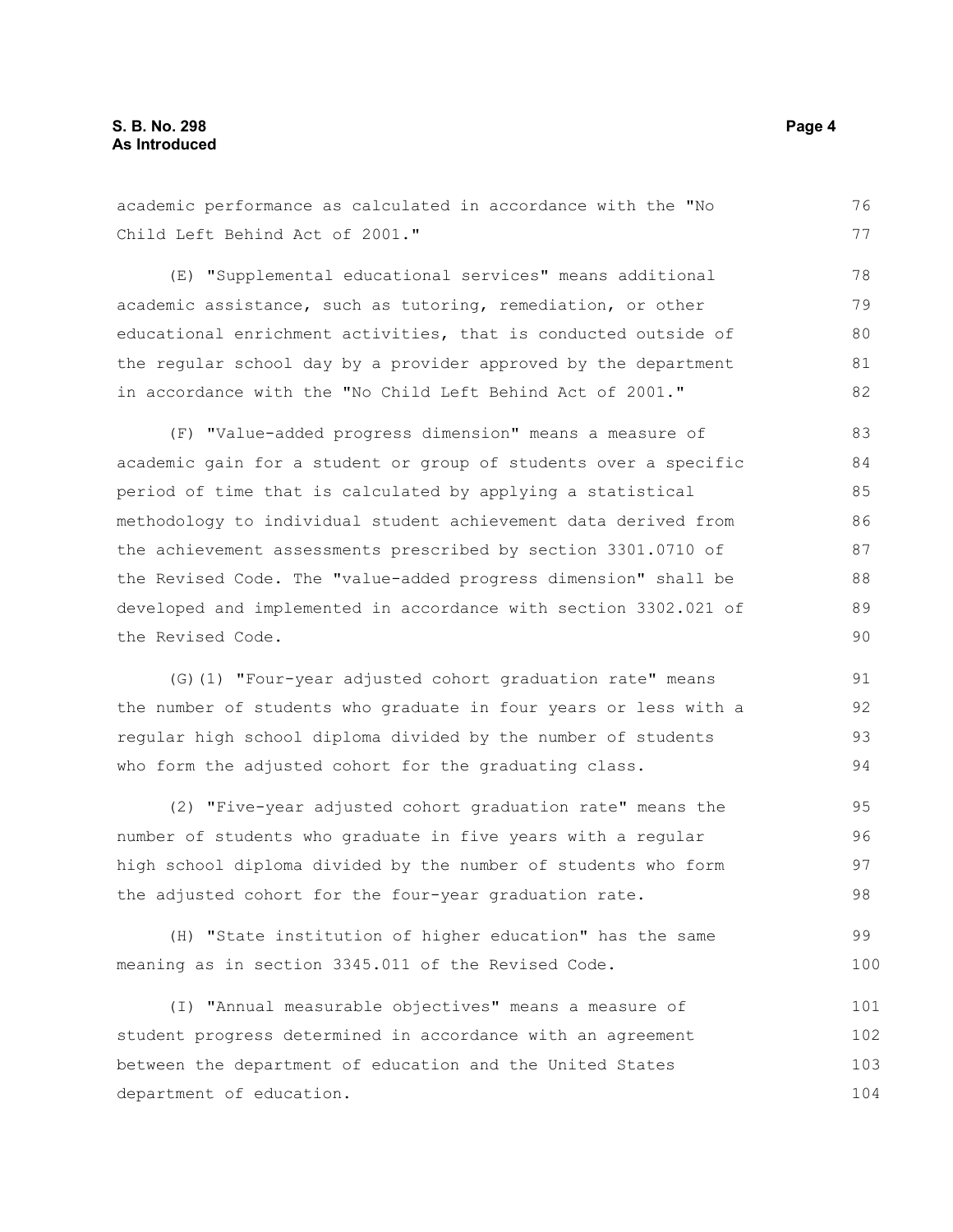academic performance as calculated in accordance with the "No Child Left Behind Act of 2001."

(E) "Supplemental educational services" means additional academic assistance, such as tutoring, remediation, or other educational enrichment activities, that is conducted outside of the regular school day by a provider approved by the department in accordance with the "No Child Left Behind Act of 2001."

(F) "Value-added progress dimension" means a measure of academic gain for a student or group of students over a specific period of time that is calculated by applying a statistical methodology to individual student achievement data derived from the achievement assessments prescribed by section 3301.0710 of the Revised Code. The "value-added progress dimension" shall be developed and implemented in accordance with section 3302.021 of the Revised Code.

(G)(1) "Four-year adjusted cohort graduation rate" means the number of students who graduate in four years or less with a regular high school diploma divided by the number of students who form the adjusted cohort for the graduating class.

(2) "Five-year adjusted cohort graduation rate" means the number of students who graduate in five years with a regular high school diploma divided by the number of students who form the adjusted cohort for the four-year graduation rate.

(H) "State institution of higher education" has the same meaning as in section 3345.011 of the Revised Code.

(I) "Annual measurable objectives" means a measure of student progress determined in accordance with an agreement between the department of education and the United States department of education.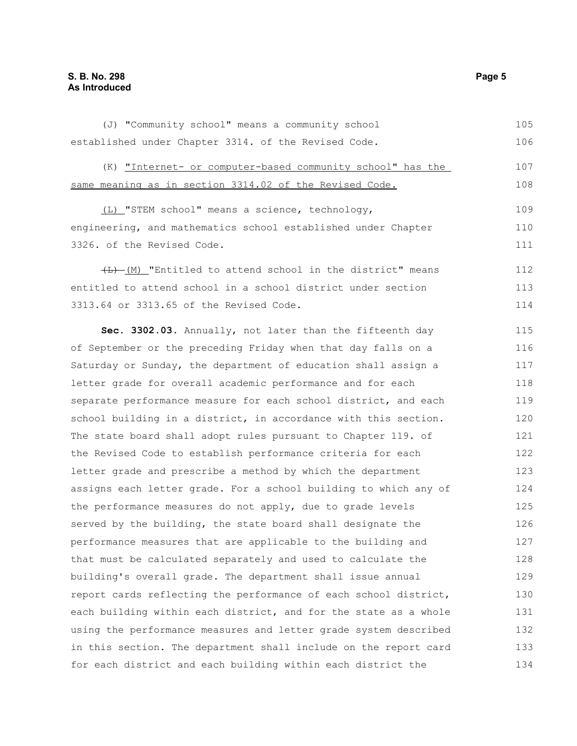(J) "Community school" means a community school established under Chapter 3314. of the Revised Code.

(K) "Internet- or computer-based community school" has the same meaning as in section 3314.02 of the Revised Code.

(L) "STEM school" means a science, technology, engineering, and mathematics school established under Chapter 3326. of the Revised Code.

~~(L)~~ (M) "Entitled to attend school in the district" means entitled to attend school in a school district under section 3313.64 or 3313.65 of the Revised Code.

**Sec. 3302.03.** Annually, not later than the fifteenth day of September or the preceding Friday when that day falls on a Saturday or Sunday, the department of education shall assign a letter grade for overall academic performance and for each separate performance measure for each school district, and each school building in a district, in accordance with this section. The state board shall adopt rules pursuant to Chapter 119. of the Revised Code to establish performance criteria for each letter grade and prescribe a method by which the department assigns each letter grade. For a school building to which any of the performance measures do not apply, due to grade levels served by the building, the state board shall designate the performance measures that are applicable to the building and that must be calculated separately and used to calculate the building's overall grade. The department shall issue annual report cards reflecting the performance of each school district, each building within each district, and for the state as a whole using the performance measures and letter grade system described in this section. The department shall include on the report card for each district and each building within each district the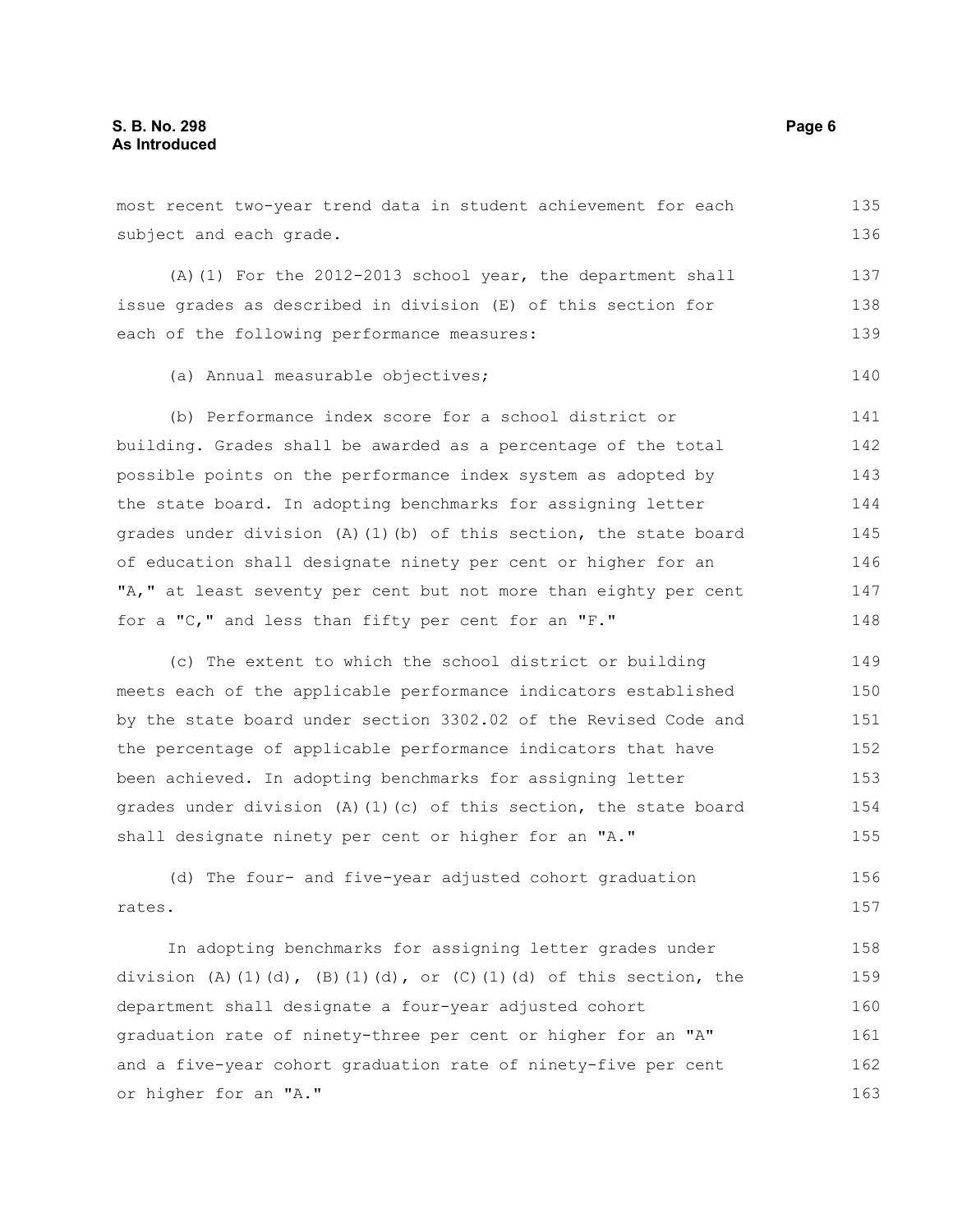most recent two-year trend data in student achievement for each subject and each grade.

(A)(1) For the 2012-2013 school year, the department shall issue grades as described in division (E) of this section for each of the following performance measures:

(a) Annual measurable objectives;

(b) Performance index score for a school district or building. Grades shall be awarded as a percentage of the total possible points on the performance index system as adopted by the state board. In adopting benchmarks for assigning letter grades under division (A)(1)(b) of this section, the state board of education shall designate ninety per cent or higher for an "A," at least seventy per cent but not more than eighty per cent for a "C," and less than fifty per cent for an "F."

(c) The extent to which the school district or building meets each of the applicable performance indicators established by the state board under section 3302.02 of the Revised Code and the percentage of applicable performance indicators that have been achieved. In adopting benchmarks for assigning letter grades under division (A)(1)(c) of this section, the state board shall designate ninety per cent or higher for an "A."

(d) The four- and five-year adjusted cohort graduation rates.

In adopting benchmarks for assigning letter grades under division (A)(1)(d), (B)(1)(d), or (C)(1)(d) of this section, the department shall designate a four-year adjusted cohort graduation rate of ninety-three per cent or higher for an "A" and a five-year cohort graduation rate of ninety-five per cent or higher for an "A."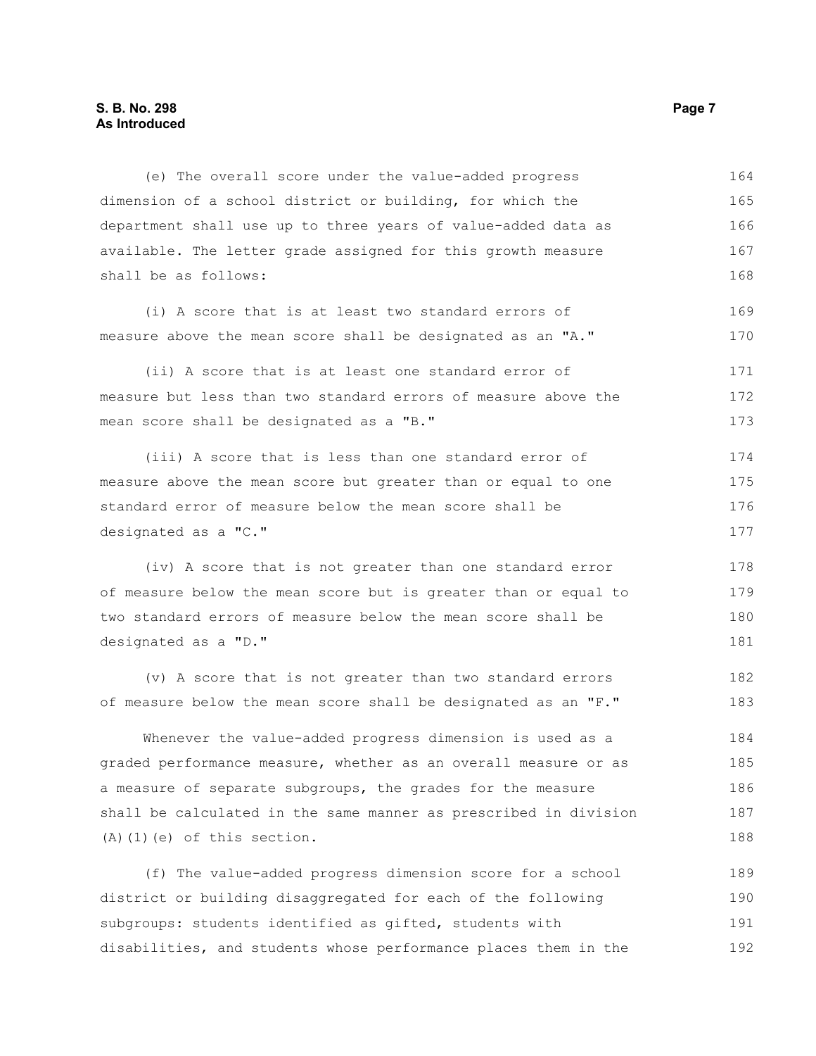(e) The overall score under the value-added progress dimension of a school district or building, for which the department shall use up to three years of value-added data as available. The letter grade assigned for this growth measure shall be as follows:

(i) A score that is at least two standard errors of measure above the mean score shall be designated as an "A."

(ii) A score that is at least one standard error of measure but less than two standard errors of measure above the mean score shall be designated as a "B."

(iii) A score that is less than one standard error of measure above the mean score but greater than or equal to one standard error of measure below the mean score shall be designated as a "C."

(iv) A score that is not greater than one standard error of measure below the mean score but is greater than or equal to two standard errors of measure below the mean score shall be designated as a "D."

(v) A score that is not greater than two standard errors of measure below the mean score shall be designated as an "F."

Whenever the value-added progress dimension is used as a graded performance measure, whether as an overall measure or as a measure of separate subgroups, the grades for the measure shall be calculated in the same manner as prescribed in division (A)(1)(e) of this section.

(f) The value-added progress dimension score for a school district or building disaggregated for each of the following subgroups: students identified as gifted, students with disabilities, and students whose performance places them in the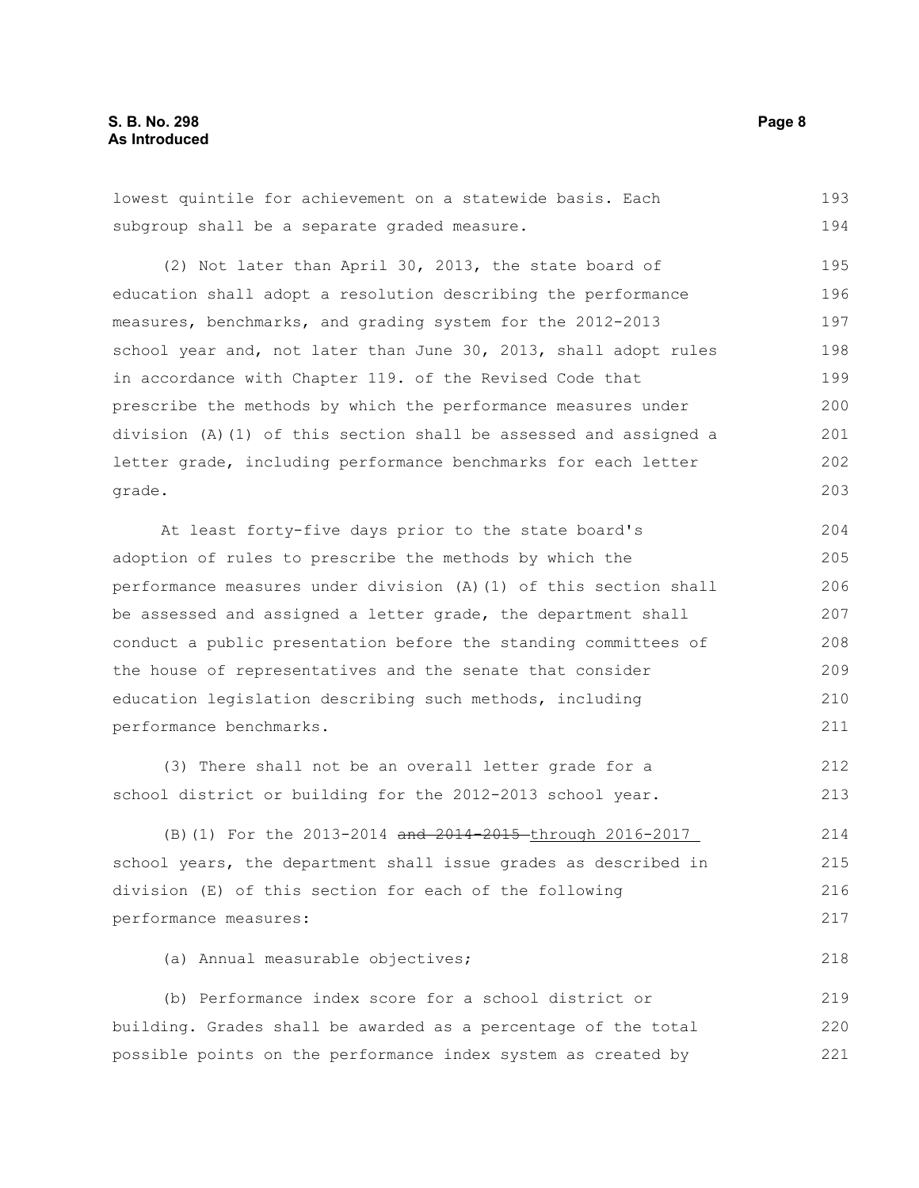lowest quintile for achievement on a statewide basis. Each subgroup shall be a separate graded measure.

(2) Not later than April 30, 2013, the state board of education shall adopt a resolution describing the performance measures, benchmarks, and grading system for the 2012-2013 school year and, not later than June 30, 2013, shall adopt rules in accordance with Chapter 119. of the Revised Code that prescribe the methods by which the performance measures under division (A)(1) of this section shall be assessed and assigned a letter grade, including performance benchmarks for each letter grade.

At least forty-five days prior to the state board's adoption of rules to prescribe the methods by which the performance measures under division (A)(1) of this section shall be assessed and assigned a letter grade, the department shall conduct a public presentation before the standing committees of the house of representatives and the senate that consider education legislation describing such methods, including performance benchmarks.

(3) There shall not be an overall letter grade for a school district or building for the 2012-2013 school year.

(B)(1) For the 2013-2014 ~~and 2014-2015~~ through 2016-2017 school years, the department shall issue grades as described in division (E) of this section for each of the following performance measures:

(a) Annual measurable objectives;

(b) Performance index score for a school district or building. Grades shall be awarded as a percentage of the total possible points on the performance index system as created by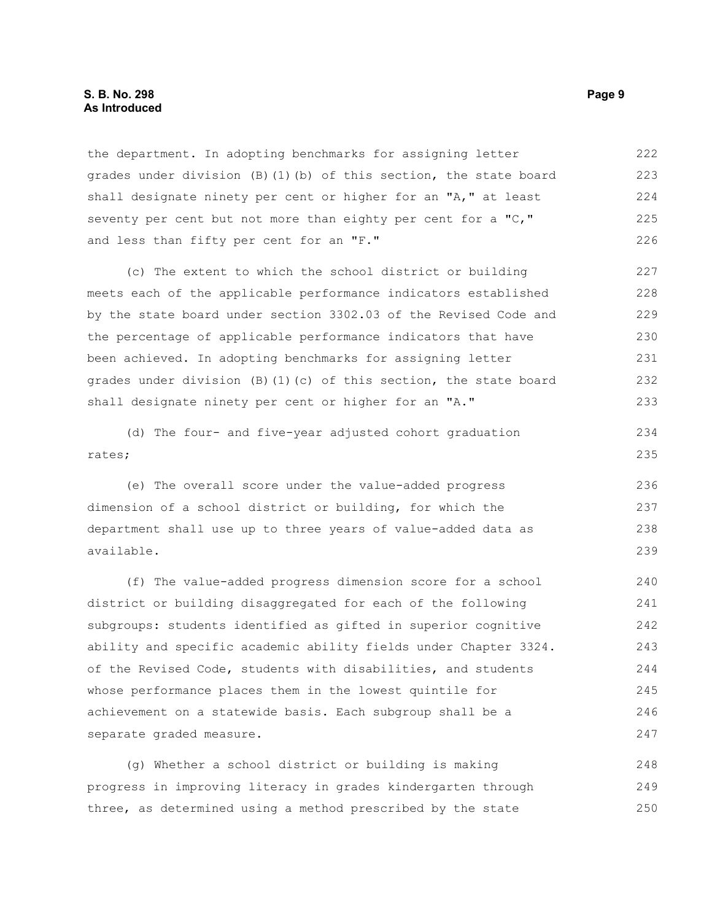the department. In adopting benchmarks for assigning letter grades under division (B)(1)(b) of this section, the state board shall designate ninety per cent or higher for an "A," at least seventy per cent but not more than eighty per cent for a "C," and less than fifty per cent for an "F."

(c) The extent to which the school district or building meets each of the applicable performance indicators established by the state board under section 3302.03 of the Revised Code and the percentage of applicable performance indicators that have been achieved. In adopting benchmarks for assigning letter grades under division (B)(1)(c) of this section, the state board shall designate ninety per cent or higher for an "A."

(d) The four- and five-year adjusted cohort graduation rates;

(e) The overall score under the value-added progress dimension of a school district or building, for which the department shall use up to three years of value-added data as available.

(f) The value-added progress dimension score for a school district or building disaggregated for each of the following subgroups: students identified as gifted in superior cognitive ability and specific academic ability fields under Chapter 3324. of the Revised Code, students with disabilities, and students whose performance places them in the lowest quintile for achievement on a statewide basis. Each subgroup shall be a separate graded measure.

(g) Whether a school district or building is making progress in improving literacy in grades kindergarten through three, as determined using a method prescribed by the state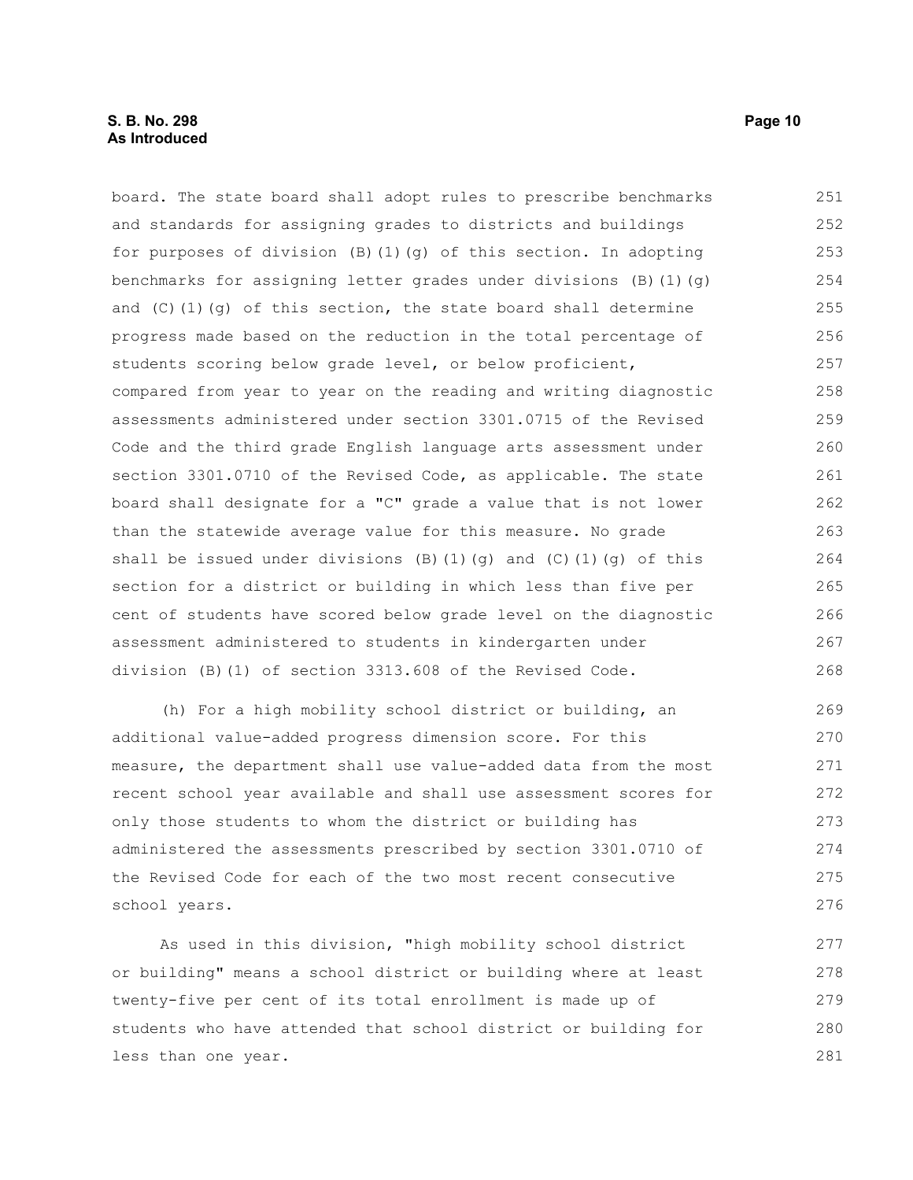board. The state board shall adopt rules to prescribe benchmarks and standards for assigning grades to districts and buildings for purposes of division (B)(1)(g) of this section. In adopting benchmarks for assigning letter grades under divisions (B)(1)(g) and (C)(1)(g) of this section, the state board shall determine progress made based on the reduction in the total percentage of students scoring below grade level, or below proficient, compared from year to year on the reading and writing diagnostic assessments administered under section 3301.0715 of the Revised Code and the third grade English language arts assessment under section 3301.0710 of the Revised Code, as applicable. The state board shall designate for a "C" grade a value that is not lower than the statewide average value for this measure. No grade shall be issued under divisions (B)(1)(g) and (C)(1)(g) of this section for a district or building in which less than five per cent of students have scored below grade level on the diagnostic assessment administered to students in kindergarten under division (B)(1) of section 3313.608 of the Revised Code.

(h) For a high mobility school district or building, an additional value-added progress dimension score. For this measure, the department shall use value-added data from the most recent school year available and shall use assessment scores for only those students to whom the district or building has administered the assessments prescribed by section 3301.0710 of the Revised Code for each of the two most recent consecutive school years.

As used in this division, "high mobility school district or building" means a school district or building where at least twenty-five per cent of its total enrollment is made up of students who have attended that school district or building for less than one year.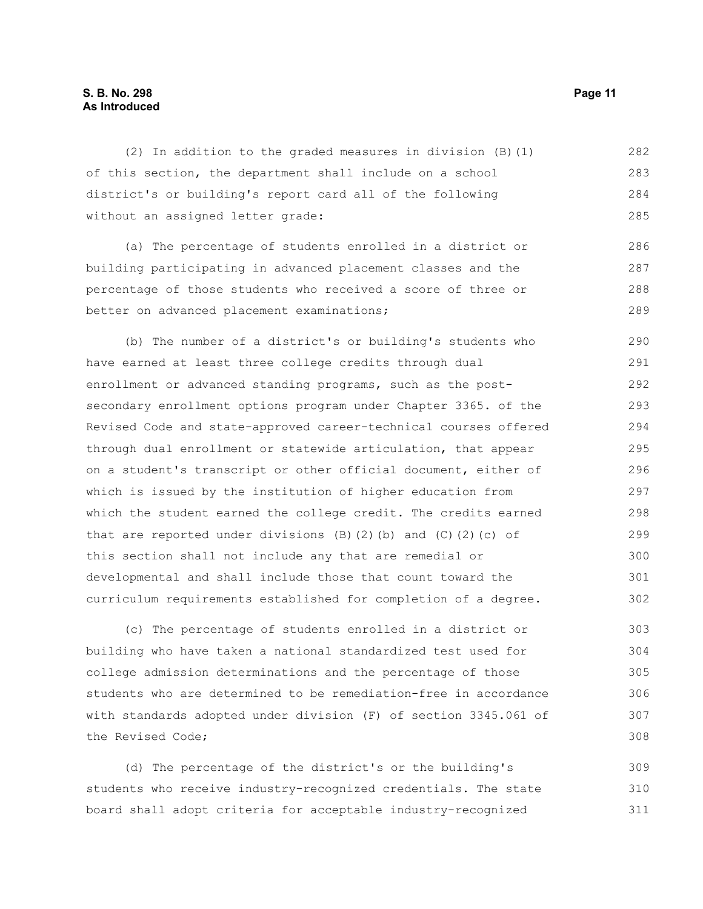(2) In addition to the graded measures in division (B)(1) of this section, the department shall include on a school district's or building's report card all of the following without an assigned letter grade:

(a) The percentage of students enrolled in a district or building participating in advanced placement classes and the percentage of those students who received a score of three or better on advanced placement examinations;

(b) The number of a district's or building's students who have earned at least three college credits through dual enrollment or advanced standing programs, such as the post-secondary enrollment options program under Chapter 3365. of the Revised Code and state-approved career-technical courses offered through dual enrollment or statewide articulation, that appear on a student's transcript or other official document, either of which is issued by the institution of higher education from which the student earned the college credit. The credits earned that are reported under divisions (B)(2)(b) and (C)(2)(c) of this section shall not include any that are remedial or developmental and shall include those that count toward the curriculum requirements established for completion of a degree.

(c) The percentage of students enrolled in a district or building who have taken a national standardized test used for college admission determinations and the percentage of those students who are determined to be remediation-free in accordance with standards adopted under division (F) of section 3345.061 of the Revised Code;

(d) The percentage of the district's or the building's students who receive industry-recognized credentials. The state board shall adopt criteria for acceptable industry-recognized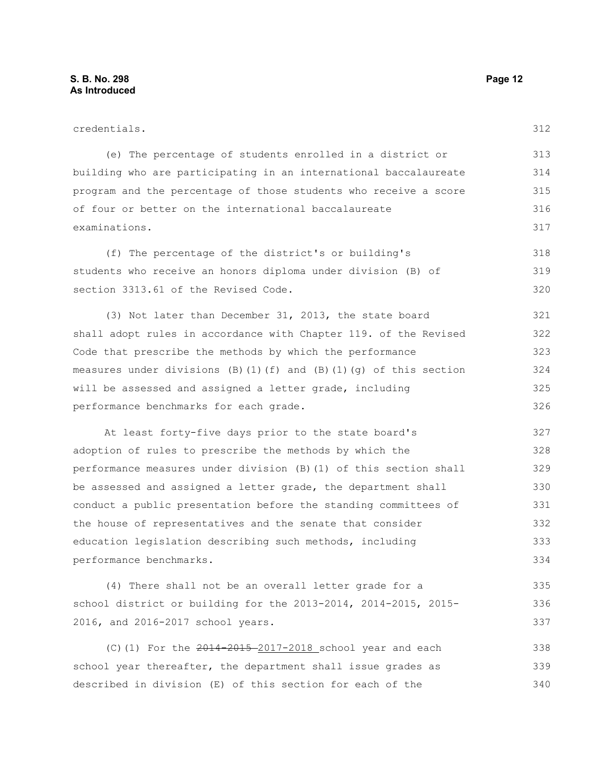credentials.

(e) The percentage of students enrolled in a district or building who are participating in an international baccalaureate program and the percentage of those students who receive a score of four or better on the international baccalaureate examinations.

(f) The percentage of the district's or building's students who receive an honors diploma under division (B) of section 3313.61 of the Revised Code.

(3) Not later than December 31, 2013, the state board shall adopt rules in accordance with Chapter 119. of the Revised Code that prescribe the methods by which the performance measures under divisions (B)(1)(f) and (B)(1)(g) of this section will be assessed and assigned a letter grade, including performance benchmarks for each grade.

At least forty-five days prior to the state board's adoption of rules to prescribe the methods by which the performance measures under division (B)(1) of this section shall be assessed and assigned a letter grade, the department shall conduct a public presentation before the standing committees of the house of representatives and the senate that consider education legislation describing such methods, including performance benchmarks.

(4) There shall not be an overall letter grade for a school district or building for the 2013-2014, 2014-2015, 2015-2016, and 2016-2017 school years.

(C)(1) For the ~~2014-2015~~ 2017-2018 school year and each school year thereafter, the department shall issue grades as described in division (E) of this section for each of the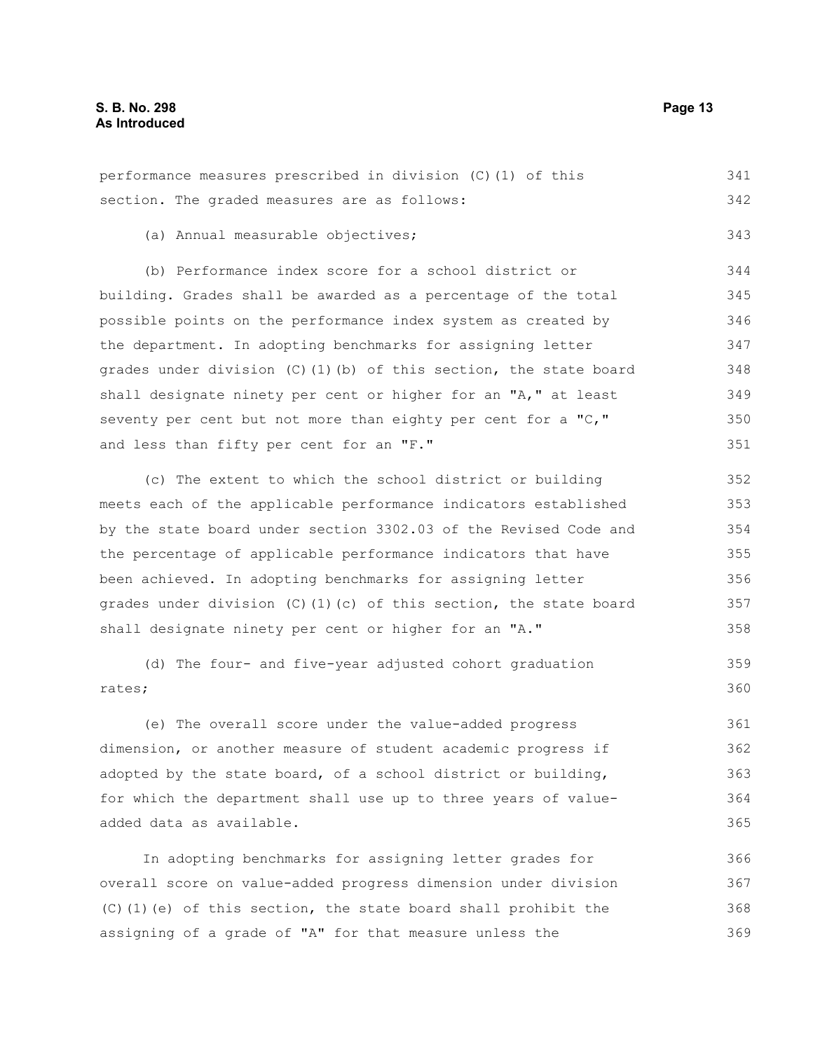performance measures prescribed in division (C)(1) of this section. The graded measures are as follows:

(a) Annual measurable objectives;

(b) Performance index score for a school district or building. Grades shall be awarded as a percentage of the total possible points on the performance index system as created by the department. In adopting benchmarks for assigning letter grades under division (C)(1)(b) of this section, the state board shall designate ninety per cent or higher for an "A," at least seventy per cent but not more than eighty per cent for a "C," and less than fifty per cent for an "F."

(c) The extent to which the school district or building meets each of the applicable performance indicators established by the state board under section 3302.03 of the Revised Code and the percentage of applicable performance indicators that have been achieved. In adopting benchmarks for assigning letter grades under division (C)(1)(c) of this section, the state board shall designate ninety per cent or higher for an "A."

(d) The four- and five-year adjusted cohort graduation rates;

(e) The overall score under the value-added progress dimension, or another measure of student academic progress if adopted by the state board, of a school district or building, for which the department shall use up to three years of value-added data as available.

In adopting benchmarks for assigning letter grades for overall score on value-added progress dimension under division (C)(1)(e) of this section, the state board shall prohibit the assigning of a grade of "A" for that measure unless the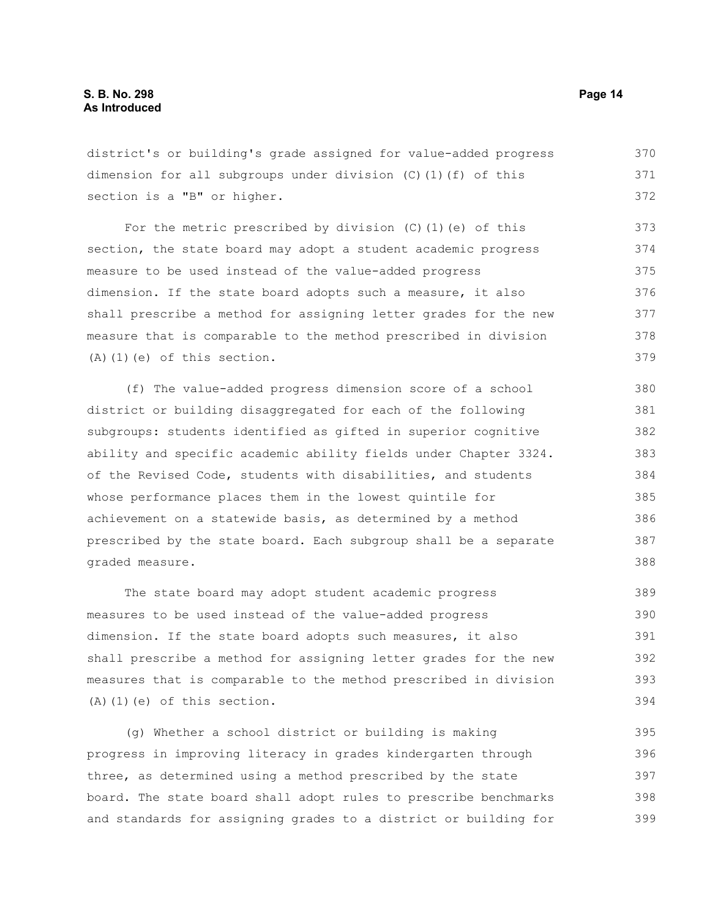district's or building's grade assigned for value-added progress dimension for all subgroups under division (C)(1)(f) of this section is a "B" or higher.

For the metric prescribed by division (C)(1)(e) of this section, the state board may adopt a student academic progress measure to be used instead of the value-added progress dimension. If the state board adopts such a measure, it also shall prescribe a method for assigning letter grades for the new measure that is comparable to the method prescribed in division (A)(1)(e) of this section.

(f) The value-added progress dimension score of a school district or building disaggregated for each of the following subgroups: students identified as gifted in superior cognitive ability and specific academic ability fields under Chapter 3324. of the Revised Code, students with disabilities, and students whose performance places them in the lowest quintile for achievement on a statewide basis, as determined by a method prescribed by the state board. Each subgroup shall be a separate graded measure.

The state board may adopt student academic progress measures to be used instead of the value-added progress dimension. If the state board adopts such measures, it also shall prescribe a method for assigning letter grades for the new measures that is comparable to the method prescribed in division (A)(1)(e) of this section.

(g) Whether a school district or building is making progress in improving literacy in grades kindergarten through three, as determined using a method prescribed by the state board. The state board shall adopt rules to prescribe benchmarks and standards for assigning grades to a district or building for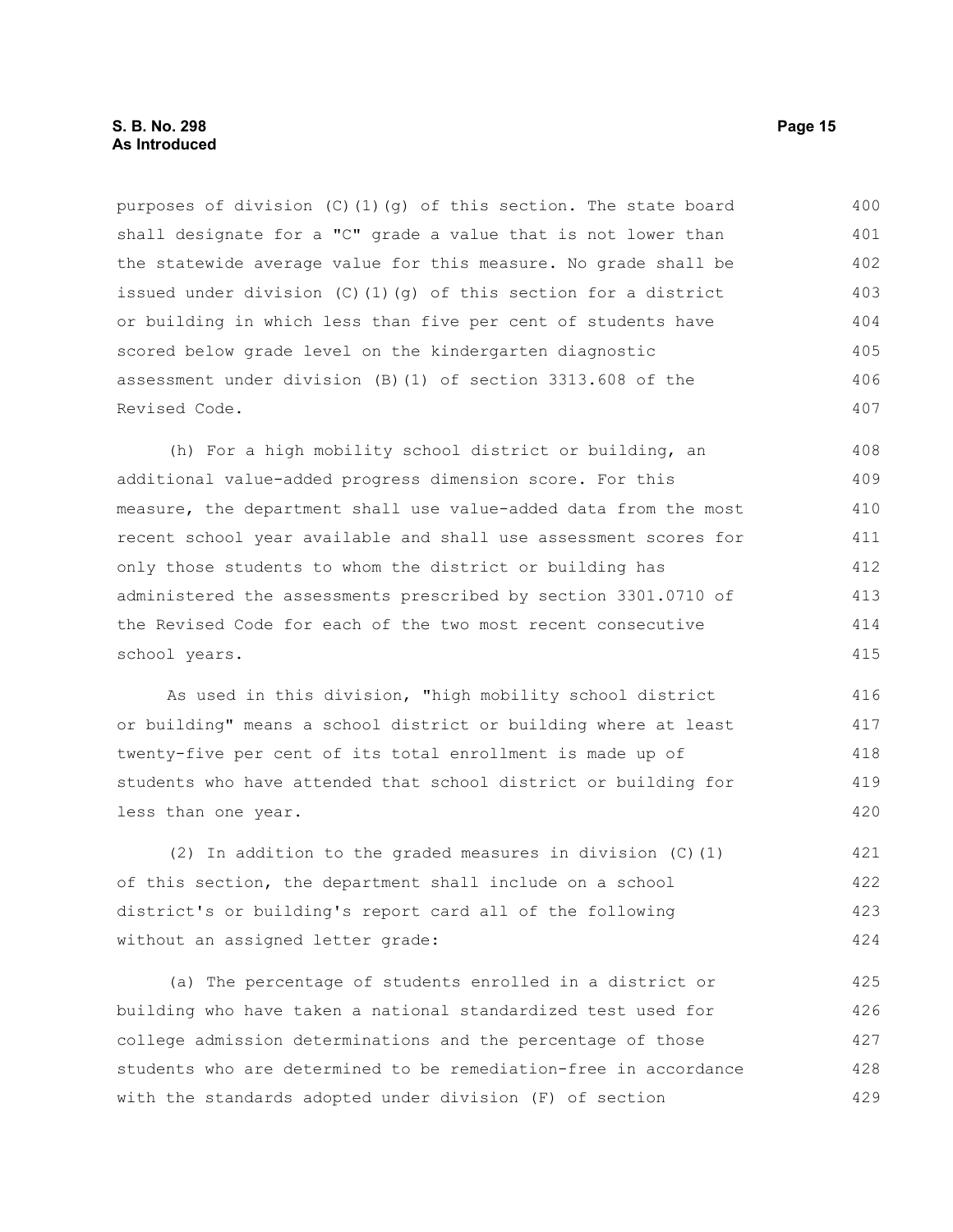purposes of division (C)(1)(g) of this section. The state board shall designate for a "C" grade a value that is not lower than the statewide average value for this measure. No grade shall be issued under division (C)(1)(g) of this section for a district or building in which less than five per cent of students have scored below grade level on the kindergarten diagnostic assessment under division (B)(1) of section 3313.608 of the Revised Code.

(h) For a high mobility school district or building, an additional value-added progress dimension score. For this measure, the department shall use value-added data from the most recent school year available and shall use assessment scores for only those students to whom the district or building has administered the assessments prescribed by section 3301.0710 of the Revised Code for each of the two most recent consecutive school years.

As used in this division, "high mobility school district or building" means a school district or building where at least twenty-five per cent of its total enrollment is made up of students who have attended that school district or building for less than one year.

(2) In addition to the graded measures in division (C)(1) of this section, the department shall include on a school district's or building's report card all of the following without an assigned letter grade:

(a) The percentage of students enrolled in a district or building who have taken a national standardized test used for college admission determinations and the percentage of those students who are determined to be remediation-free in accordance with the standards adopted under division (F) of section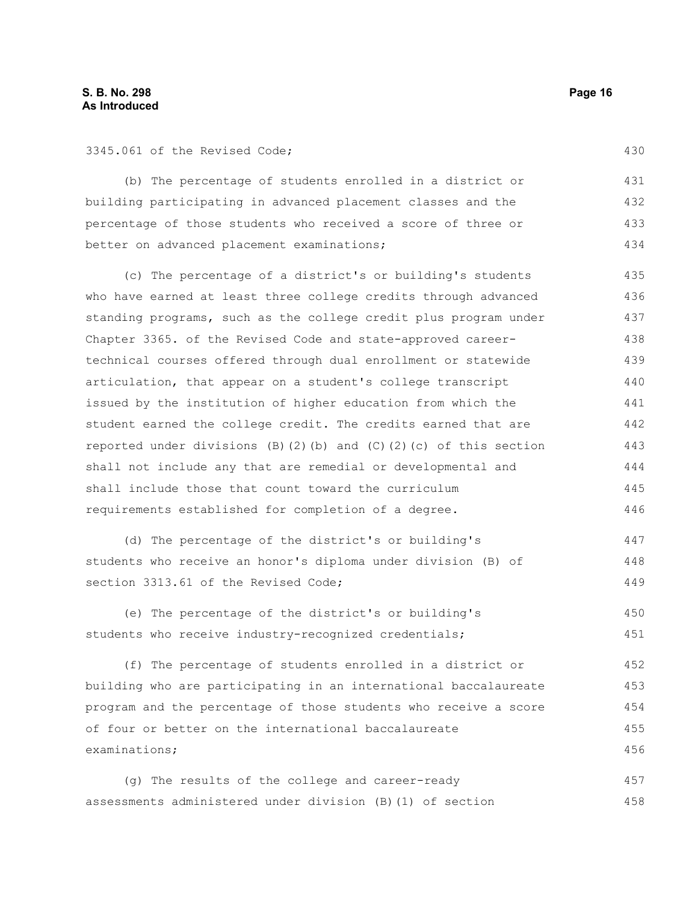3345.061 of the Revised Code;

(b) The percentage of students enrolled in a district or building participating in advanced placement classes and the percentage of those students who received a score of three or better on advanced placement examinations;

(c) The percentage of a district's or building's students who have earned at least three college credits through advanced standing programs, such as the college credit plus program under Chapter 3365. of the Revised Code and state-approved career-technical courses offered through dual enrollment or statewide articulation, that appear on a student's college transcript issued by the institution of higher education from which the student earned the college credit. The credits earned that are reported under divisions (B)(2)(b) and (C)(2)(c) of this section shall not include any that are remedial or developmental and shall include those that count toward the curriculum requirements established for completion of a degree.

(d) The percentage of the district's or building's students who receive an honor's diploma under division (B) of section 3313.61 of the Revised Code;

(e) The percentage of the district's or building's students who receive industry-recognized credentials;

(f) The percentage of students enrolled in a district or building who are participating in an international baccalaureate program and the percentage of those students who receive a score of four or better on the international baccalaureate examinations;

(g) The results of the college and career-ready assessments administered under division (B)(1) of section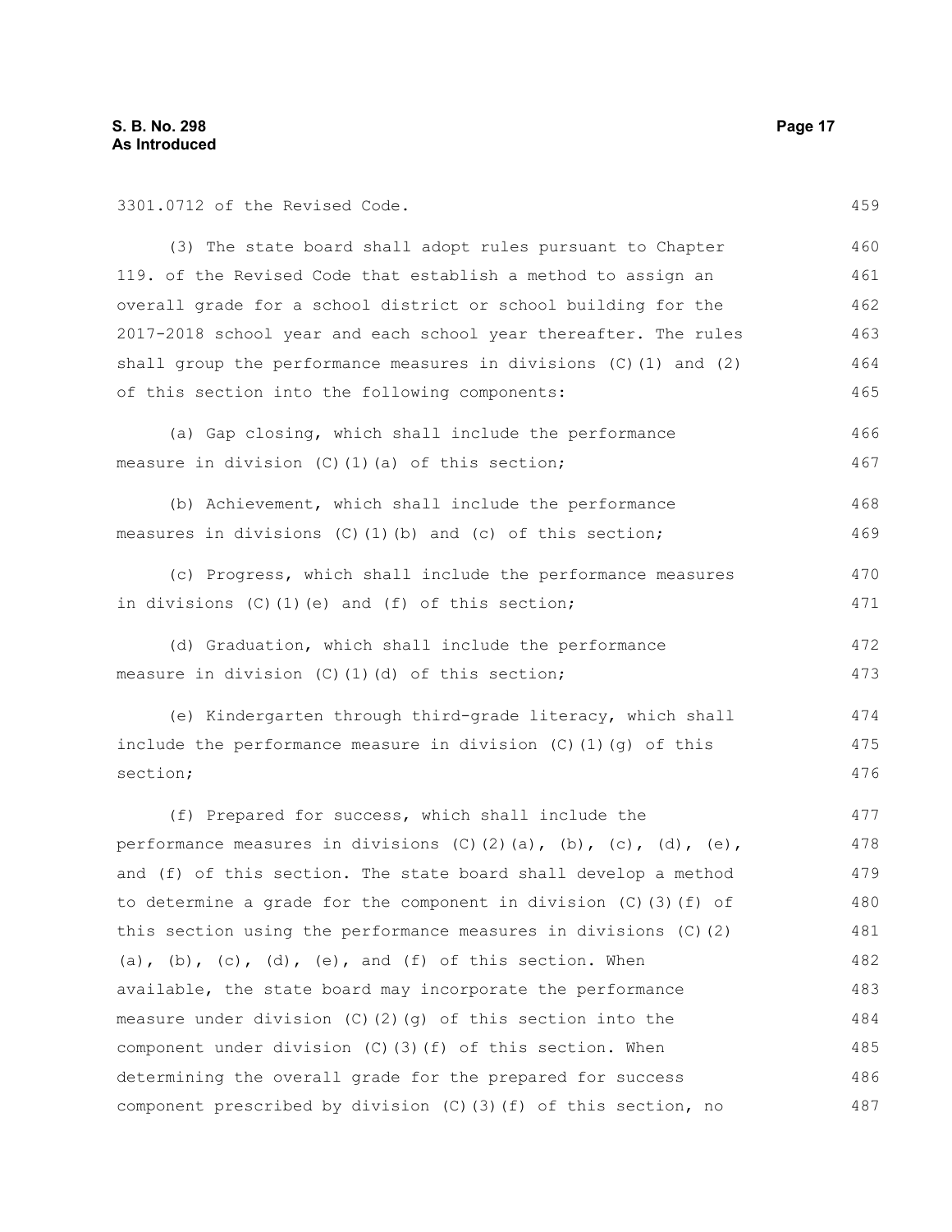3301.0712 of the Revised Code.

(3) The state board shall adopt rules pursuant to Chapter 119. of the Revised Code that establish a method to assign an overall grade for a school district or school building for the 2017-2018 school year and each school year thereafter. The rules shall group the performance measures in divisions (C)(1) and (2) of this section into the following components:

(a) Gap closing, which shall include the performance measure in division (C)(1)(a) of this section;

(b) Achievement, which shall include the performance measures in divisions (C)(1)(b) and (c) of this section;

(c) Progress, which shall include the performance measures in divisions (C)(1)(e) and (f) of this section;

(d) Graduation, which shall include the performance measure in division (C)(1)(d) of this section;

(e) Kindergarten through third-grade literacy, which shall include the performance measure in division (C)(1)(g) of this section;

(f) Prepared for success, which shall include the performance measures in divisions (C)(2)(a), (b), (c), (d), (e), and (f) of this section. The state board shall develop a method to determine a grade for the component in division (C)(3)(f) of this section using the performance measures in divisions (C)(2)(a), (b), (c), (d), (e), and (f) of this section. When available, the state board may incorporate the performance measure under division (C)(2)(g) of this section into the component under division (C)(3)(f) of this section. When determining the overall grade for the prepared for success component prescribed by division (C)(3)(f) of this section, no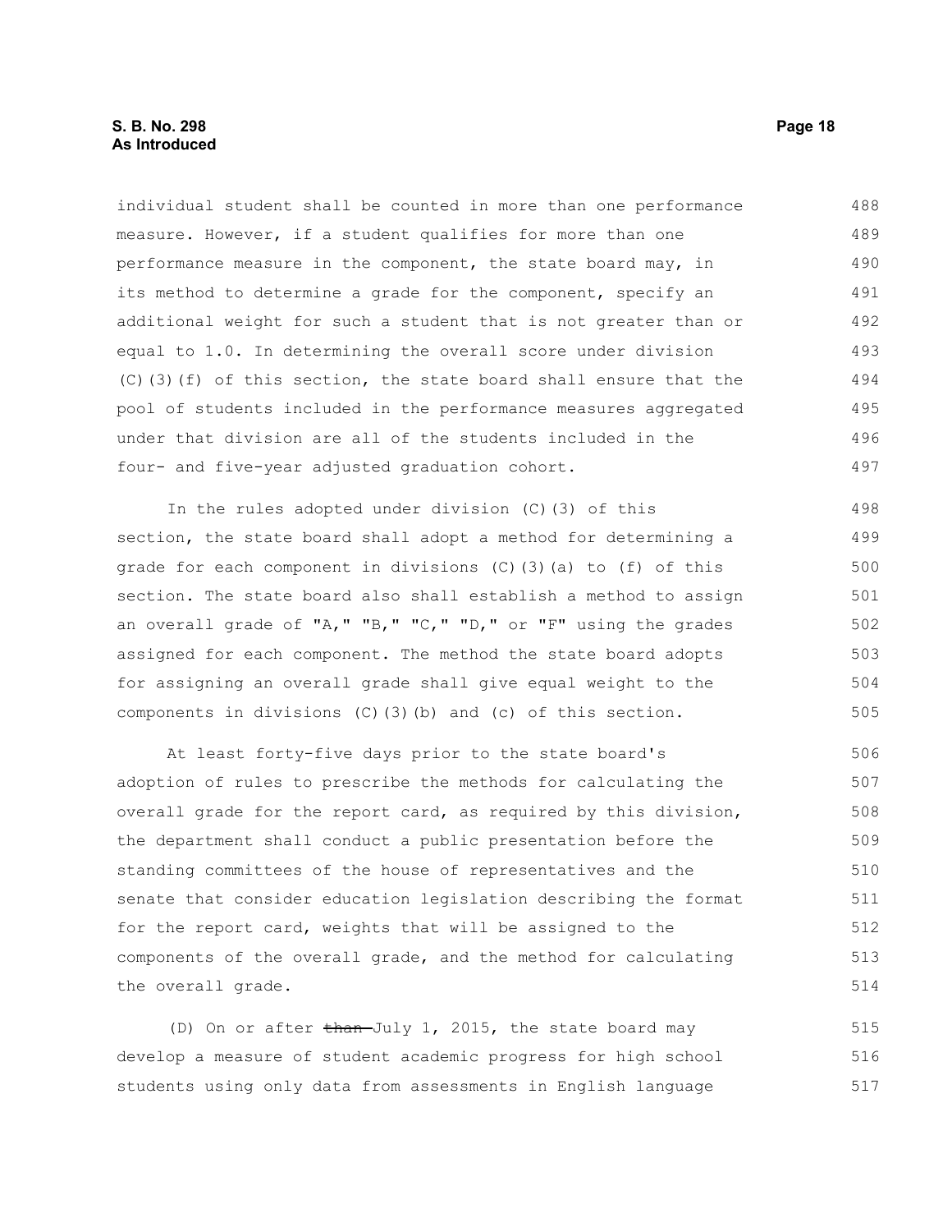individual student shall be counted in more than one performance measure. However, if a student qualifies for more than one performance measure in the component, the state board may, in its method to determine a grade for the component, specify an additional weight for such a student that is not greater than or equal to 1.0. In determining the overall score under division (C)(3)(f) of this section, the state board shall ensure that the pool of students included in the performance measures aggregated under that division are all of the students included in the four- and five-year adjusted graduation cohort.

In the rules adopted under division (C)(3) of this section, the state board shall adopt a method for determining a grade for each component in divisions (C)(3)(a) to (f) of this section. The state board also shall establish a method to assign an overall grade of "A," "B," "C," "D," or "F" using the grades assigned for each component. The method the state board adopts for assigning an overall grade shall give equal weight to the components in divisions (C)(3)(b) and (c) of this section.

At least forty-five days prior to the state board's adoption of rules to prescribe the methods for calculating the overall grade for the report card, as required by this division, the department shall conduct a public presentation before the standing committees of the house of representatives and the senate that consider education legislation describing the format for the report card, weights that will be assigned to the components of the overall grade, and the method for calculating the overall grade.

(D) On or after ~~than~~ July 1, 2015, the state board may develop a measure of student academic progress for high school students using only data from assessments in English language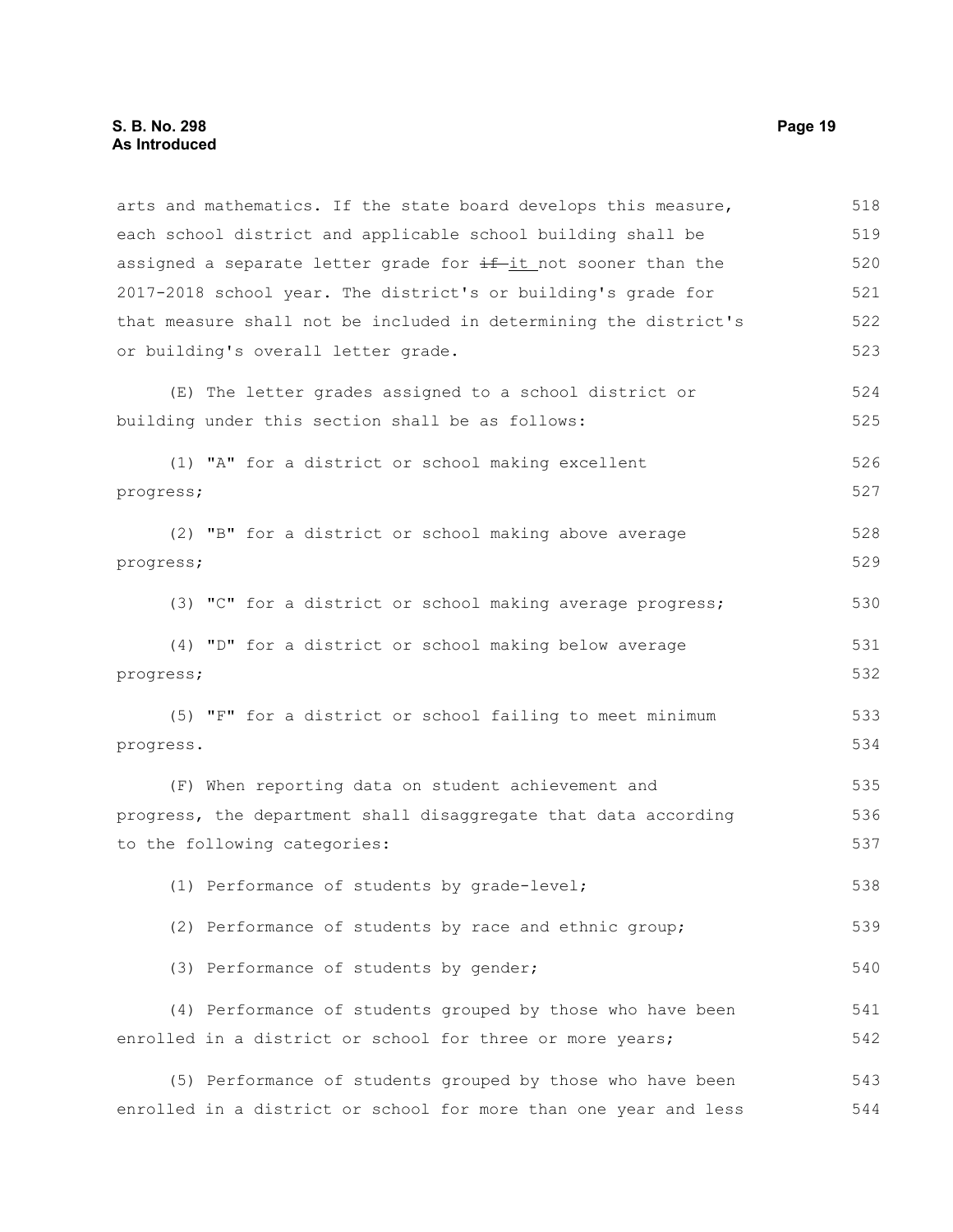arts and mathematics. If the state board develops this measure, each school district and applicable school building shall be assigned a separate letter grade for ~~if~~ it not sooner than the 2017-2018 school year. The district's or building's grade for that measure shall not be included in determining the district's or building's overall letter grade.

(E) The letter grades assigned to a school district or building under this section shall be as follows:

(1) "A" for a district or school making excellent progress;

(2) "B" for a district or school making above average progress;

(3) "C" for a district or school making average progress;

(4) "D" for a district or school making below average progress;

(5) "F" for a district or school failing to meet minimum progress.

(F) When reporting data on student achievement and progress, the department shall disaggregate that data according to the following categories:

(1) Performance of students by grade-level;

(2) Performance of students by race and ethnic group;

(3) Performance of students by gender;

(4) Performance of students grouped by those who have been enrolled in a district or school for three or more years;

(5) Performance of students grouped by those who have been enrolled in a district or school for more than one year and less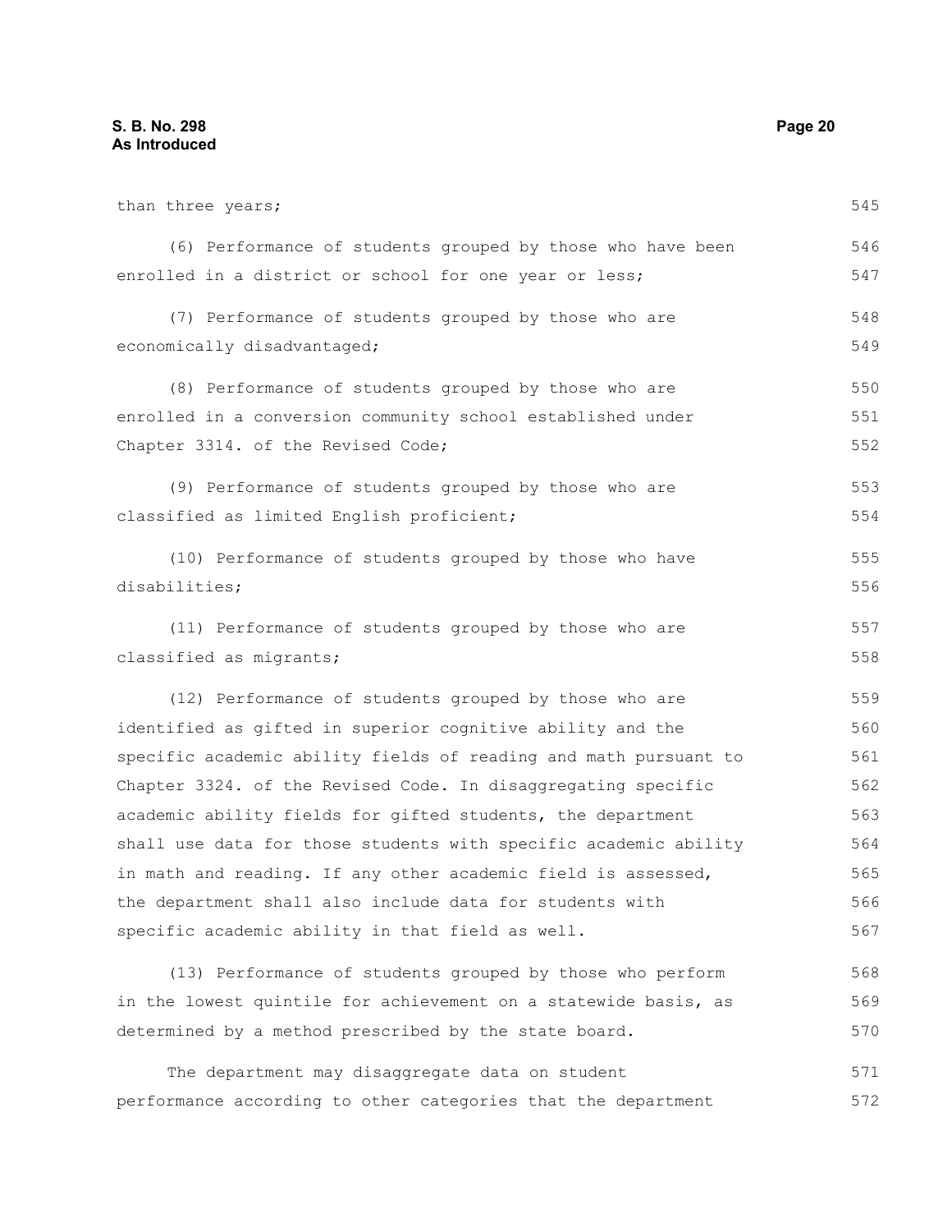than three years;

(6) Performance of students grouped by those who have been enrolled in a district or school for one year or less;

(7) Performance of students grouped by those who are economically disadvantaged;

(8) Performance of students grouped by those who are enrolled in a conversion community school established under Chapter 3314. of the Revised Code;

(9) Performance of students grouped by those who are classified as limited English proficient;

(10) Performance of students grouped by those who have disabilities;

(11) Performance of students grouped by those who are classified as migrants;

(12) Performance of students grouped by those who are identified as gifted in superior cognitive ability and the specific academic ability fields of reading and math pursuant to Chapter 3324. of the Revised Code. In disaggregating specific academic ability fields for gifted students, the department shall use data for those students with specific academic ability in math and reading. If any other academic field is assessed, the department shall also include data for students with specific academic ability in that field as well.

(13) Performance of students grouped by those who perform in the lowest quintile for achievement on a statewide basis, as determined by a method prescribed by the state board.

The department may disaggregate data on student performance according to other categories that the department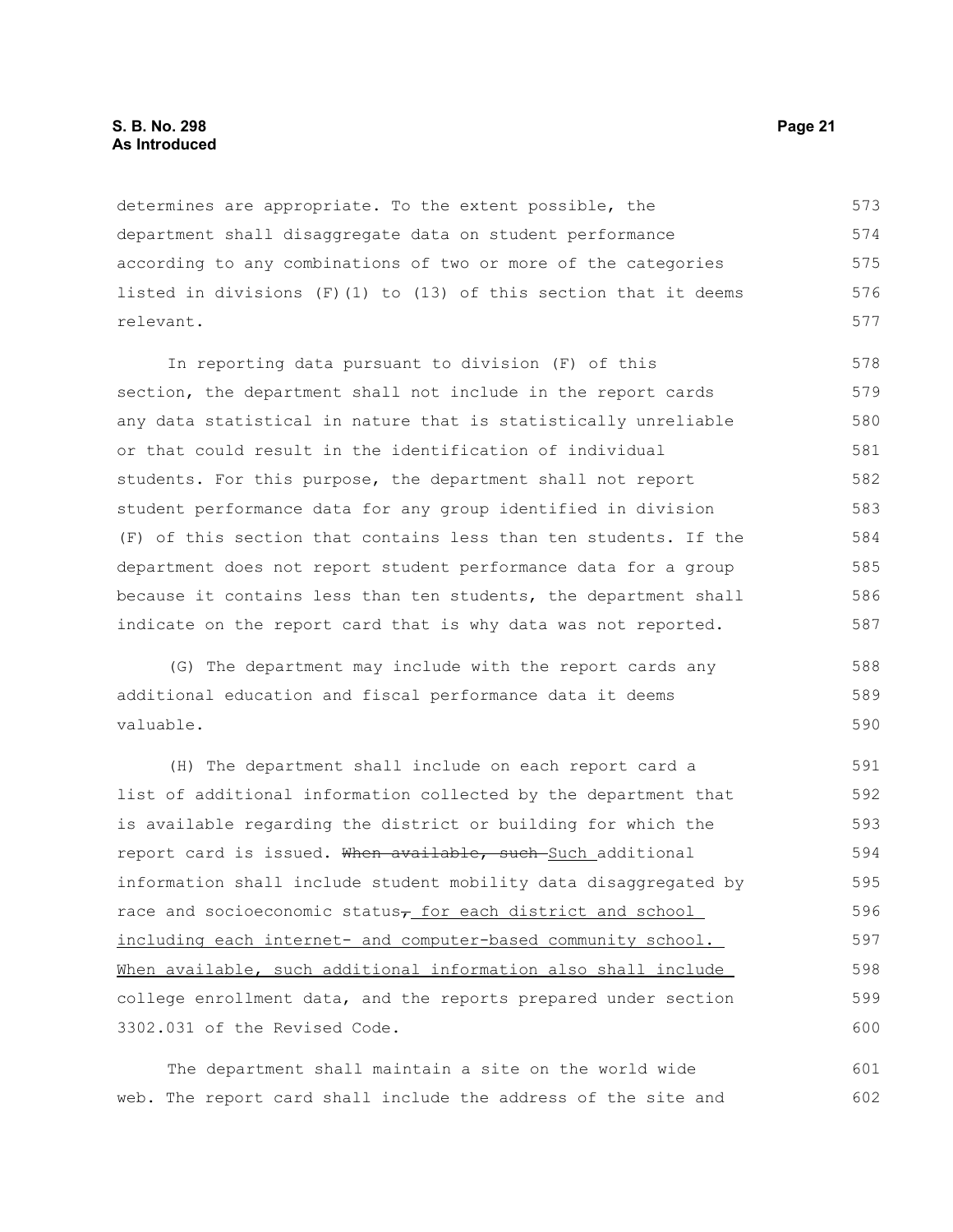determines are appropriate. To the extent possible, the department shall disaggregate data on student performance according to any combinations of two or more of the categories listed in divisions (F)(1) to (13) of this section that it deems relevant.

In reporting data pursuant to division (F) of this section, the department shall not include in the report cards any data statistical in nature that is statistically unreliable or that could result in the identification of individual students. For this purpose, the department shall not report student performance data for any group identified in division (F) of this section that contains less than ten students. If the department does not report student performance data for a group because it contains less than ten students, the department shall indicate on the report card that is why data was not reported.

(G) The department may include with the report cards any additional education and fiscal performance data it deems valuable.

(H) The department shall include on each report card a list of additional information collected by the department that is available regarding the district or building for which the report card is issued. ~~When available, such~~ Such additional information shall include student mobility data disaggregated by race and socioeconomic status~~,~~ for each district and school including each internet- and computer-based community school. When available, such additional information also shall include college enrollment data, and the reports prepared under section 3302.031 of the Revised Code.

The department shall maintain a site on the world wide web. The report card shall include the address of the site and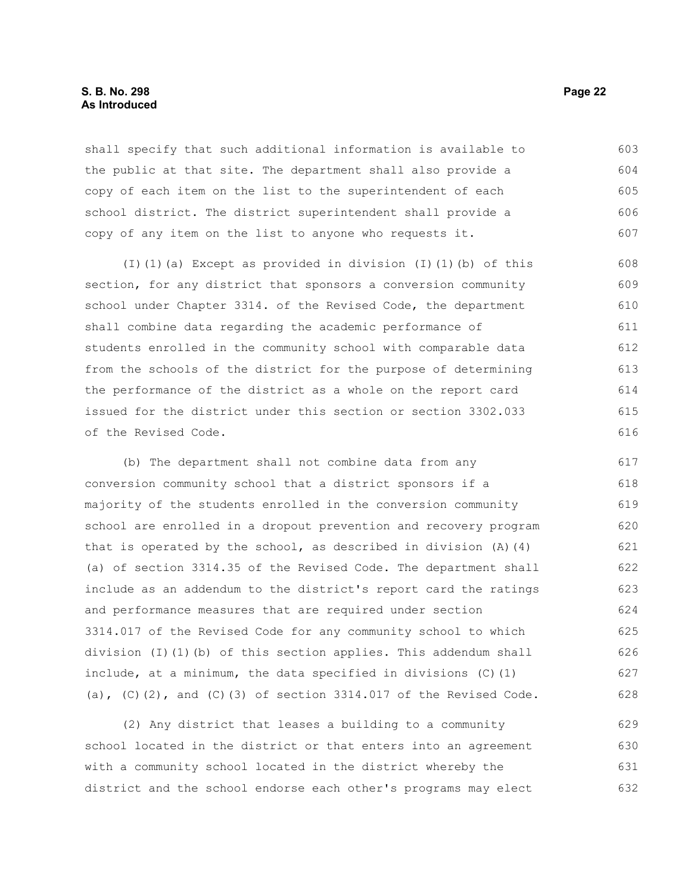shall specify that such additional information is available to the public at that site. The department shall also provide a copy of each item on the list to the superintendent of each school district. The district superintendent shall provide a copy of any item on the list to anyone who requests it.

(I)(1)(a) Except as provided in division (I)(1)(b) of this section, for any district that sponsors a conversion community school under Chapter 3314. of the Revised Code, the department shall combine data regarding the academic performance of students enrolled in the community school with comparable data from the schools of the district for the purpose of determining the performance of the district as a whole on the report card issued for the district under this section or section 3302.033 of the Revised Code.

(b) The department shall not combine data from any conversion community school that a district sponsors if a majority of the students enrolled in the conversion community school are enrolled in a dropout prevention and recovery program that is operated by the school, as described in division (A)(4)(a) of section 3314.35 of the Revised Code. The department shall include as an addendum to the district's report card the ratings and performance measures that are required under section 3314.017 of the Revised Code for any community school to which division (I)(1)(b) of this section applies. This addendum shall include, at a minimum, the data specified in divisions (C)(1)(a), (C)(2), and (C)(3) of section 3314.017 of the Revised Code.

(2) Any district that leases a building to a community school located in the district or that enters into an agreement with a community school located in the district whereby the district and the school endorse each other's programs may elect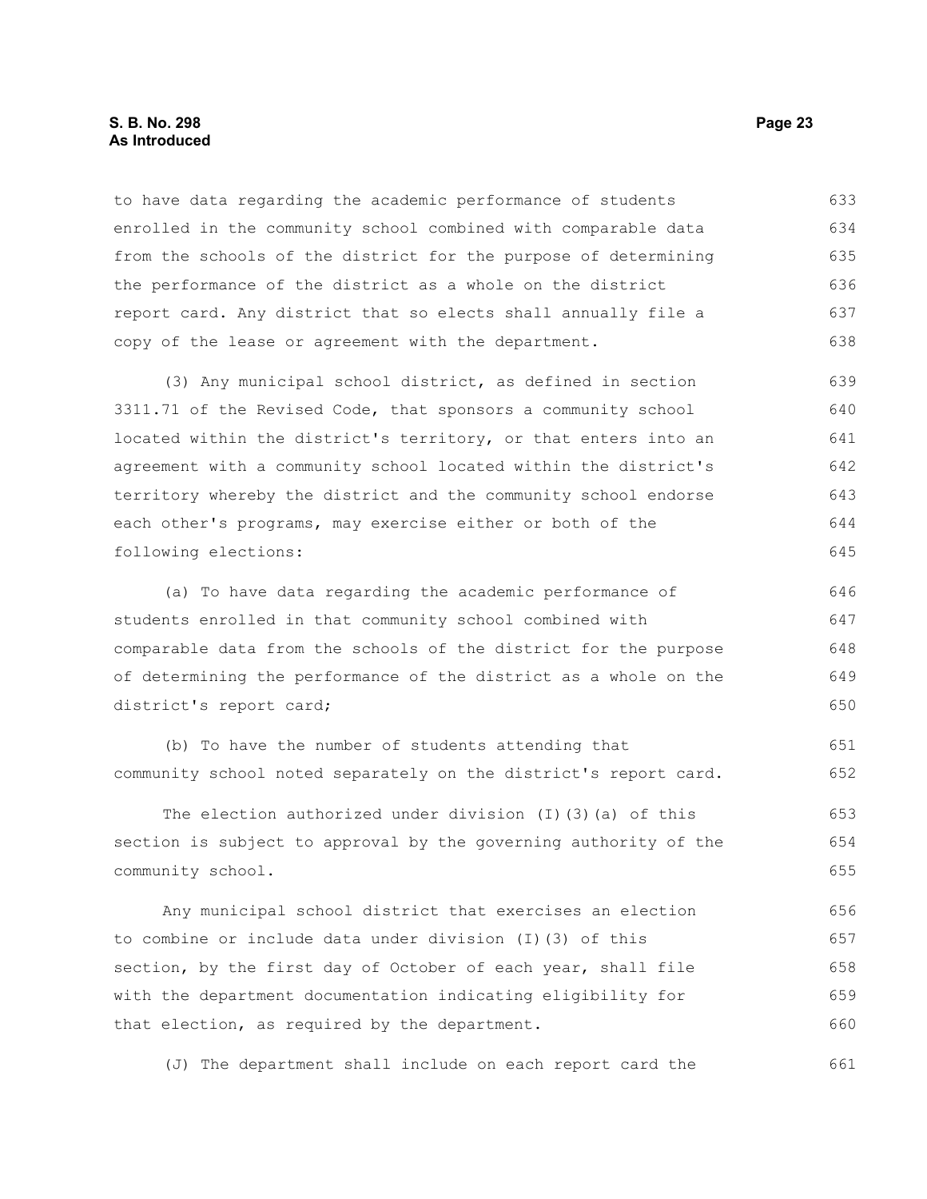to have data regarding the academic performance of students enrolled in the community school combined with comparable data from the schools of the district for the purpose of determining the performance of the district as a whole on the district report card. Any district that so elects shall annually file a copy of the lease or agreement with the department.

(3) Any municipal school district, as defined in section 3311.71 of the Revised Code, that sponsors a community school located within the district's territory, or that enters into an agreement with a community school located within the district's territory whereby the district and the community school endorse each other's programs, may exercise either or both of the following elections:

(a) To have data regarding the academic performance of students enrolled in that community school combined with comparable data from the schools of the district for the purpose of determining the performance of the district as a whole on the district's report card;

(b) To have the number of students attending that community school noted separately on the district's report card.

The election authorized under division (I)(3)(a) of this section is subject to approval by the governing authority of the community school.

Any municipal school district that exercises an election to combine or include data under division (I)(3) of this section, by the first day of October of each year, shall file with the department documentation indicating eligibility for that election, as required by the department.

(J) The department shall include on each report card the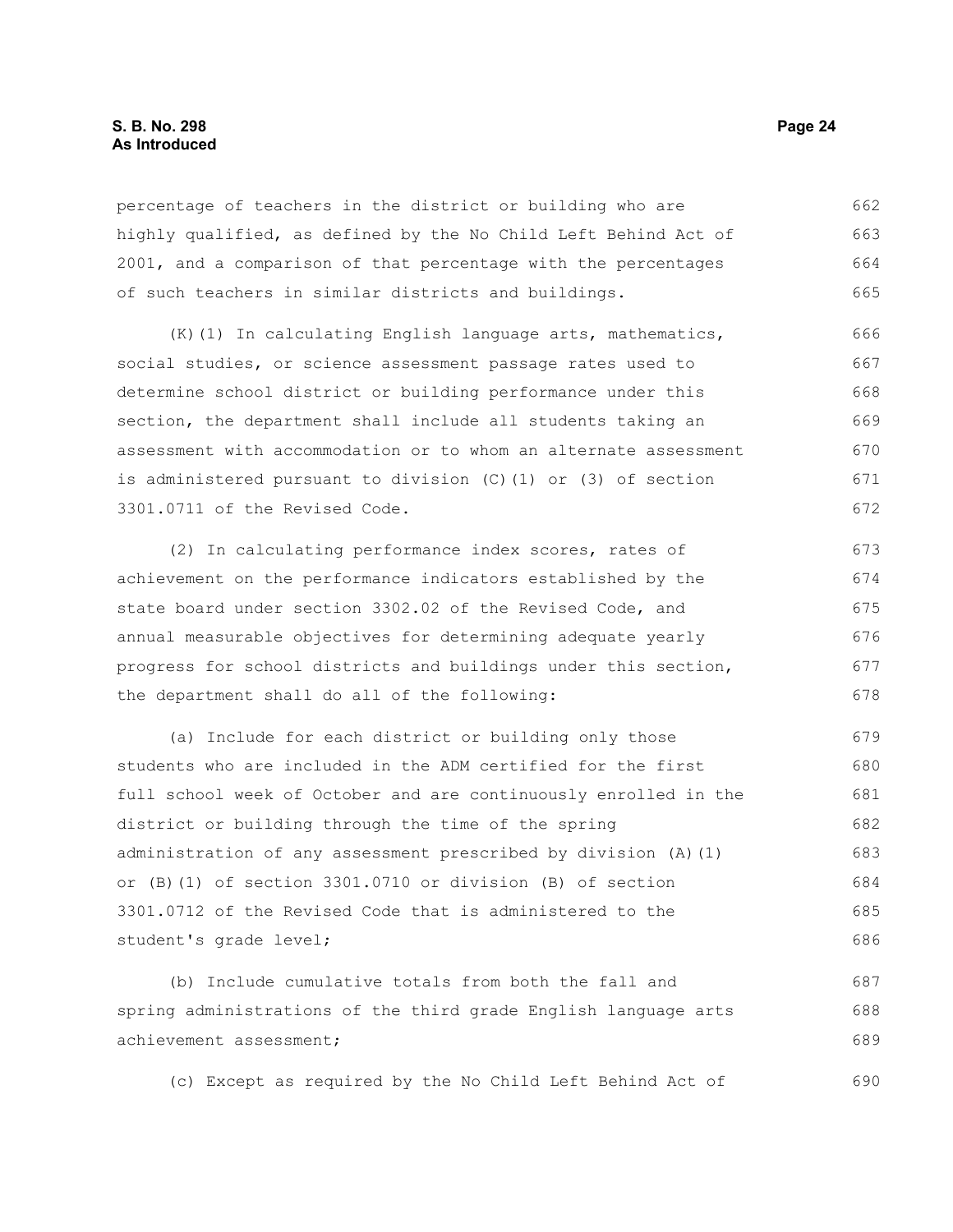percentage of teachers in the district or building who are highly qualified, as defined by the No Child Left Behind Act of 2001, and a comparison of that percentage with the percentages of such teachers in similar districts and buildings.

(K)(1) In calculating English language arts, mathematics, social studies, or science assessment passage rates used to determine school district or building performance under this section, the department shall include all students taking an assessment with accommodation or to whom an alternate assessment is administered pursuant to division (C)(1) or (3) of section 3301.0711 of the Revised Code.

(2) In calculating performance index scores, rates of achievement on the performance indicators established by the state board under section 3302.02 of the Revised Code, and annual measurable objectives for determining adequate yearly progress for school districts and buildings under this section, the department shall do all of the following:

(a) Include for each district or building only those students who are included in the ADM certified for the first full school week of October and are continuously enrolled in the district or building through the time of the spring administration of any assessment prescribed by division (A)(1) or (B)(1) of section 3301.0710 or division (B) of section 3301.0712 of the Revised Code that is administered to the student's grade level;

(b) Include cumulative totals from both the fall and spring administrations of the third grade English language arts achievement assessment;

(c) Except as required by the No Child Left Behind Act of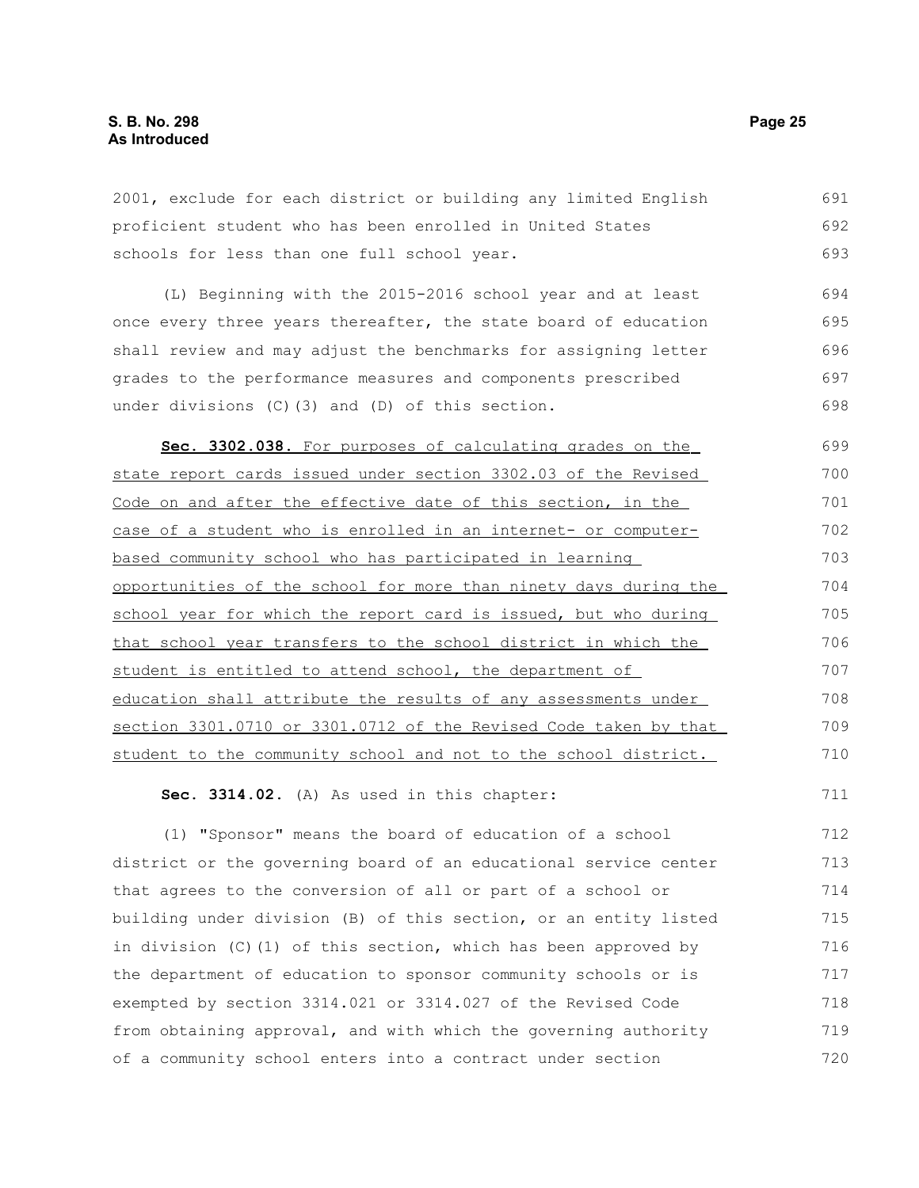2001, exclude for each district or building any limited English proficient student who has been enrolled in United States schools for less than one full school year.

(L) Beginning with the 2015-2016 school year and at least once every three years thereafter, the state board of education shall review and may adjust the benchmarks for assigning letter grades to the performance measures and components prescribed under divisions (C)(3) and (D) of this section.

**Sec. 3302.038.** For purposes of calculating grades on the state report cards issued under section 3302.03 of the Revised Code on and after the effective date of this section, in the case of a student who is enrolled in an internet- or computer-based community school who has participated in learning opportunities of the school for more than ninety days during the school year for which the report card is issued, but who during that school year transfers to the school district in which the student is entitled to attend school, the department of education shall attribute the results of any assessments under section 3301.0710 or 3301.0712 of the Revised Code taken by that student to the community school and not to the school district.

**Sec. 3314.02.** (A) As used in this chapter:

(1) "Sponsor" means the board of education of a school district or the governing board of an educational service center that agrees to the conversion of all or part of a school or building under division (B) of this section, or an entity listed in division (C)(1) of this section, which has been approved by the department of education to sponsor community schools or is exempted by section 3314.021 or 3314.027 of the Revised Code from obtaining approval, and with which the governing authority of a community school enters into a contract under section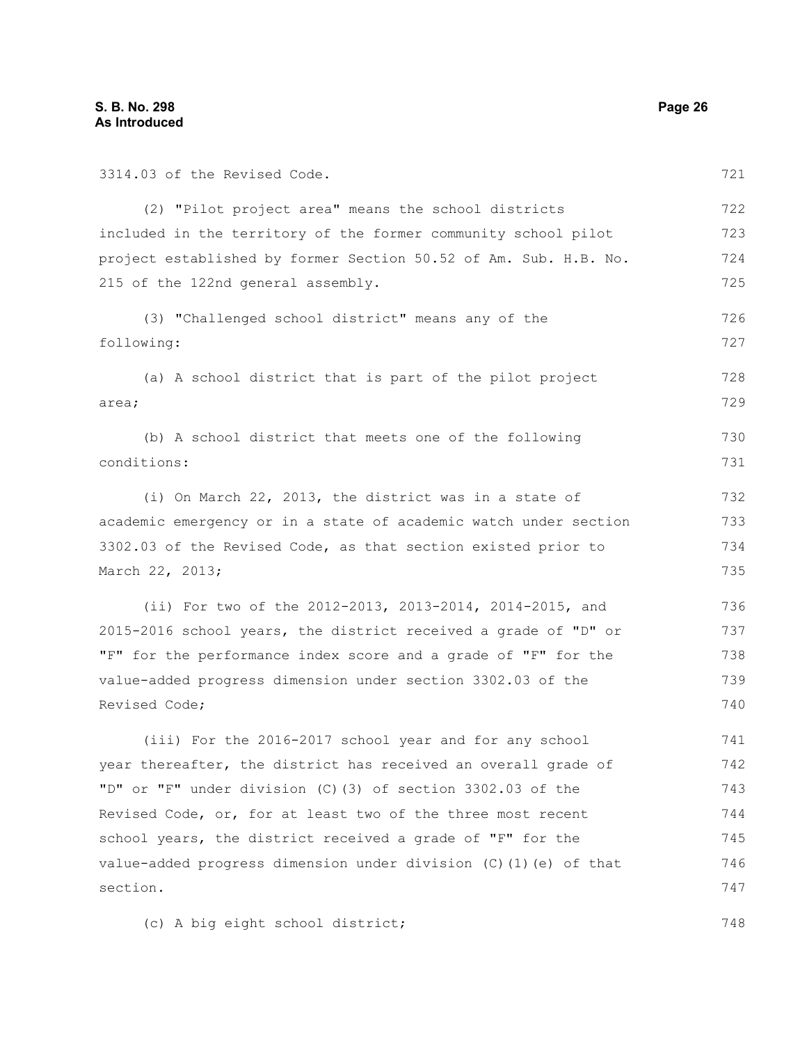3314.03 of the Revised Code.

(2) "Pilot project area" means the school districts included in the territory of the former community school pilot project established by former Section 50.52 of Am. Sub. H.B. No. 215 of the 122nd general assembly.

(3) "Challenged school district" means any of the following:

(a) A school district that is part of the pilot project area;

(b) A school district that meets one of the following conditions:

(i) On March 22, 2013, the district was in a state of academic emergency or in a state of academic watch under section 3302.03 of the Revised Code, as that section existed prior to March 22, 2013;

(ii) For two of the 2012-2013, 2013-2014, 2014-2015, and 2015-2016 school years, the district received a grade of "D" or "F" for the performance index score and a grade of "F" for the value-added progress dimension under section 3302.03 of the Revised Code;

(iii) For the 2016-2017 school year and for any school year thereafter, the district has received an overall grade of "D" or "F" under division (C)(3) of section 3302.03 of the Revised Code, or, for at least two of the three most recent school years, the district received a grade of "F" for the value-added progress dimension under division (C)(1)(e) of that section.

(c) A big eight school district;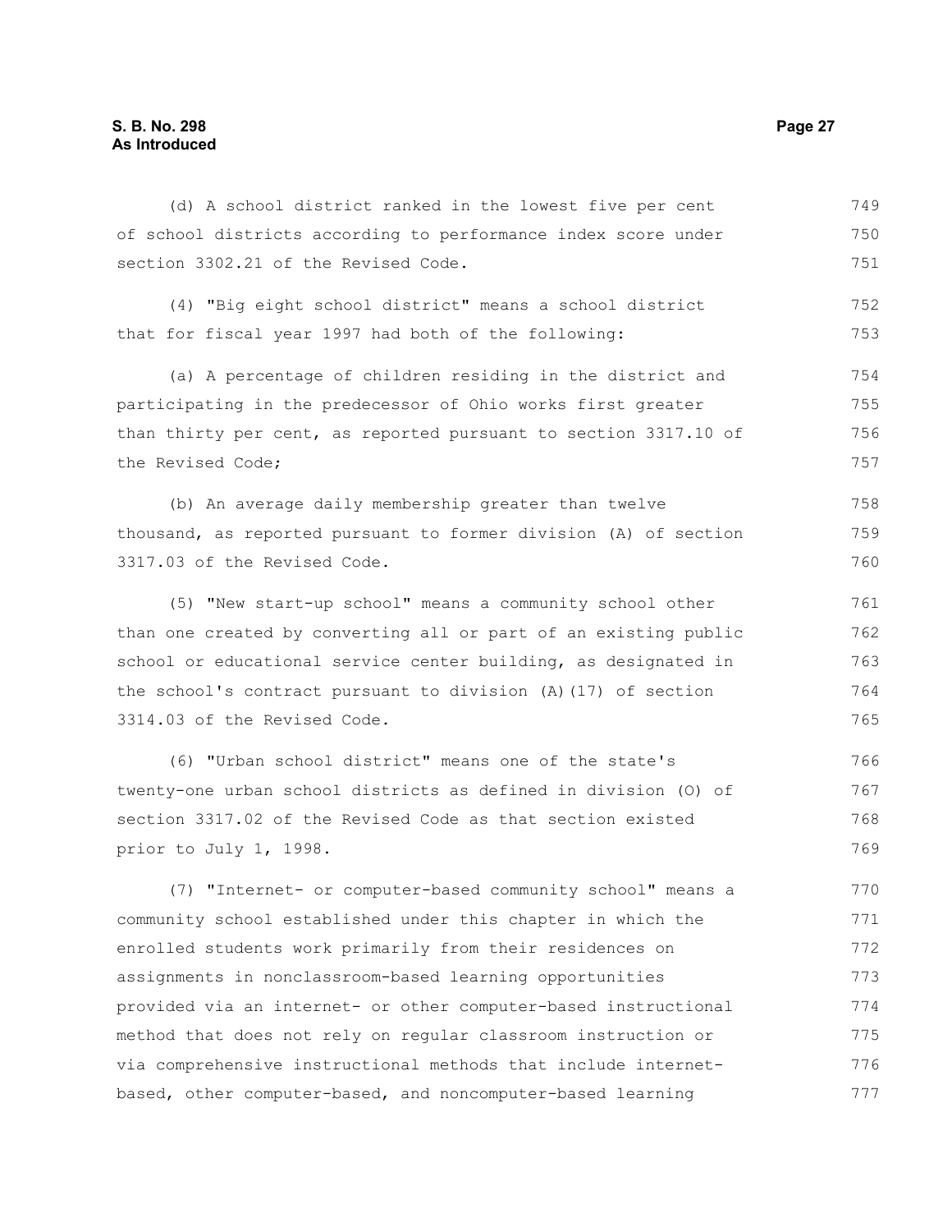(d) A school district ranked in the lowest five per cent of school districts according to performance index score under section 3302.21 of the Revised Code.

(4) "Big eight school district" means a school district that for fiscal year 1997 had both of the following:

(a) A percentage of children residing in the district and participating in the predecessor of Ohio works first greater than thirty per cent, as reported pursuant to section 3317.10 of the Revised Code;

(b) An average daily membership greater than twelve thousand, as reported pursuant to former division (A) of section 3317.03 of the Revised Code.

(5) "New start-up school" means a community school other than one created by converting all or part of an existing public school or educational service center building, as designated in the school's contract pursuant to division (A)(17) of section 3314.03 of the Revised Code.

(6) "Urban school district" means one of the state's twenty-one urban school districts as defined in division (O) of section 3317.02 of the Revised Code as that section existed prior to July 1, 1998.

(7) "Internet- or computer-based community school" means a community school established under this chapter in which the enrolled students work primarily from their residences on assignments in nonclassroom-based learning opportunities provided via an internet- or other computer-based instructional method that does not rely on regular classroom instruction or via comprehensive instructional methods that include internet-based, other computer-based, and noncomputer-based learning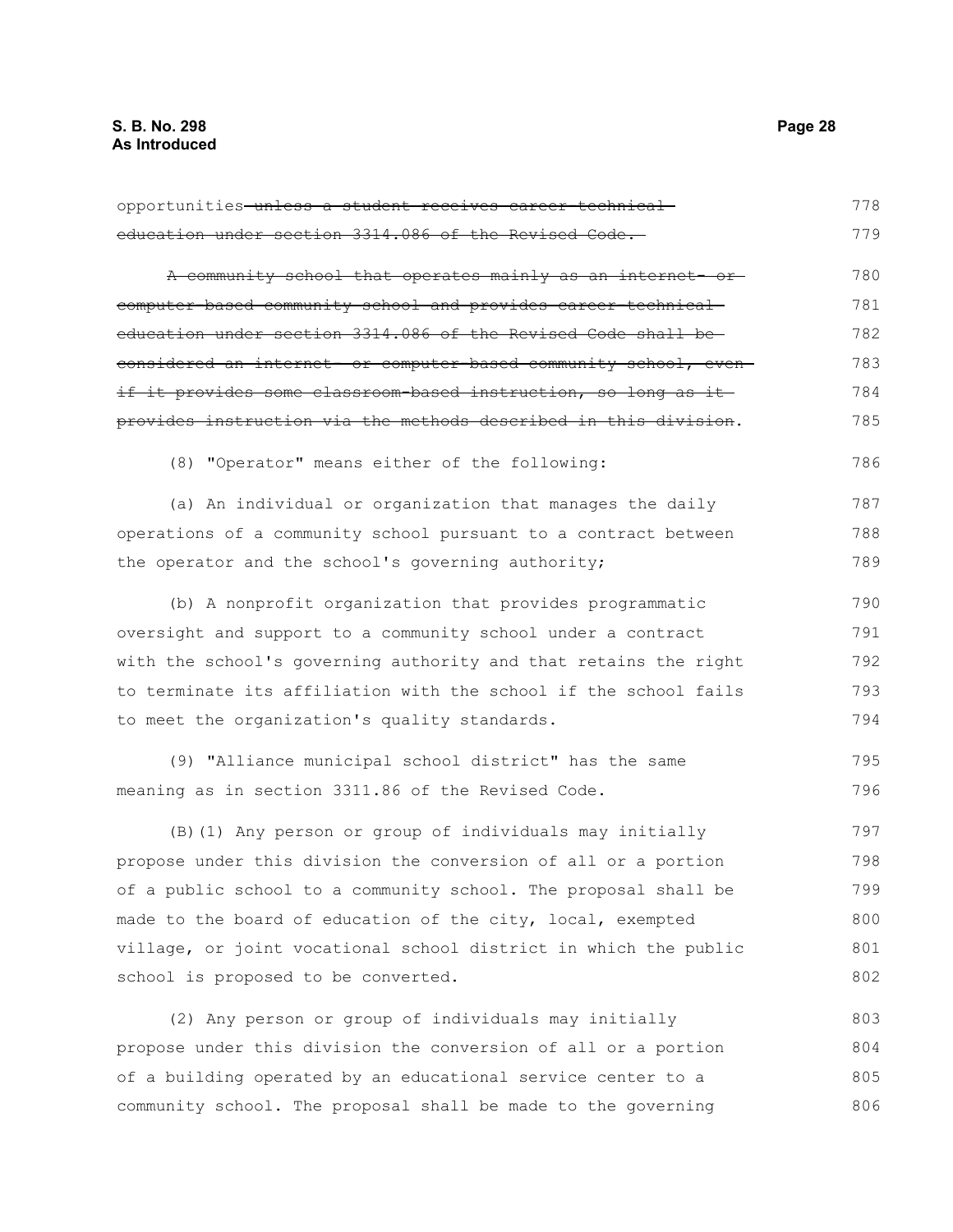opportunities~~ unless a student receives career-technical education under section 3314.086 of the Revised Code.~~

~~A community school that operates mainly as an internet- or computer-based community school and provides career-technical education under section 3314.086 of the Revised Code shall be considered an internet- or computer-based community school, even if it provides some classroom-based instruction, so long as it provides instruction via the methods described in this division~~.

(8) "Operator" means either of the following:

(a) An individual or organization that manages the daily operations of a community school pursuant to a contract between the operator and the school's governing authority;

(b) A nonprofit organization that provides programmatic oversight and support to a community school under a contract with the school's governing authority and that retains the right to terminate its affiliation with the school if the school fails to meet the organization's quality standards.

(9) "Alliance municipal school district" has the same meaning as in section 3311.86 of the Revised Code.

(B)(1) Any person or group of individuals may initially propose under this division the conversion of all or a portion of a public school to a community school. The proposal shall be made to the board of education of the city, local, exempted village, or joint vocational school district in which the public school is proposed to be converted.

(2) Any person or group of individuals may initially propose under this division the conversion of all or a portion of a building operated by an educational service center to a community school. The proposal shall be made to the governing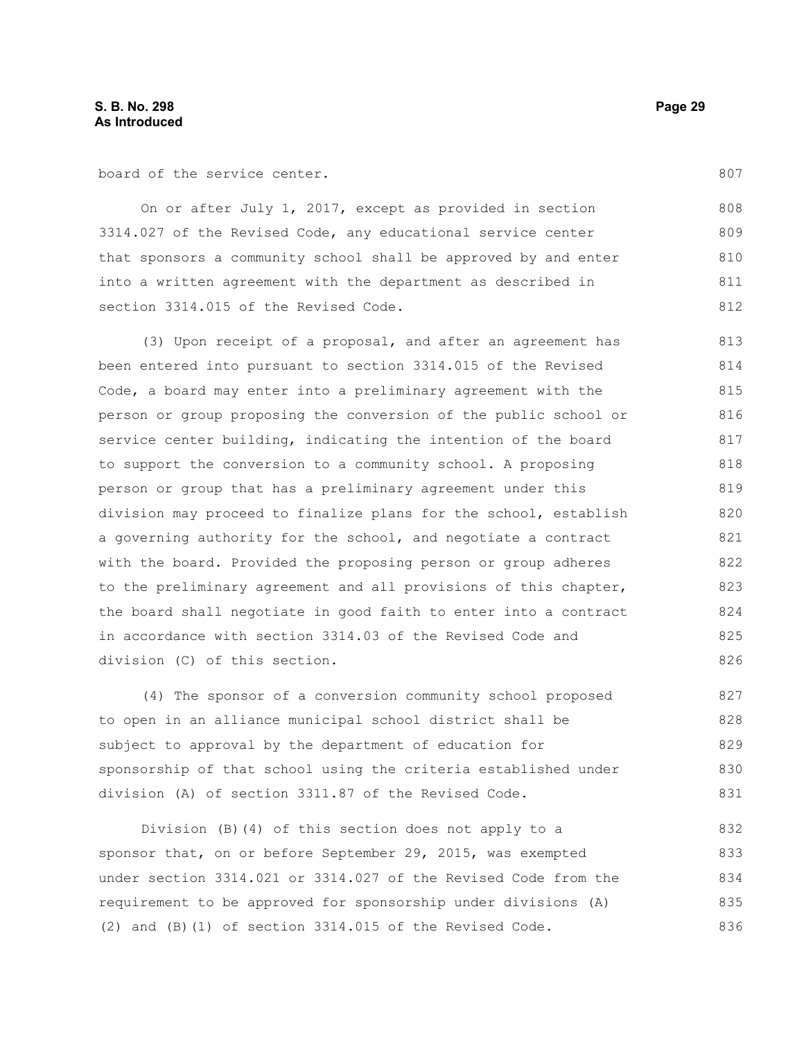board of the service center.

On or after July 1, 2017, except as provided in section 3314.027 of the Revised Code, any educational service center that sponsors a community school shall be approved by and enter into a written agreement with the department as described in section 3314.015 of the Revised Code.

(3) Upon receipt of a proposal, and after an agreement has been entered into pursuant to section 3314.015 of the Revised Code, a board may enter into a preliminary agreement with the person or group proposing the conversion of the public school or service center building, indicating the intention of the board to support the conversion to a community school. A proposing person or group that has a preliminary agreement under this division may proceed to finalize plans for the school, establish a governing authority for the school, and negotiate a contract with the board. Provided the proposing person or group adheres to the preliminary agreement and all provisions of this chapter, the board shall negotiate in good faith to enter into a contract in accordance with section 3314.03 of the Revised Code and division (C) of this section.

(4) The sponsor of a conversion community school proposed to open in an alliance municipal school district shall be subject to approval by the department of education for sponsorship of that school using the criteria established under division (A) of section 3311.87 of the Revised Code.

Division (B)(4) of this section does not apply to a sponsor that, on or before September 29, 2015, was exempted under section 3314.021 or 3314.027 of the Revised Code from the requirement to be approved for sponsorship under divisions (A)(2) and (B)(1) of section 3314.015 of the Revised Code.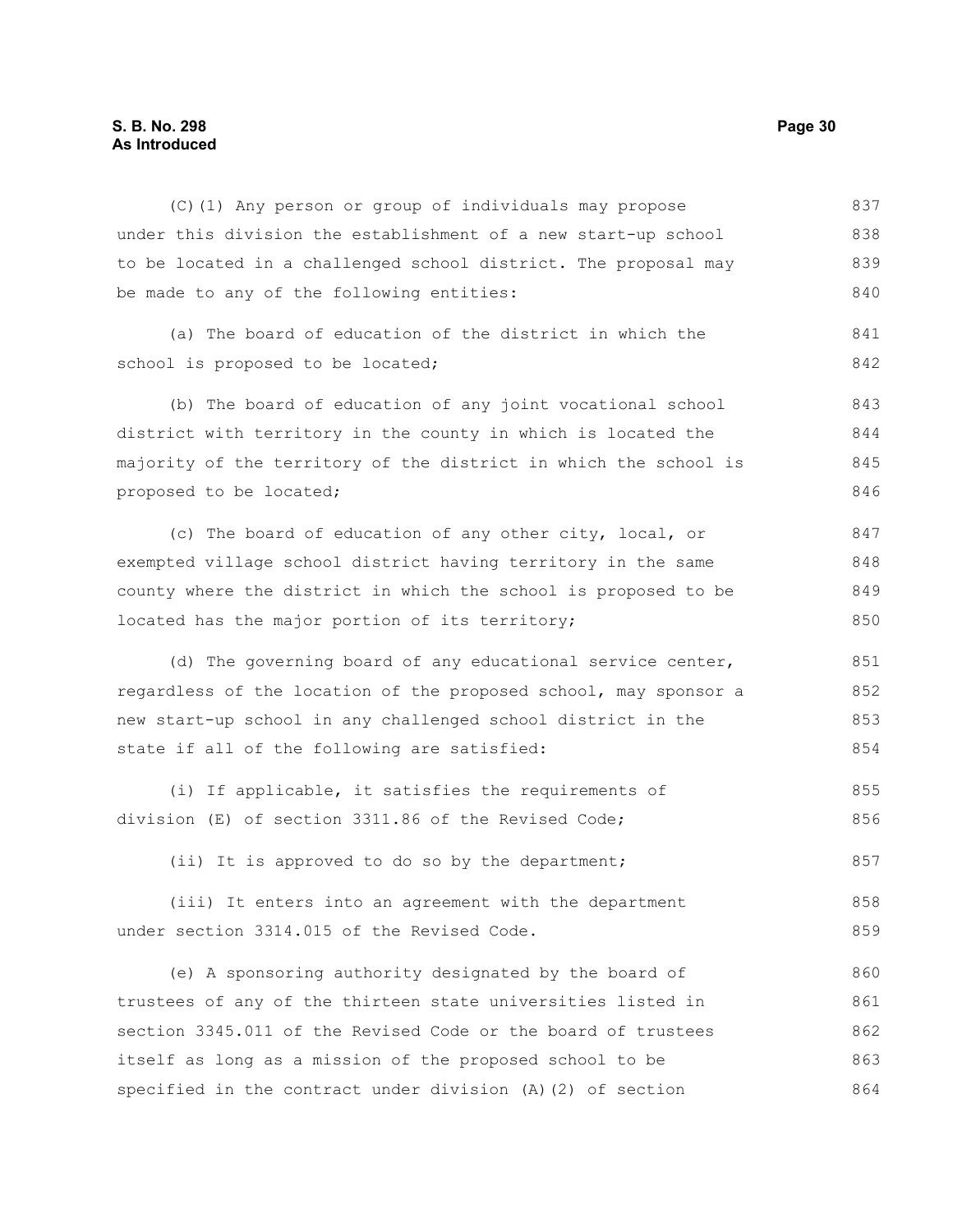(C)(1) Any person or group of individuals may propose under this division the establishment of a new start-up school to be located in a challenged school district. The proposal may be made to any of the following entities:

(a) The board of education of the district in which the school is proposed to be located;

(b) The board of education of any joint vocational school district with territory in the county in which is located the majority of the territory of the district in which the school is proposed to be located;

(c) The board of education of any other city, local, or exempted village school district having territory in the same county where the district in which the school is proposed to be located has the major portion of its territory;

(d) The governing board of any educational service center, regardless of the location of the proposed school, may sponsor a new start-up school in any challenged school district in the state if all of the following are satisfied:

(i) If applicable, it satisfies the requirements of division (E) of section 3311.86 of the Revised Code;

(ii) It is approved to do so by the department;

(iii) It enters into an agreement with the department under section 3314.015 of the Revised Code.

(e) A sponsoring authority designated by the board of trustees of any of the thirteen state universities listed in section 3345.011 of the Revised Code or the board of trustees itself as long as a mission of the proposed school to be specified in the contract under division (A)(2) of section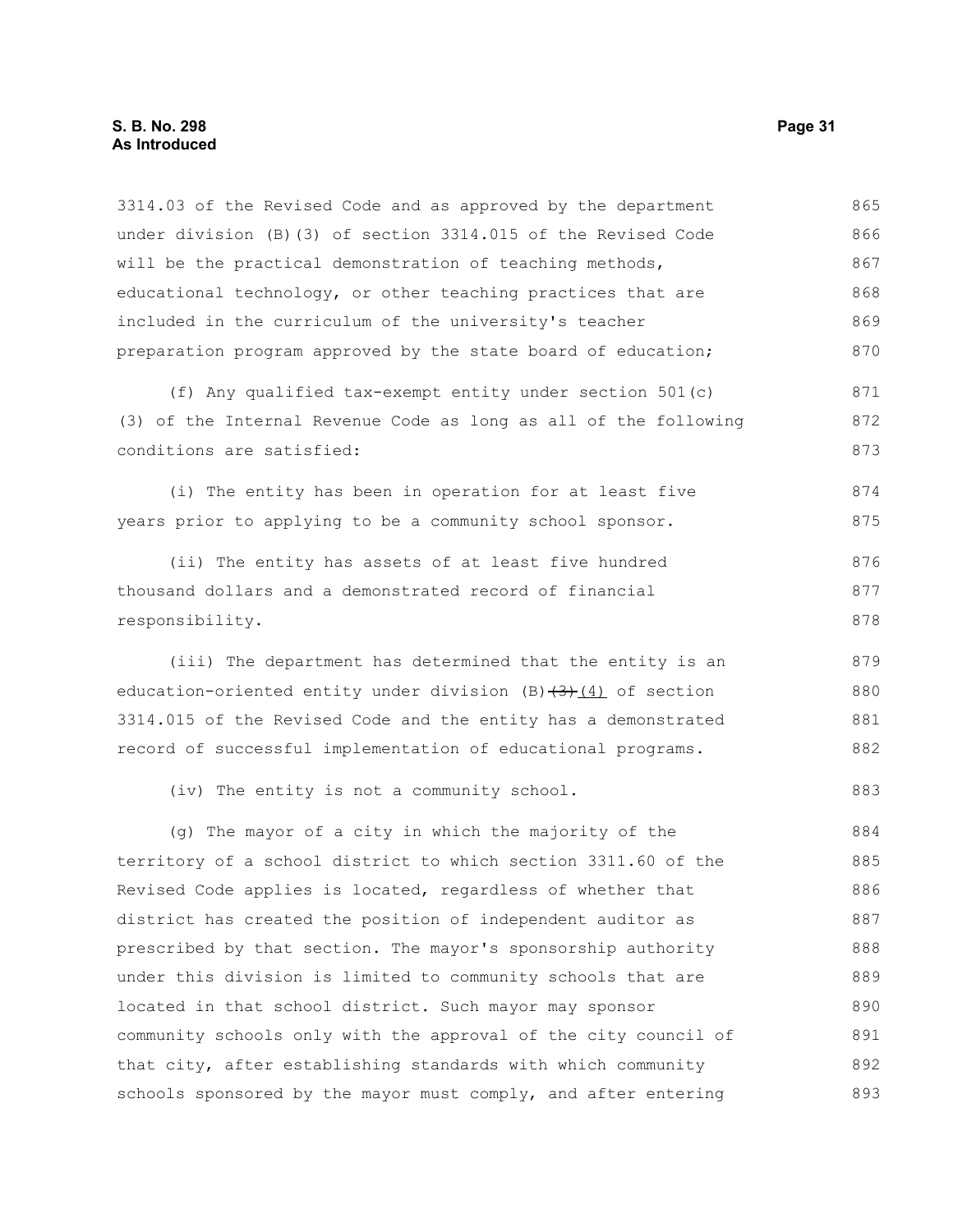3314.03 of the Revised Code and as approved by the department under division (B)(3) of section 3314.015 of the Revised Code will be the practical demonstration of teaching methods, educational technology, or other teaching practices that are included in the curriculum of the university's teacher preparation program approved by the state board of education;

(f) Any qualified tax-exempt entity under section 501(c)(3) of the Internal Revenue Code as long as all of the following conditions are satisfied:

(i) The entity has been in operation for at least five years prior to applying to be a community school sponsor.

(ii) The entity has assets of at least five hundred thousand dollars and a demonstrated record of financial responsibility.

(iii) The department has determined that the entity is an education-oriented entity under division (B) ~~(3)~~ (4) of section 3314.015 of the Revised Code and the entity has a demonstrated record of successful implementation of educational programs.

(iv) The entity is not a community school.

(g) The mayor of a city in which the majority of the territory of a school district to which section 3311.60 of the Revised Code applies is located, regardless of whether that district has created the position of independent auditor as prescribed by that section. The mayor's sponsorship authority under this division is limited to community schools that are located in that school district. Such mayor may sponsor community schools only with the approval of the city council of that city, after establishing standards with which community schools sponsored by the mayor must comply, and after entering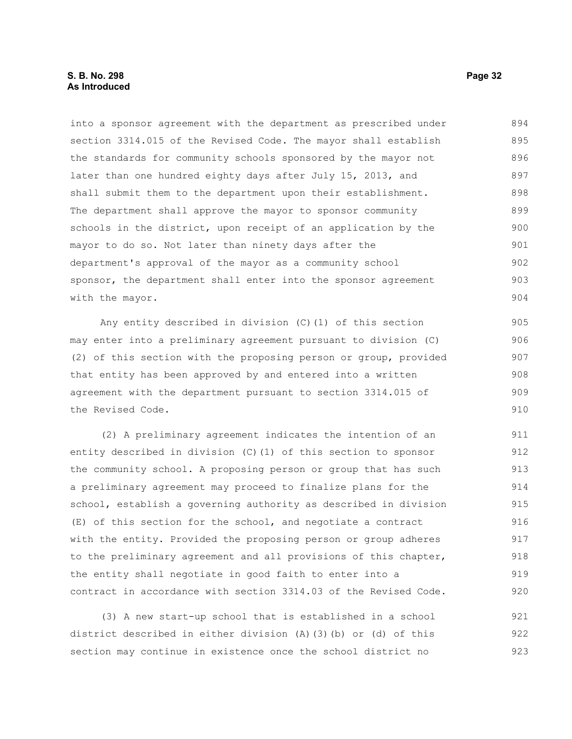into a sponsor agreement with the department as prescribed under section 3314.015 of the Revised Code. The mayor shall establish the standards for community schools sponsored by the mayor not later than one hundred eighty days after July 15, 2013, and shall submit them to the department upon their establishment. The department shall approve the mayor to sponsor community schools in the district, upon receipt of an application by the mayor to do so. Not later than ninety days after the department's approval of the mayor as a community school sponsor, the department shall enter into the sponsor agreement with the mayor.

Any entity described in division (C)(1) of this section may enter into a preliminary agreement pursuant to division (C)(2) of this section with the proposing person or group, provided that entity has been approved by and entered into a written agreement with the department pursuant to section 3314.015 of the Revised Code.

(2) A preliminary agreement indicates the intention of an entity described in division (C)(1) of this section to sponsor the community school. A proposing person or group that has such a preliminary agreement may proceed to finalize plans for the school, establish a governing authority as described in division (E) of this section for the school, and negotiate a contract with the entity. Provided the proposing person or group adheres to the preliminary agreement and all provisions of this chapter, the entity shall negotiate in good faith to enter into a contract in accordance with section 3314.03 of the Revised Code.

(3) A new start-up school that is established in a school district described in either division (A)(3)(b) or (d) of this section may continue in existence once the school district no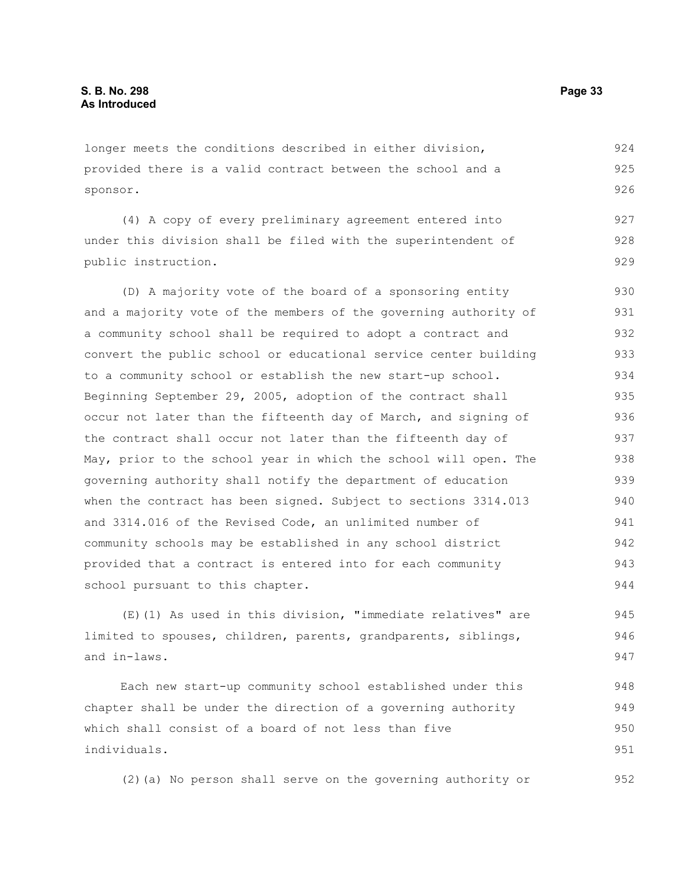longer meets the conditions described in either division, provided there is a valid contract between the school and a sponsor.

(4) A copy of every preliminary agreement entered into under this division shall be filed with the superintendent of public instruction.

(D) A majority vote of the board of a sponsoring entity and a majority vote of the members of the governing authority of a community school shall be required to adopt a contract and convert the public school or educational service center building to a community school or establish the new start-up school. Beginning September 29, 2005, adoption of the contract shall occur not later than the fifteenth day of March, and signing of the contract shall occur not later than the fifteenth day of May, prior to the school year in which the school will open. The governing authority shall notify the department of education when the contract has been signed. Subject to sections 3314.013 and 3314.016 of the Revised Code, an unlimited number of community schools may be established in any school district provided that a contract is entered into for each community school pursuant to this chapter.

(E)(1) As used in this division, "immediate relatives" are limited to spouses, children, parents, grandparents, siblings, and in-laws.

Each new start-up community school established under this chapter shall be under the direction of a governing authority which shall consist of a board of not less than five individuals.

(2)(a) No person shall serve on the governing authority or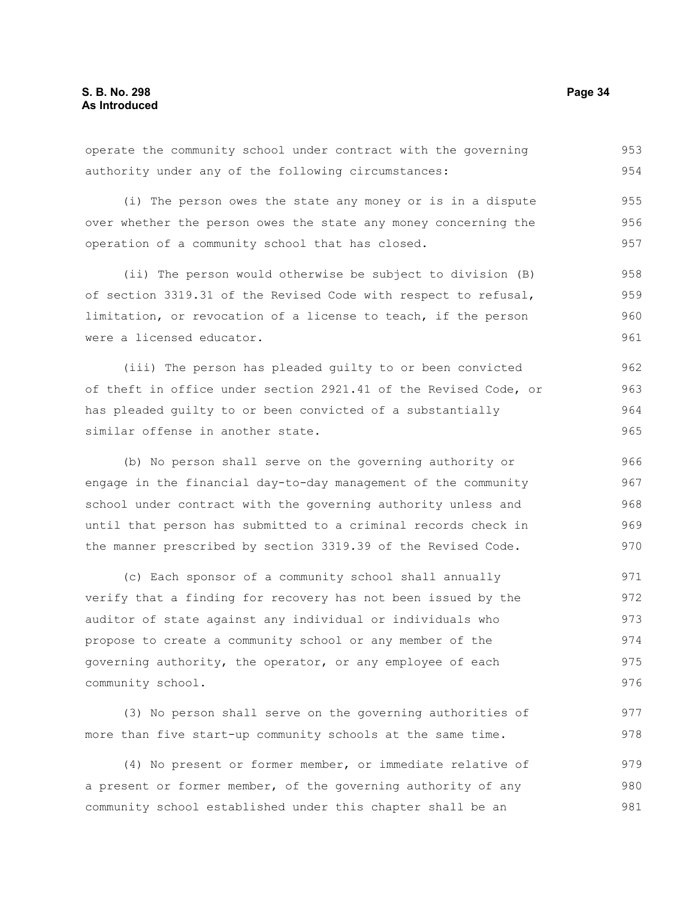operate the community school under contract with the governing authority under any of the following circumstances:

(i) The person owes the state any money or is in a dispute over whether the person owes the state any money concerning the operation of a community school that has closed.

(ii) The person would otherwise be subject to division (B) of section 3319.31 of the Revised Code with respect to refusal, limitation, or revocation of a license to teach, if the person were a licensed educator.

(iii) The person has pleaded guilty to or been convicted of theft in office under section 2921.41 of the Revised Code, or has pleaded guilty to or been convicted of a substantially similar offense in another state.

(b) No person shall serve on the governing authority or engage in the financial day-to-day management of the community school under contract with the governing authority unless and until that person has submitted to a criminal records check in the manner prescribed by section 3319.39 of the Revised Code.

(c) Each sponsor of a community school shall annually verify that a finding for recovery has not been issued by the auditor of state against any individual or individuals who propose to create a community school or any member of the governing authority, the operator, or any employee of each community school.

(3) No person shall serve on the governing authorities of more than five start-up community schools at the same time.

(4) No present or former member, or immediate relative of a present or former member, of the governing authority of any community school established under this chapter shall be an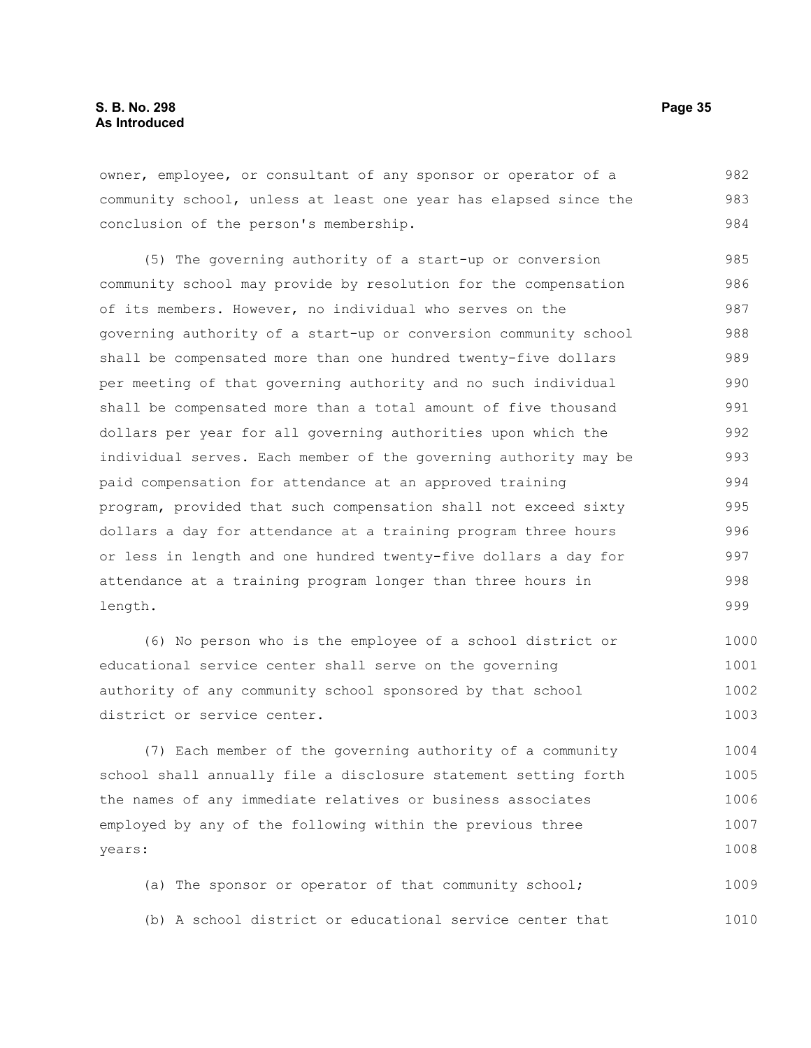owner, employee, or consultant of any sponsor or operator of a community school, unless at least one year has elapsed since the conclusion of the person's membership.

(5) The governing authority of a start-up or conversion community school may provide by resolution for the compensation of its members. However, no individual who serves on the governing authority of a start-up or conversion community school shall be compensated more than one hundred twenty-five dollars per meeting of that governing authority and no such individual shall be compensated more than a total amount of five thousand dollars per year for all governing authorities upon which the individual serves. Each member of the governing authority may be paid compensation for attendance at an approved training program, provided that such compensation shall not exceed sixty dollars a day for attendance at a training program three hours or less in length and one hundred twenty-five dollars a day for attendance at a training program longer than three hours in length.

(6) No person who is the employee of a school district or educational service center shall serve on the governing authority of any community school sponsored by that school district or service center.

(7) Each member of the governing authority of a community school shall annually file a disclosure statement setting forth the names of any immediate relatives or business associates employed by any of the following within the previous three years:

(a) The sponsor or operator of that community school;

(b) A school district or educational service center that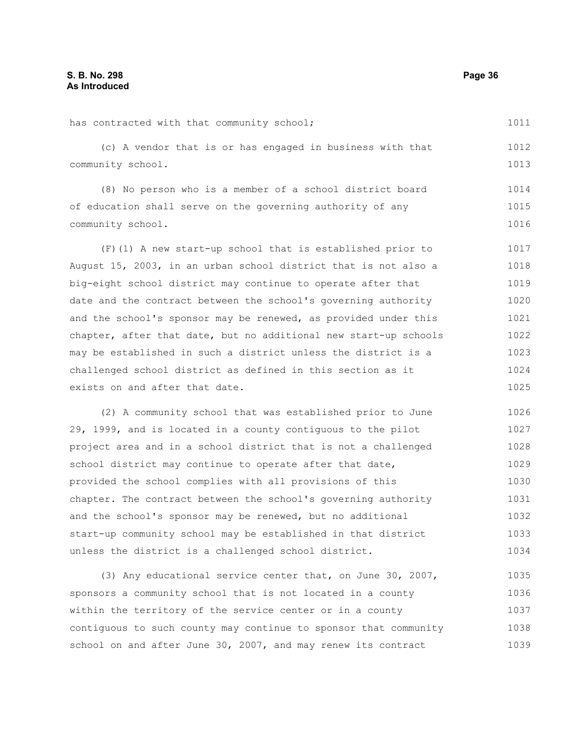has contracted with that community school;

(c) A vendor that is or has engaged in business with that community school.

(8) No person who is a member of a school district board of education shall serve on the governing authority of any community school.

(F)(1) A new start-up school that is established prior to August 15, 2003, in an urban school district that is not also a big-eight school district may continue to operate after that date and the contract between the school's governing authority and the school's sponsor may be renewed, as provided under this chapter, after that date, but no additional new start-up schools may be established in such a district unless the district is a challenged school district as defined in this section as it exists on and after that date.

(2) A community school that was established prior to June 29, 1999, and is located in a county contiguous to the pilot project area and in a school district that is not a challenged school district may continue to operate after that date, provided the school complies with all provisions of this chapter. The contract between the school's governing authority and the school's sponsor may be renewed, but no additional start-up community school may be established in that district unless the district is a challenged school district.

(3) Any educational service center that, on June 30, 2007, sponsors a community school that is not located in a county within the territory of the service center or in a county contiguous to such county may continue to sponsor that community school on and after June 30, 2007, and may renew its contract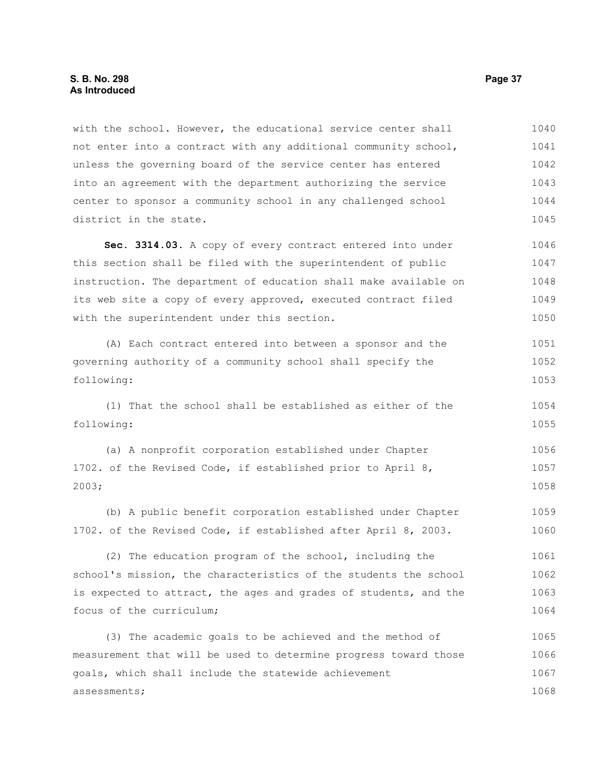with the school. However, the educational service center shall not enter into a contract with any additional community school, unless the governing board of the service center has entered into an agreement with the department authorizing the service center to sponsor a community school in any challenged school district in the state.

**Sec. 3314.03.** A copy of every contract entered into under this section shall be filed with the superintendent of public instruction. The department of education shall make available on its web site a copy of every approved, executed contract filed with the superintendent under this section.

(A) Each contract entered into between a sponsor and the governing authority of a community school shall specify the following:

(1) That the school shall be established as either of the following:

(a) A nonprofit corporation established under Chapter 1702. of the Revised Code, if established prior to April 8, 2003;

(b) A public benefit corporation established under Chapter 1702. of the Revised Code, if established after April 8, 2003.

(2) The education program of the school, including the school's mission, the characteristics of the students the school is expected to attract, the ages and grades of students, and the focus of the curriculum;

(3) The academic goals to be achieved and the method of measurement that will be used to determine progress toward those goals, which shall include the statewide achievement assessments;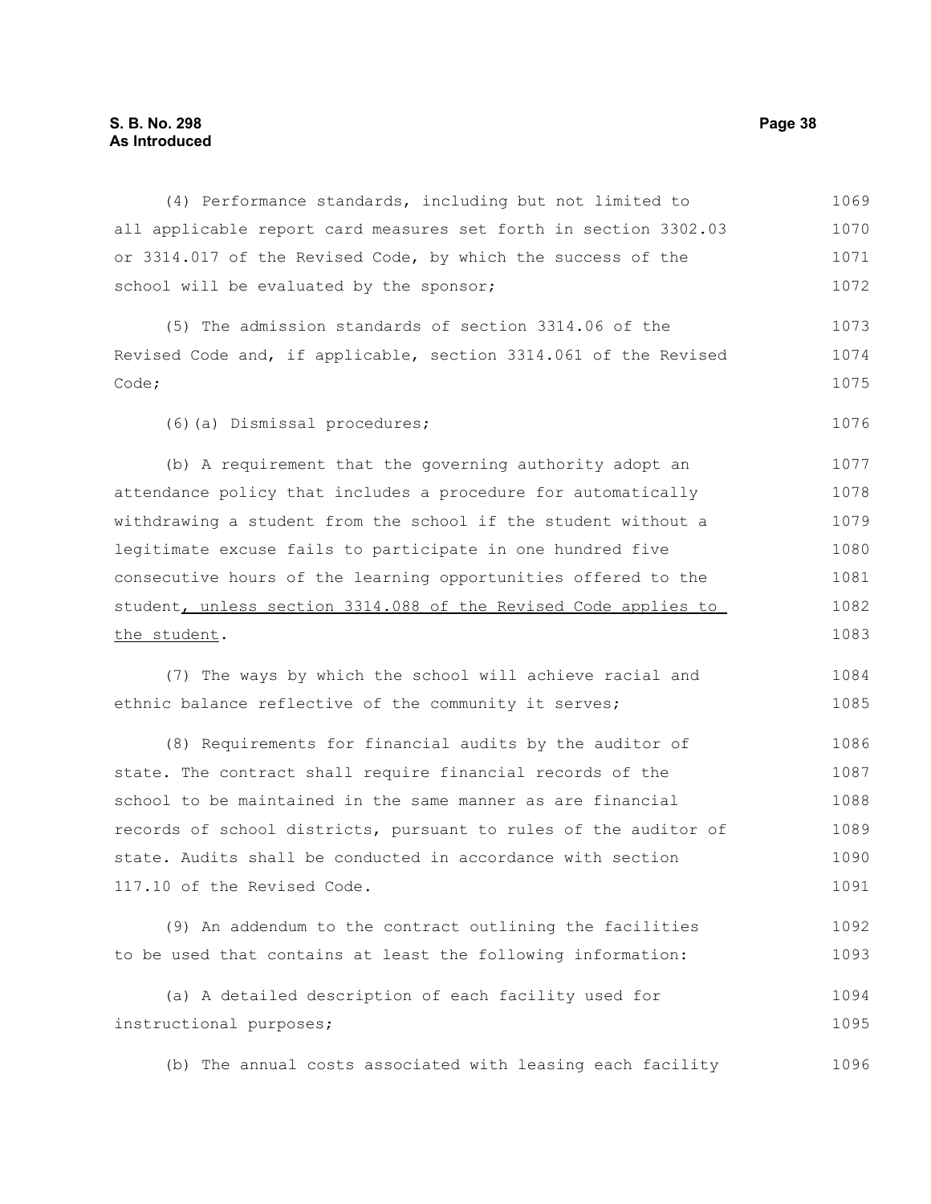(4) Performance standards, including but not limited to all applicable report card measures set forth in section 3302.03 or 3314.017 of the Revised Code, by which the success of the school will be evaluated by the sponsor;

(5) The admission standards of section 3314.06 of the Revised Code and, if applicable, section 3314.061 of the Revised Code;

(6)(a) Dismissal procedures;

(b) A requirement that the governing authority adopt an attendance policy that includes a procedure for automatically withdrawing a student from the school if the student without a legitimate excuse fails to participate in one hundred five consecutive hours of the learning opportunities offered to the student, unless section 3314.088 of the Revised Code applies to the student.

(7) The ways by which the school will achieve racial and ethnic balance reflective of the community it serves;

(8) Requirements for financial audits by the auditor of state. The contract shall require financial records of the school to be maintained in the same manner as are financial records of school districts, pursuant to rules of the auditor of state. Audits shall be conducted in accordance with section 117.10 of the Revised Code.

(9) An addendum to the contract outlining the facilities to be used that contains at least the following information:

(a) A detailed description of each facility used for instructional purposes;

(b) The annual costs associated with leasing each facility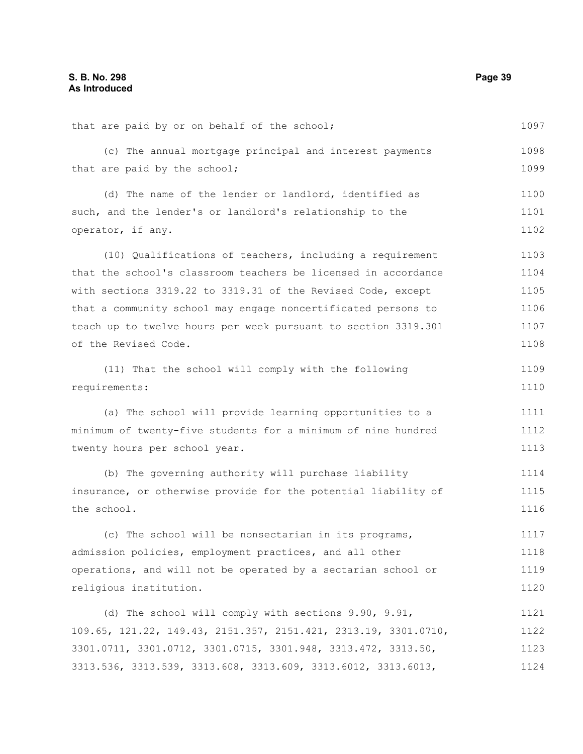that are paid by or on behalf of the school;

(c) The annual mortgage principal and interest payments that are paid by the school;

(d) The name of the lender or landlord, identified as such, and the lender's or landlord's relationship to the operator, if any.

(10) Qualifications of teachers, including a requirement that the school's classroom teachers be licensed in accordance with sections 3319.22 to 3319.31 of the Revised Code, except that a community school may engage noncertificated persons to teach up to twelve hours per week pursuant to section 3319.301 of the Revised Code.

(11) That the school will comply with the following requirements:

(a) The school will provide learning opportunities to a minimum of twenty-five students for a minimum of nine hundred twenty hours per school year.

(b) The governing authority will purchase liability insurance, or otherwise provide for the potential liability of the school.

(c) The school will be nonsectarian in its programs, admission policies, employment practices, and all other operations, and will not be operated by a sectarian school or religious institution.

(d) The school will comply with sections 9.90, 9.91, 109.65, 121.22, 149.43, 2151.357, 2151.421, 2313.19, 3301.0710, 3301.0711, 3301.0712, 3301.0715, 3301.948, 3313.472, 3313.50, 3313.536, 3313.539, 3313.608, 3313.609, 3313.6012, 3313.6013,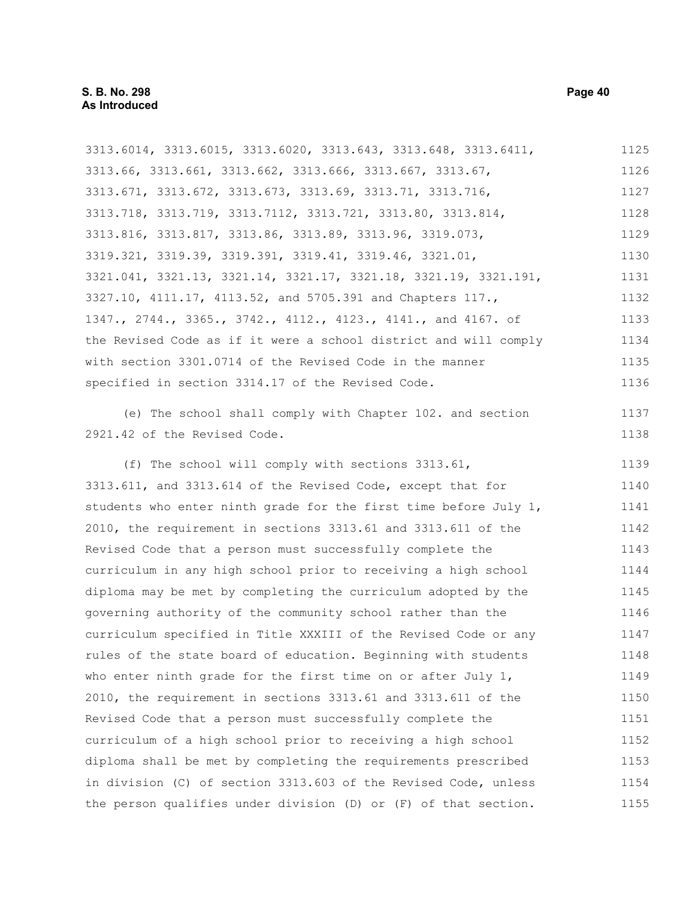3313.6014, 3313.6015, 3313.6020, 3313.643, 3313.648, 3313.6411, 3313.66, 3313.661, 3313.662, 3313.666, 3313.667, 3313.67, 3313.671, 3313.672, 3313.673, 3313.69, 3313.71, 3313.716, 3313.718, 3313.719, 3313.7112, 3313.721, 3313.80, 3313.814, 3313.816, 3313.817, 3313.86, 3313.89, 3313.96, 3319.073, 3319.321, 3319.39, 3319.391, 3319.41, 3319.46, 3321.01, 3321.041, 3321.13, 3321.14, 3321.17, 3321.18, 3321.19, 3321.191, 3327.10, 4111.17, 4113.52, and 5705.391 and Chapters 117., 1347., 2744., 3365., 3742., 4112., 4123., 4141., and 4167. of the Revised Code as if it were a school district and will comply with section 3301.0714 of the Revised Code in the manner specified in section 3314.17 of the Revised Code.

(e) The school shall comply with Chapter 102. and section 2921.42 of the Revised Code.

(f) The school will comply with sections 3313.61, 3313.611, and 3313.614 of the Revised Code, except that for students who enter ninth grade for the first time before July 1, 2010, the requirement in sections 3313.61 and 3313.611 of the Revised Code that a person must successfully complete the curriculum in any high school prior to receiving a high school diploma may be met by completing the curriculum adopted by the governing authority of the community school rather than the curriculum specified in Title XXXIII of the Revised Code or any rules of the state board of education. Beginning with students who enter ninth grade for the first time on or after July 1, 2010, the requirement in sections 3313.61 and 3313.611 of the Revised Code that a person must successfully complete the curriculum of a high school prior to receiving a high school diploma shall be met by completing the requirements prescribed in division (C) of section 3313.603 of the Revised Code, unless the person qualifies under division (D) or (F) of that section.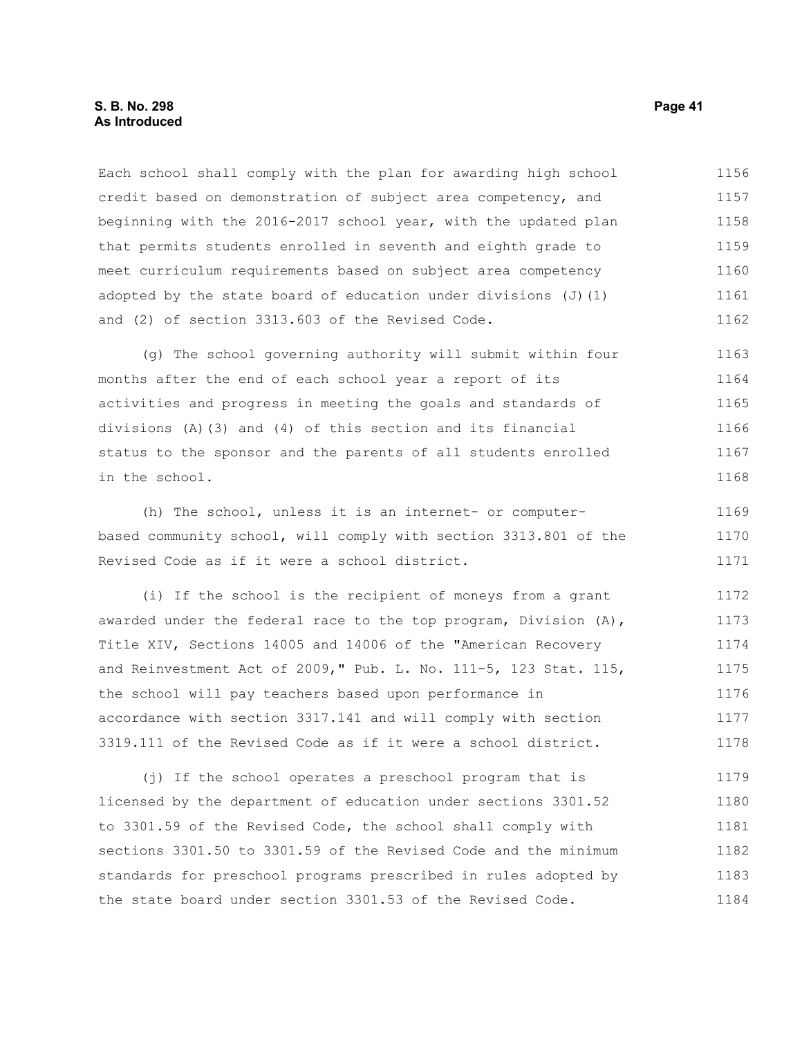Each school shall comply with the plan for awarding high school credit based on demonstration of subject area competency, and beginning with the 2016-2017 school year, with the updated plan that permits students enrolled in seventh and eighth grade to meet curriculum requirements based on subject area competency adopted by the state board of education under divisions (J)(1) and (2) of section 3313.603 of the Revised Code.

(g) The school governing authority will submit within four months after the end of each school year a report of its activities and progress in meeting the goals and standards of divisions (A)(3) and (4) of this section and its financial status to the sponsor and the parents of all students enrolled in the school.

(h) The school, unless it is an internet- or computer-based community school, will comply with section 3313.801 of the Revised Code as if it were a school district.

(i) If the school is the recipient of moneys from a grant awarded under the federal race to the top program, Division (A), Title XIV, Sections 14005 and 14006 of the "American Recovery and Reinvestment Act of 2009," Pub. L. No. 111-5, 123 Stat. 115, the school will pay teachers based upon performance in accordance with section 3317.141 and will comply with section 3319.111 of the Revised Code as if it were a school district.

(j) If the school operates a preschool program that is licensed by the department of education under sections 3301.52 to 3301.59 of the Revised Code, the school shall comply with sections 3301.50 to 3301.59 of the Revised Code and the minimum standards for preschool programs prescribed in rules adopted by the state board under section 3301.53 of the Revised Code.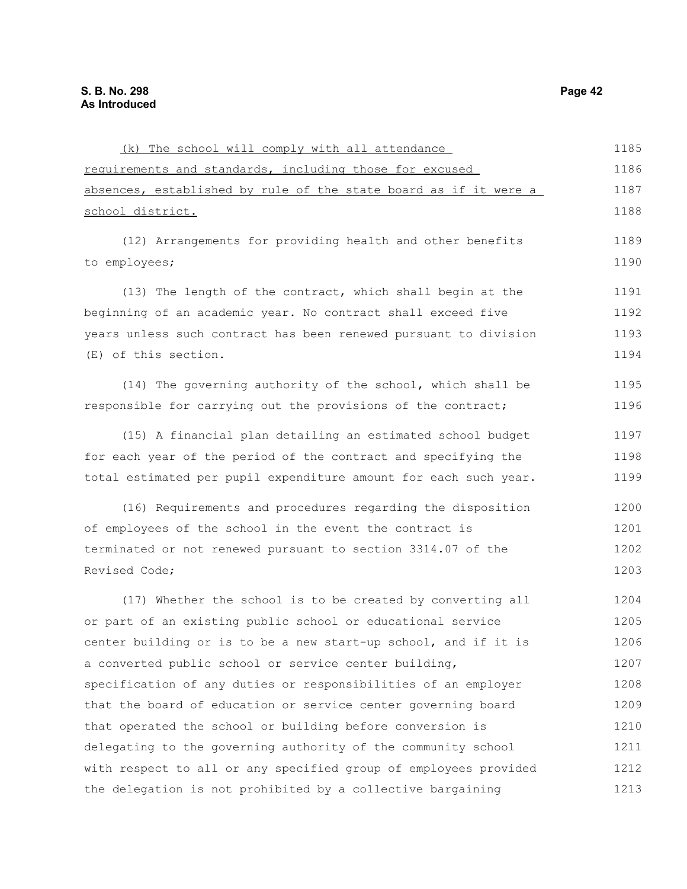(k) The school will comply with all attendance requirements and standards, including those for excused absences, established by rule of the state board as if it were a school district.

(12) Arrangements for providing health and other benefits to employees;

(13) The length of the contract, which shall begin at the beginning of an academic year. No contract shall exceed five years unless such contract has been renewed pursuant to division (E) of this section.

(14) The governing authority of the school, which shall be responsible for carrying out the provisions of the contract;

(15) A financial plan detailing an estimated school budget for each year of the period of the contract and specifying the total estimated per pupil expenditure amount for each such year.

(16) Requirements and procedures regarding the disposition of employees of the school in the event the contract is terminated or not renewed pursuant to section 3314.07 of the Revised Code;

(17) Whether the school is to be created by converting all or part of an existing public school or educational service center building or is to be a new start-up school, and if it is a converted public school or service center building, specification of any duties or responsibilities of an employer that the board of education or service center governing board that operated the school or building before conversion is delegating to the governing authority of the community school with respect to all or any specified group of employees provided the delegation is not prohibited by a collective bargaining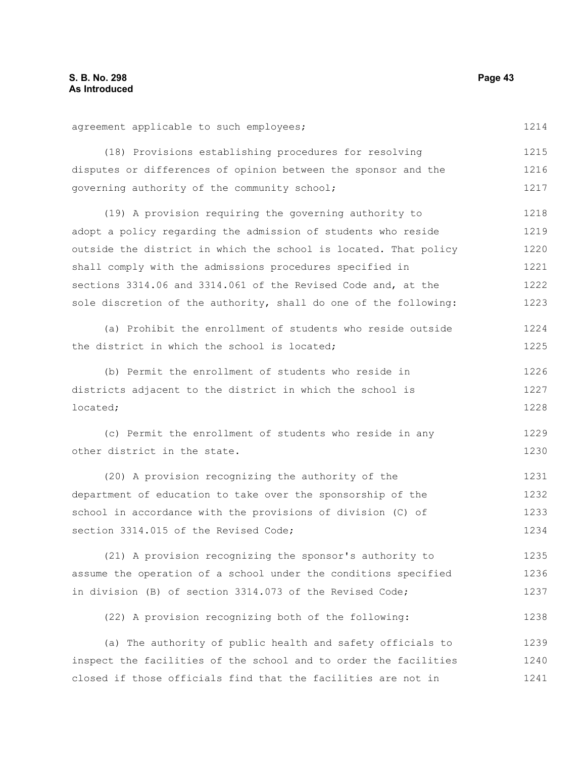agreement applicable to such employees;

(18) Provisions establishing procedures for resolving disputes or differences of opinion between the sponsor and the governing authority of the community school;

(19) A provision requiring the governing authority to adopt a policy regarding the admission of students who reside outside the district in which the school is located. That policy shall comply with the admissions procedures specified in sections 3314.06 and 3314.061 of the Revised Code and, at the sole discretion of the authority, shall do one of the following:

(a) Prohibit the enrollment of students who reside outside the district in which the school is located;

(b) Permit the enrollment of students who reside in districts adjacent to the district in which the school is located;

(c) Permit the enrollment of students who reside in any other district in the state.

(20) A provision recognizing the authority of the department of education to take over the sponsorship of the school in accordance with the provisions of division (C) of section 3314.015 of the Revised Code;

(21) A provision recognizing the sponsor's authority to assume the operation of a school under the conditions specified in division (B) of section 3314.073 of the Revised Code;

(22) A provision recognizing both of the following:

(a) The authority of public health and safety officials to inspect the facilities of the school and to order the facilities closed if those officials find that the facilities are not in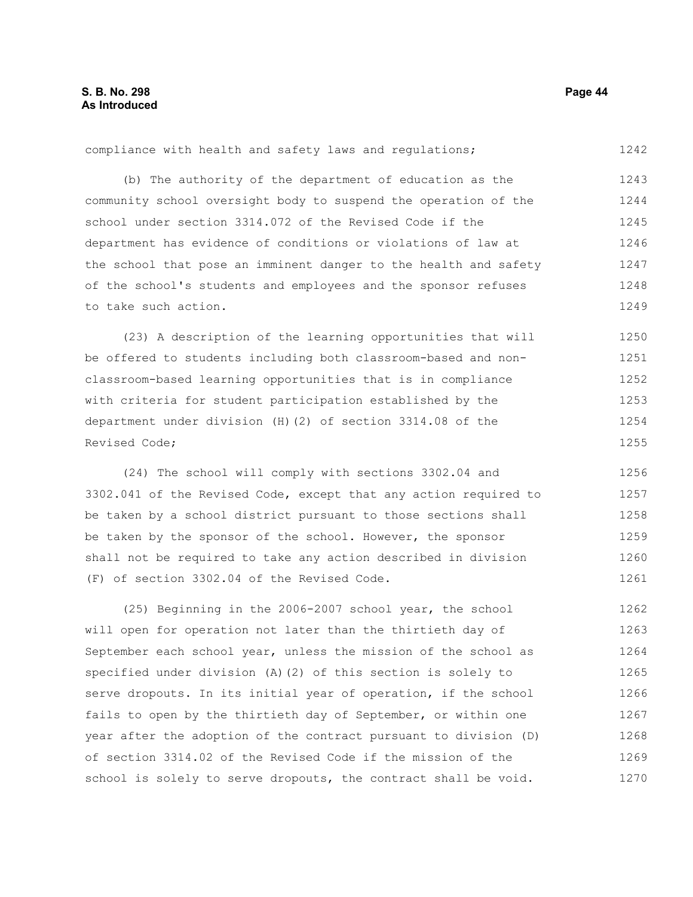compliance with health and safety laws and regulations;

(b) The authority of the department of education as the community school oversight body to suspend the operation of the school under section 3314.072 of the Revised Code if the department has evidence of conditions or violations of law at the school that pose an imminent danger to the health and safety of the school's students and employees and the sponsor refuses to take such action.

(23) A description of the learning opportunities that will be offered to students including both classroom-based and non-classroom-based learning opportunities that is in compliance with criteria for student participation established by the department under division (H)(2) of section 3314.08 of the Revised Code;

(24) The school will comply with sections 3302.04 and 3302.041 of the Revised Code, except that any action required to be taken by a school district pursuant to those sections shall be taken by the sponsor of the school. However, the sponsor shall not be required to take any action described in division (F) of section 3302.04 of the Revised Code.

(25) Beginning in the 2006-2007 school year, the school will open for operation not later than the thirtieth day of September each school year, unless the mission of the school as specified under division (A)(2) of this section is solely to serve dropouts. In its initial year of operation, if the school fails to open by the thirtieth day of September, or within one year after the adoption of the contract pursuant to division (D) of section 3314.02 of the Revised Code if the mission of the school is solely to serve dropouts, the contract shall be void.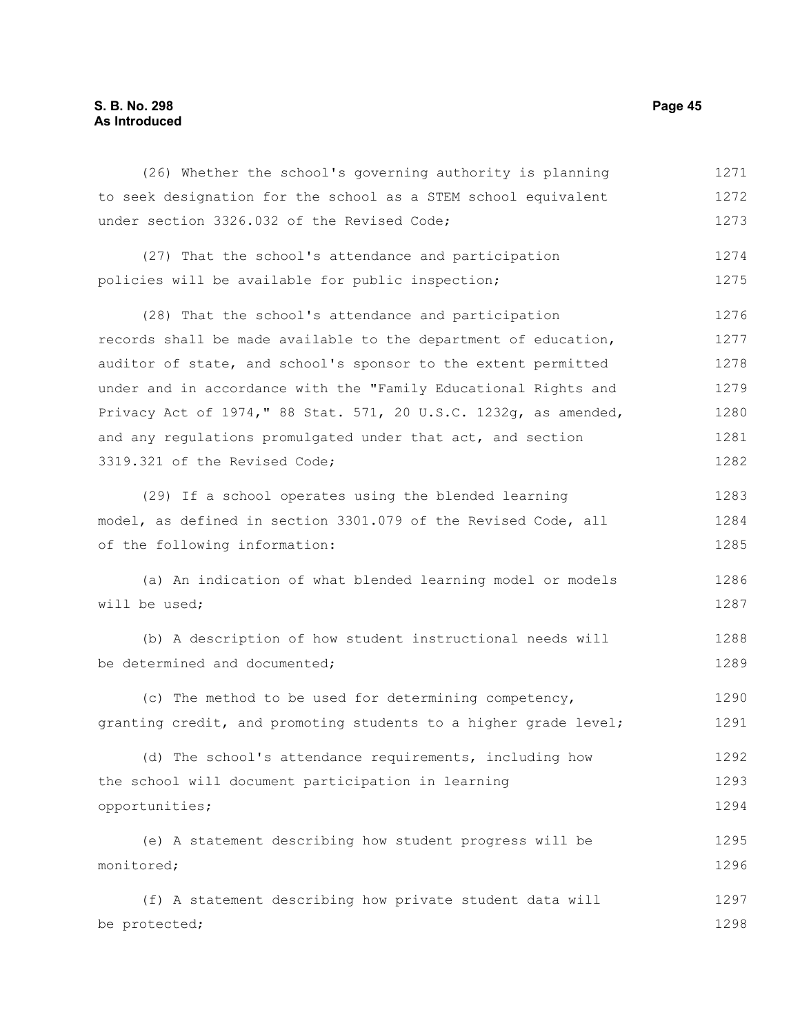(26) Whether the school's governing authority is planning to seek designation for the school as a STEM school equivalent under section 3326.032 of the Revised Code;

(27) That the school's attendance and participation policies will be available for public inspection;

(28) That the school's attendance and participation records shall be made available to the department of education, auditor of state, and school's sponsor to the extent permitted under and in accordance with the "Family Educational Rights and Privacy Act of 1974," 88 Stat. 571, 20 U.S.C. 1232g, as amended, and any regulations promulgated under that act, and section 3319.321 of the Revised Code;

(29) If a school operates using the blended learning model, as defined in section 3301.079 of the Revised Code, all of the following information:

(a) An indication of what blended learning model or models will be used;

(b) A description of how student instructional needs will be determined and documented;

(c) The method to be used for determining competency, granting credit, and promoting students to a higher grade level;

(d) The school's attendance requirements, including how the school will document participation in learning opportunities;

(e) A statement describing how student progress will be monitored;

(f) A statement describing how private student data will be protected;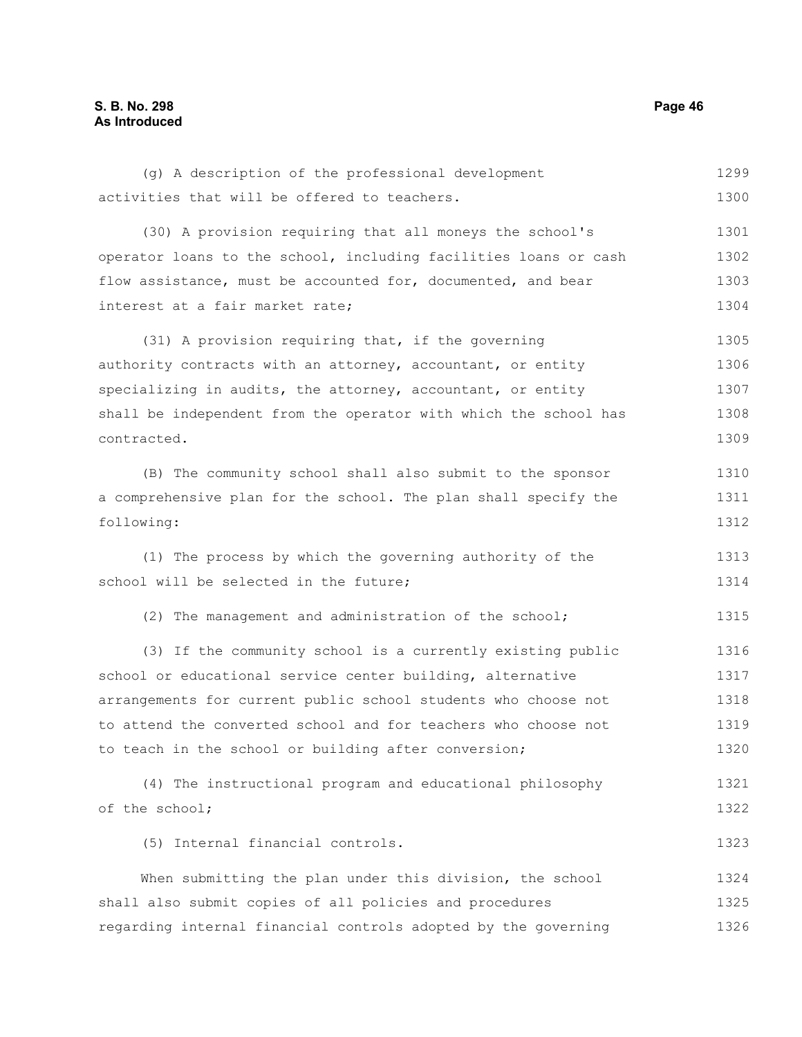(g) A description of the professional development activities that will be offered to teachers.

(30) A provision requiring that all moneys the school's operator loans to the school, including facilities loans or cash flow assistance, must be accounted for, documented, and bear interest at a fair market rate;

(31) A provision requiring that, if the governing authority contracts with an attorney, accountant, or entity specializing in audits, the attorney, accountant, or entity shall be independent from the operator with which the school has contracted.

(B) The community school shall also submit to the sponsor a comprehensive plan for the school. The plan shall specify the following:

(1) The process by which the governing authority of the school will be selected in the future;

(2) The management and administration of the school;

(3) If the community school is a currently existing public school or educational service center building, alternative arrangements for current public school students who choose not to attend the converted school and for teachers who choose not to teach in the school or building after conversion;

(4) The instructional program and educational philosophy of the school;

(5) Internal financial controls.

When submitting the plan under this division, the school shall also submit copies of all policies and procedures regarding internal financial controls adopted by the governing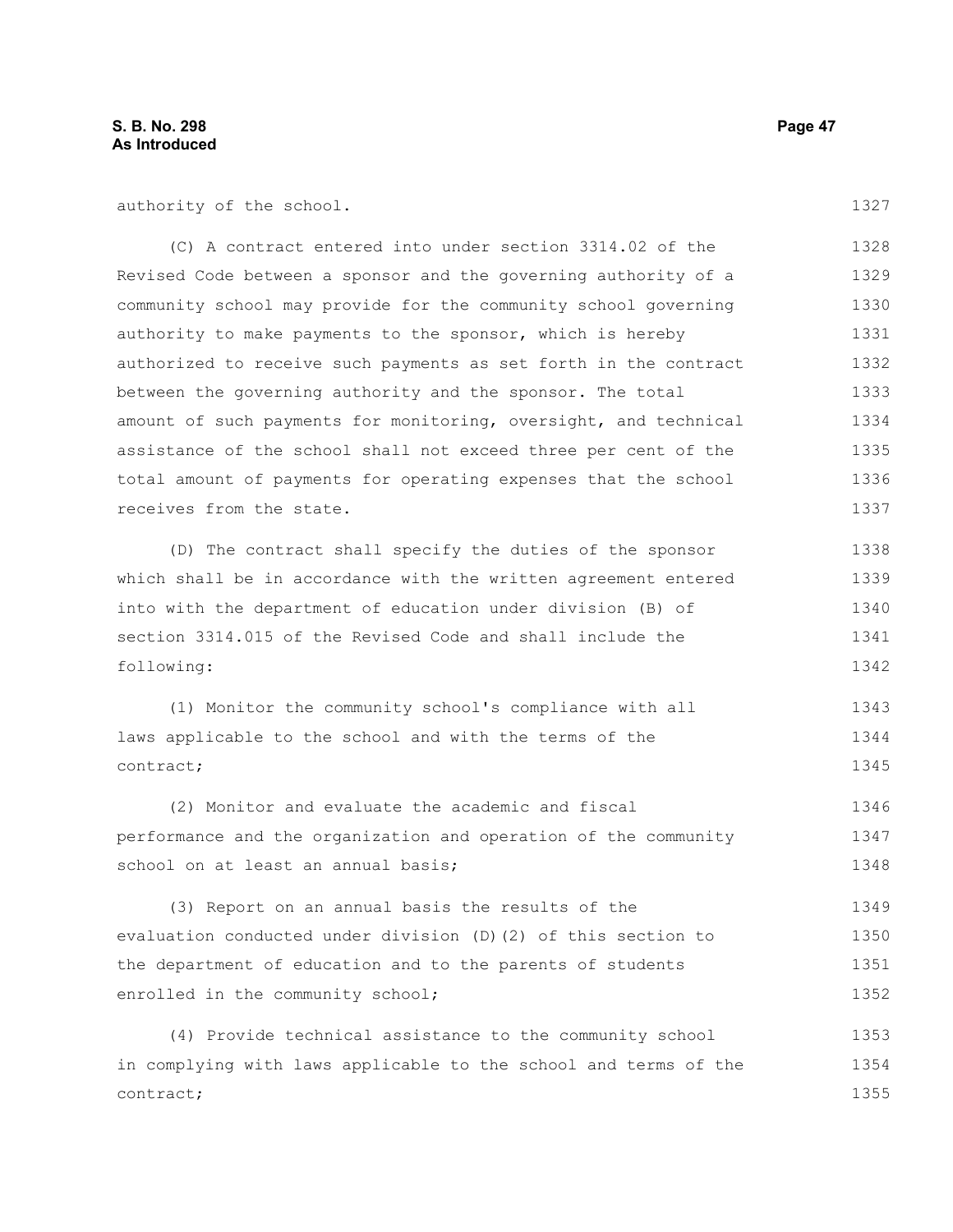authority of the school.

(C) A contract entered into under section 3314.02 of the Revised Code between a sponsor and the governing authority of a community school may provide for the community school governing authority to make payments to the sponsor, which is hereby authorized to receive such payments as set forth in the contract between the governing authority and the sponsor. The total amount of such payments for monitoring, oversight, and technical assistance of the school shall not exceed three per cent of the total amount of payments for operating expenses that the school receives from the state.

(D) The contract shall specify the duties of the sponsor which shall be in accordance with the written agreement entered into with the department of education under division (B) of section 3314.015 of the Revised Code and shall include the following:

(1) Monitor the community school's compliance with all laws applicable to the school and with the terms of the contract;

(2) Monitor and evaluate the academic and fiscal performance and the organization and operation of the community school on at least an annual basis;

(3) Report on an annual basis the results of the evaluation conducted under division (D)(2) of this section to the department of education and to the parents of students enrolled in the community school;

(4) Provide technical assistance to the community school in complying with laws applicable to the school and terms of the contract;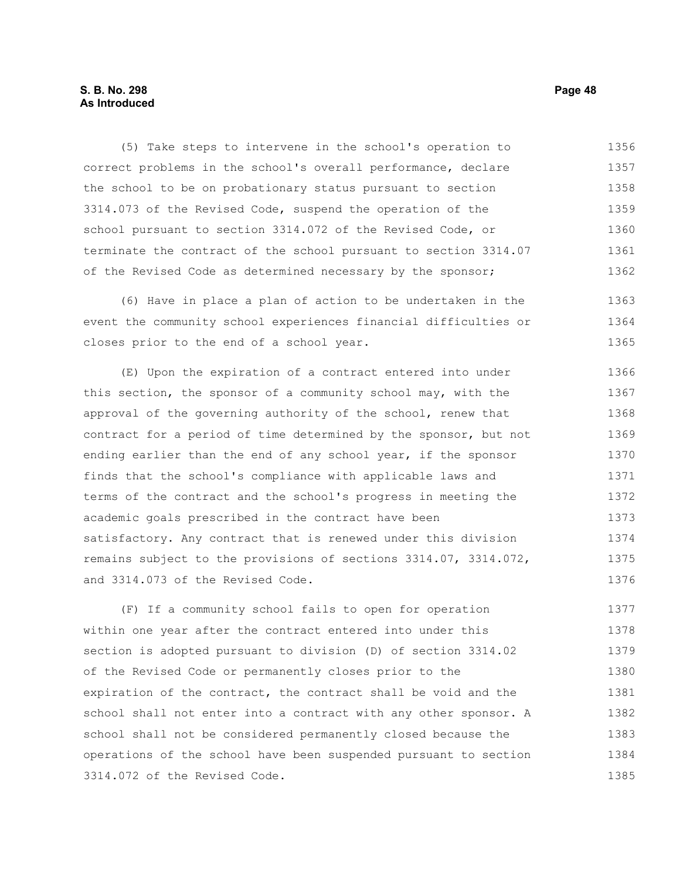(5) Take steps to intervene in the school's operation to correct problems in the school's overall performance, declare the school to be on probationary status pursuant to section 3314.073 of the Revised Code, suspend the operation of the school pursuant to section 3314.072 of the Revised Code, or terminate the contract of the school pursuant to section 3314.07 of the Revised Code as determined necessary by the sponsor;

(6) Have in place a plan of action to be undertaken in the event the community school experiences financial difficulties or closes prior to the end of a school year.

(E) Upon the expiration of a contract entered into under this section, the sponsor of a community school may, with the approval of the governing authority of the school, renew that contract for a period of time determined by the sponsor, but not ending earlier than the end of any school year, if the sponsor finds that the school's compliance with applicable laws and terms of the contract and the school's progress in meeting the academic goals prescribed in the contract have been satisfactory. Any contract that is renewed under this division remains subject to the provisions of sections 3314.07, 3314.072, and 3314.073 of the Revised Code.

(F) If a community school fails to open for operation within one year after the contract entered into under this section is adopted pursuant to division (D) of section 3314.02 of the Revised Code or permanently closes prior to the expiration of the contract, the contract shall be void and the school shall not enter into a contract with any other sponsor. A school shall not be considered permanently closed because the operations of the school have been suspended pursuant to section 3314.072 of the Revised Code.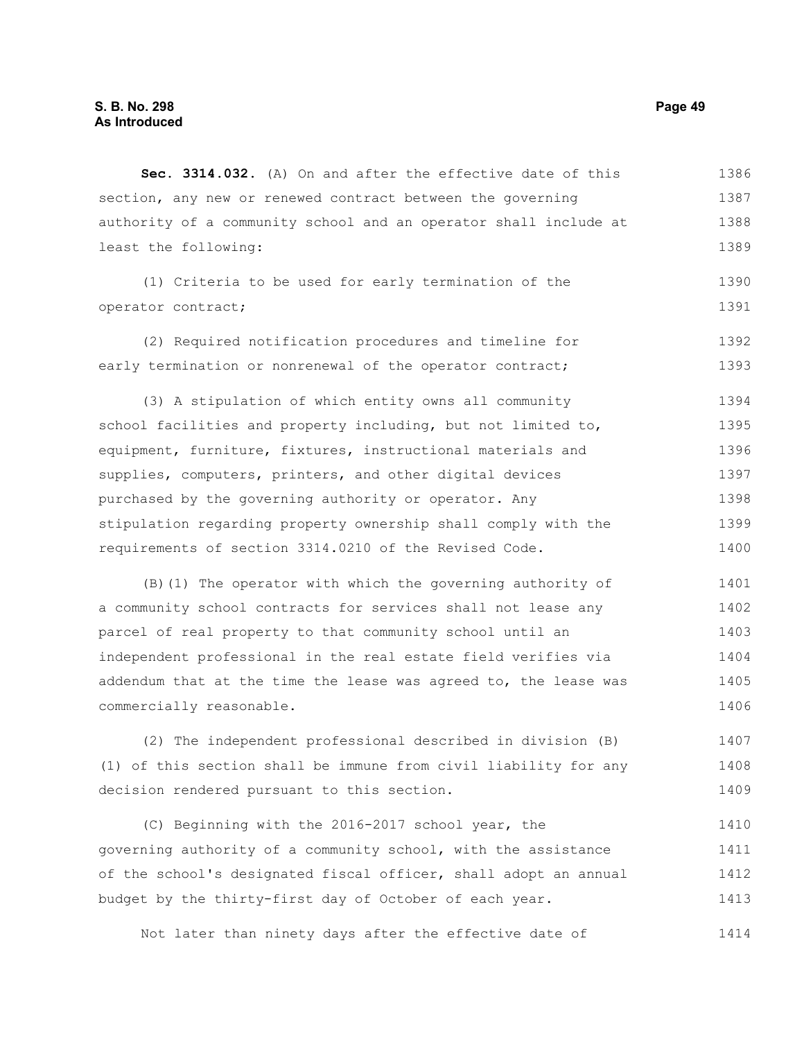**Sec. 3314.032.** (A) On and after the effective date of this section, any new or renewed contract between the governing authority of a community school and an operator shall include at least the following:

(1) Criteria to be used for early termination of the operator contract;

(2) Required notification procedures and timeline for early termination or nonrenewal of the operator contract;

(3) A stipulation of which entity owns all community school facilities and property including, but not limited to, equipment, furniture, fixtures, instructional materials and supplies, computers, printers, and other digital devices purchased by the governing authority or operator. Any stipulation regarding property ownership shall comply with the requirements of section 3314.0210 of the Revised Code.

(B)(1) The operator with which the governing authority of a community school contracts for services shall not lease any parcel of real property to that community school until an independent professional in the real estate field verifies via addendum that at the time the lease was agreed to, the lease was commercially reasonable.

(2) The independent professional described in division (B)(1) of this section shall be immune from civil liability for any decision rendered pursuant to this section.

(C) Beginning with the 2016-2017 school year, the governing authority of a community school, with the assistance of the school's designated fiscal officer, shall adopt an annual budget by the thirty-first day of October of each year.

Not later than ninety days after the effective date of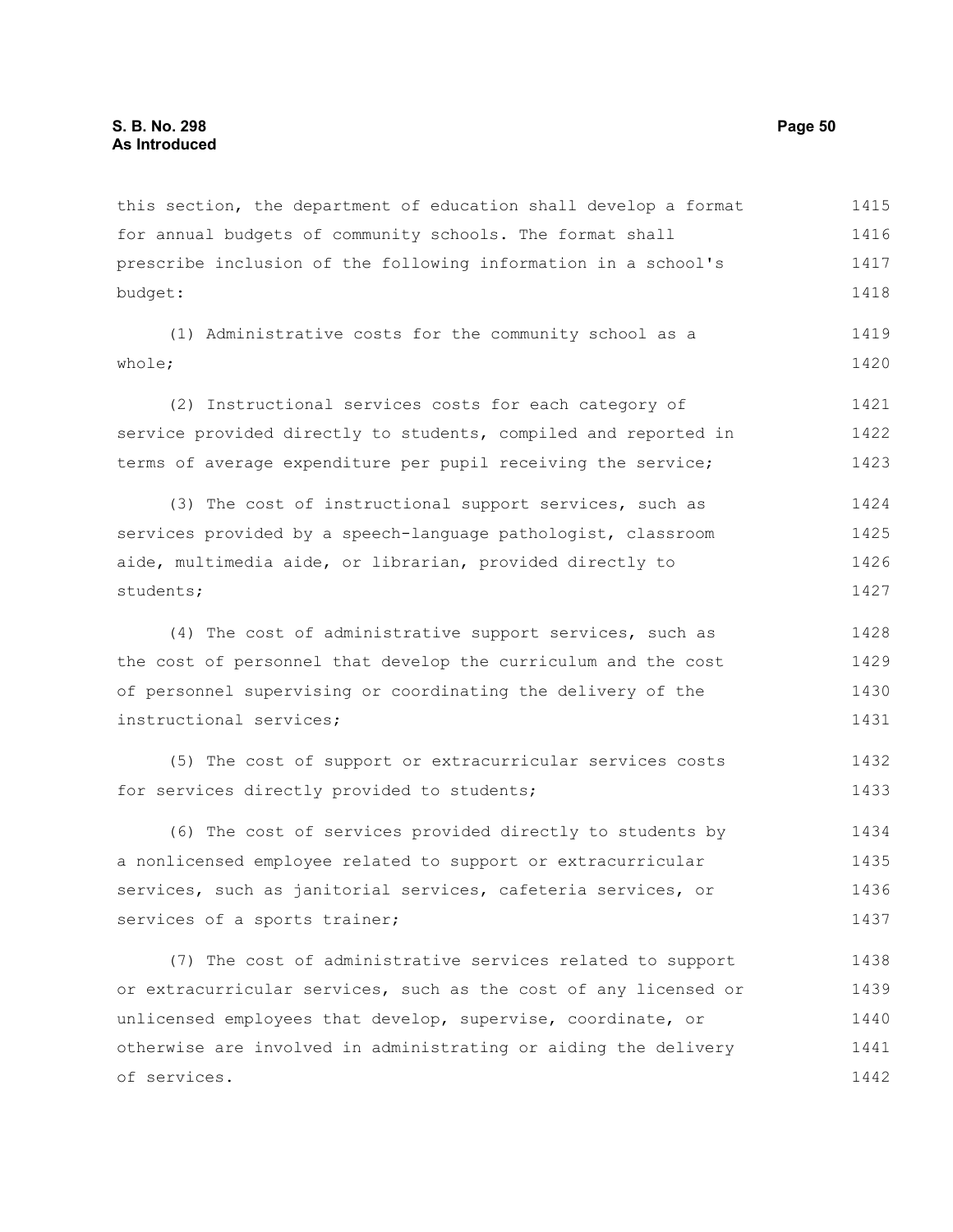this section, the department of education shall develop a format for annual budgets of community schools. The format shall prescribe inclusion of the following information in a school's budget:

(1) Administrative costs for the community school as a whole;

(2) Instructional services costs for each category of service provided directly to students, compiled and reported in terms of average expenditure per pupil receiving the service;

(3) The cost of instructional support services, such as services provided by a speech-language pathologist, classroom aide, multimedia aide, or librarian, provided directly to students;

(4) The cost of administrative support services, such as the cost of personnel that develop the curriculum and the cost of personnel supervising or coordinating the delivery of the instructional services;

(5) The cost of support or extracurricular services costs for services directly provided to students;

(6) The cost of services provided directly to students by a nonlicensed employee related to support or extracurricular services, such as janitorial services, cafeteria services, or services of a sports trainer;

(7) The cost of administrative services related to support or extracurricular services, such as the cost of any licensed or unlicensed employees that develop, supervise, coordinate, or otherwise are involved in administrating or aiding the delivery of services.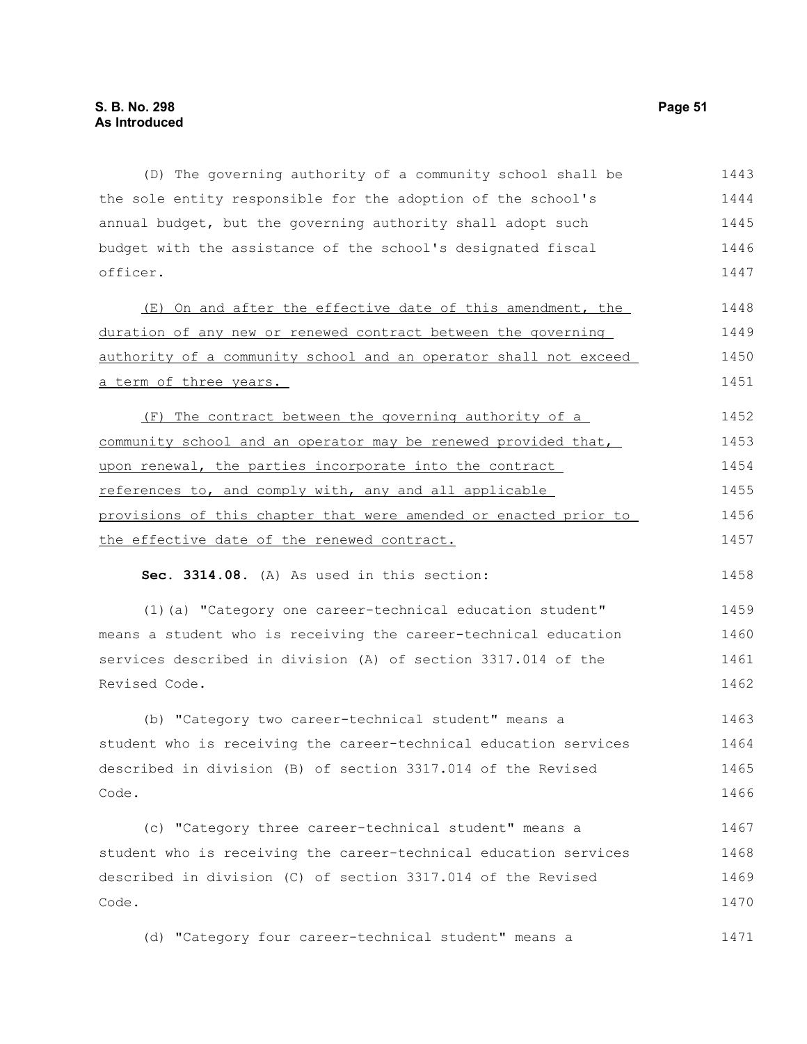(D) The governing authority of a community school shall be the sole entity responsible for the adoption of the school's annual budget, but the governing authority shall adopt such budget with the assistance of the school's designated fiscal officer.

(E) On and after the effective date of this amendment, the duration of any new or renewed contract between the governing authority of a community school and an operator shall not exceed a term of three years.

(F) The contract between the governing authority of a community school and an operator may be renewed provided that, upon renewal, the parties incorporate into the contract references to, and comply with, any and all applicable provisions of this chapter that were amended or enacted prior to the effective date of the renewed contract.

**Sec. 3314.08.** (A) As used in this section:

(1)(a) "Category one career-technical education student" means a student who is receiving the career-technical education services described in division (A) of section 3317.014 of the Revised Code.

(b) "Category two career-technical student" means a student who is receiving the career-technical education services described in division (B) of section 3317.014 of the Revised Code.

(c) "Category three career-technical student" means a student who is receiving the career-technical education services described in division (C) of section 3317.014 of the Revised Code.

(d) "Category four career-technical student" means a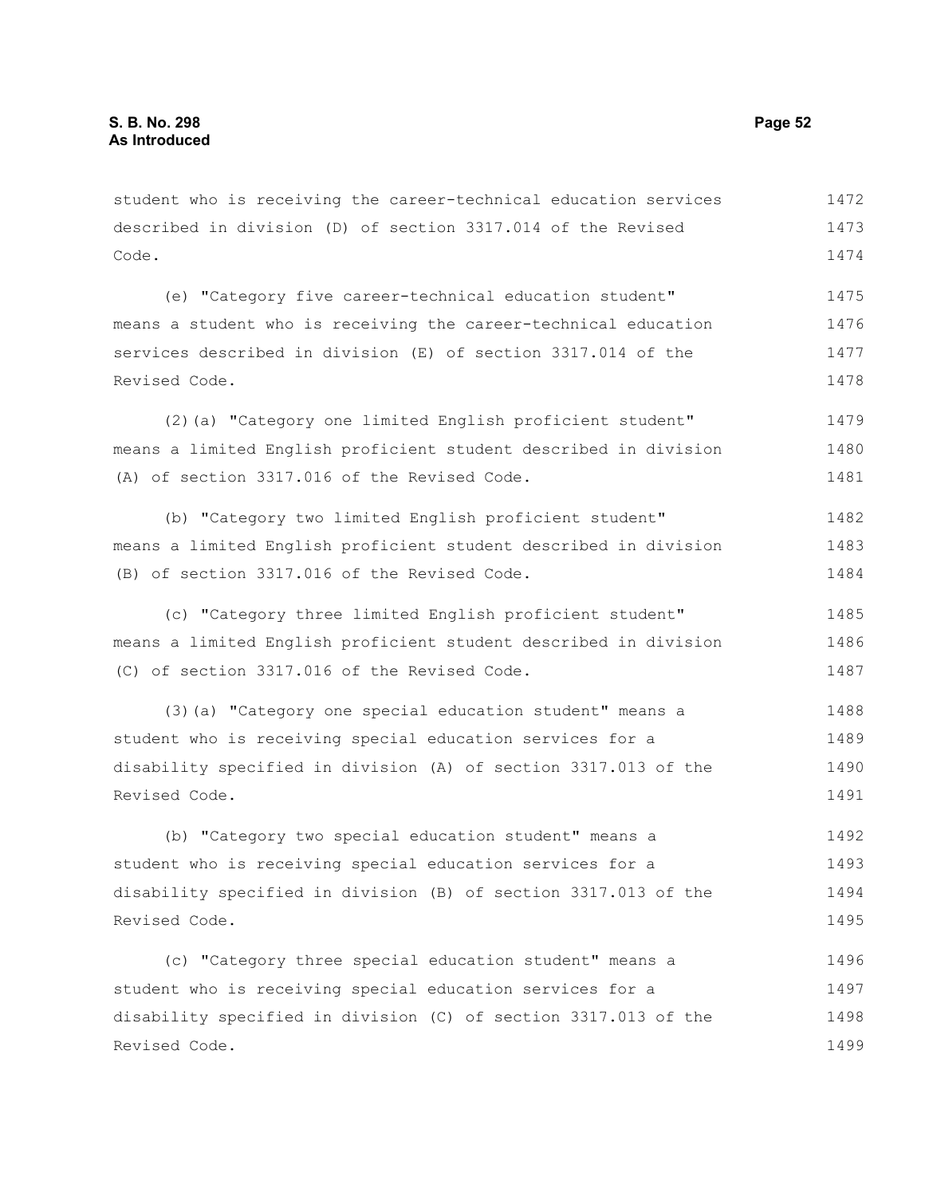student who is receiving the career-technical education services described in division (D) of section 3317.014 of the Revised Code.

(e) "Category five career-technical education student" means a student who is receiving the career-technical education services described in division (E) of section 3317.014 of the Revised Code.

(2)(a) "Category one limited English proficient student" means a limited English proficient student described in division (A) of section 3317.016 of the Revised Code.

(b) "Category two limited English proficient student" means a limited English proficient student described in division (B) of section 3317.016 of the Revised Code.

(c) "Category three limited English proficient student" means a limited English proficient student described in division (C) of section 3317.016 of the Revised Code.

(3)(a) "Category one special education student" means a student who is receiving special education services for a disability specified in division (A) of section 3317.013 of the Revised Code.

(b) "Category two special education student" means a student who is receiving special education services for a disability specified in division (B) of section 3317.013 of the Revised Code.

(c) "Category three special education student" means a student who is receiving special education services for a disability specified in division (C) of section 3317.013 of the Revised Code.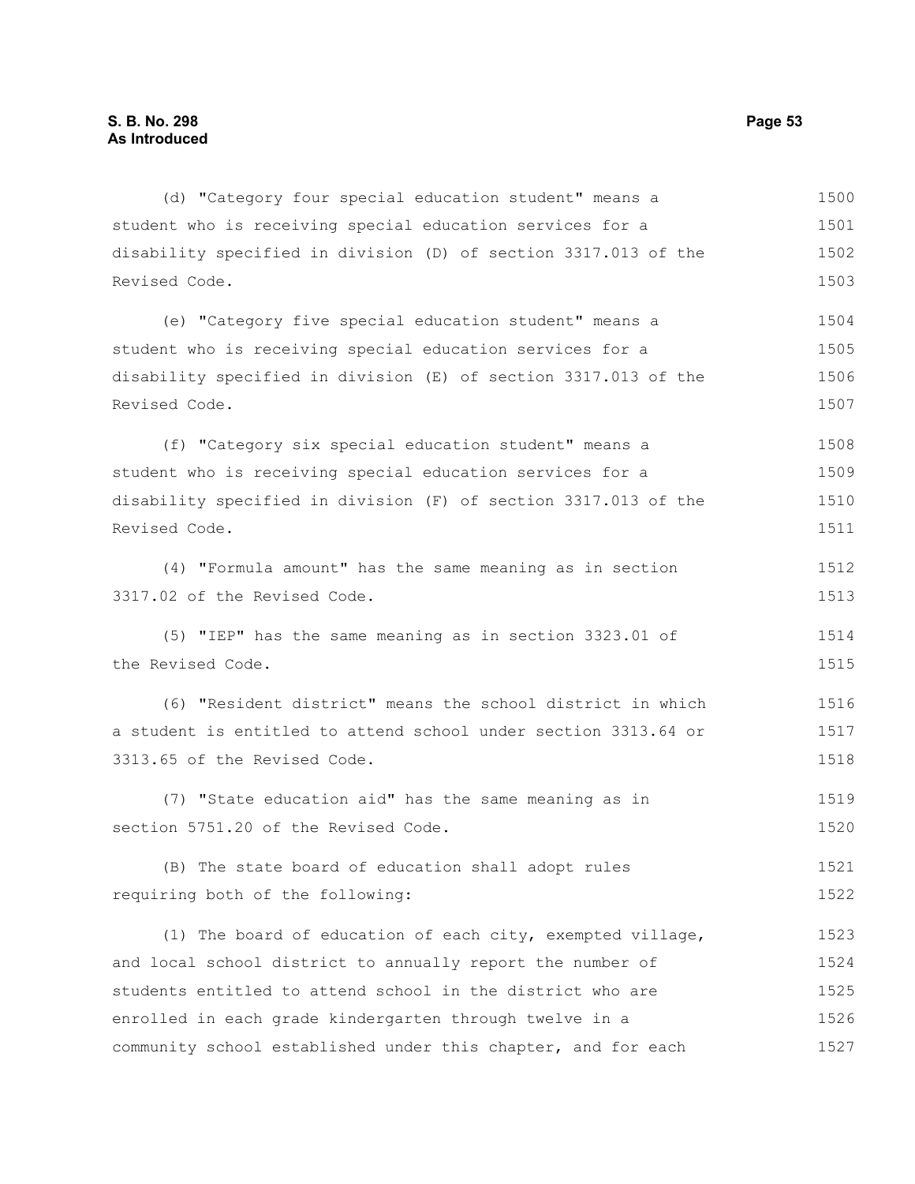(d) "Category four special education student" means a student who is receiving special education services for a disability specified in division (D) of section 3317.013 of the Revised Code.

(e) "Category five special education student" means a student who is receiving special education services for a disability specified in division (E) of section 3317.013 of the Revised Code.

(f) "Category six special education student" means a student who is receiving special education services for a disability specified in division (F) of section 3317.013 of the Revised Code.

(4) "Formula amount" has the same meaning as in section 3317.02 of the Revised Code.

(5) "IEP" has the same meaning as in section 3323.01 of the Revised Code.

(6) "Resident district" means the school district in which a student is entitled to attend school under section 3313.64 or 3313.65 of the Revised Code.

(7) "State education aid" has the same meaning as in section 5751.20 of the Revised Code.

(B) The state board of education shall adopt rules requiring both of the following:

(1) The board of education of each city, exempted village, and local school district to annually report the number of students entitled to attend school in the district who are enrolled in each grade kindergarten through twelve in a community school established under this chapter, and for each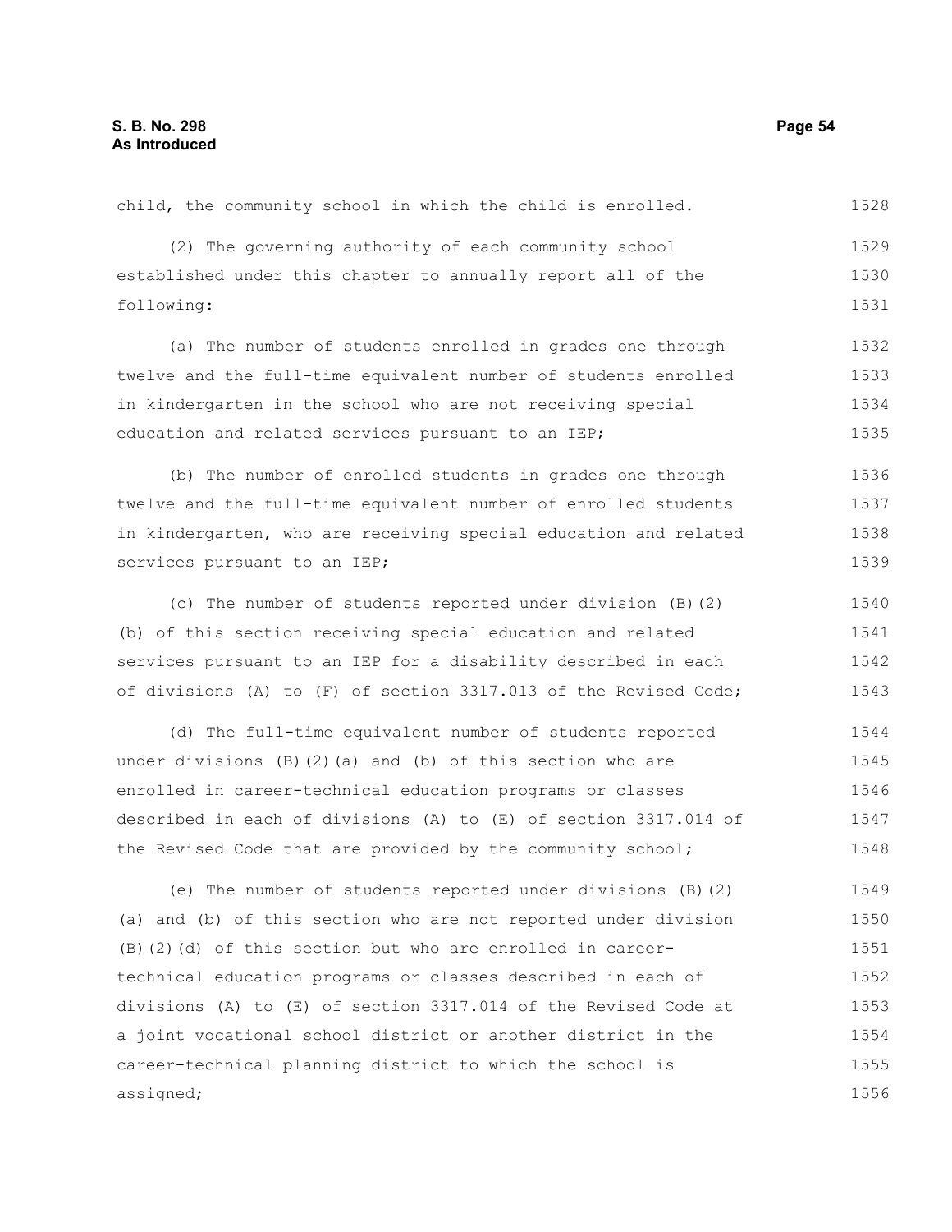child, the community school in which the child is enrolled.

(2) The governing authority of each community school established under this chapter to annually report all of the following:

(a) The number of students enrolled in grades one through twelve and the full-time equivalent number of students enrolled in kindergarten in the school who are not receiving special education and related services pursuant to an IEP;

(b) The number of enrolled students in grades one through twelve and the full-time equivalent number of enrolled students in kindergarten, who are receiving special education and related services pursuant to an IEP;

(c) The number of students reported under division (B)(2)(b) of this section receiving special education and related services pursuant to an IEP for a disability described in each of divisions (A) to (F) of section 3317.013 of the Revised Code;

(d) The full-time equivalent number of students reported under divisions (B)(2)(a) and (b) of this section who are enrolled in career-technical education programs or classes described in each of divisions (A) to (E) of section 3317.014 of the Revised Code that are provided by the community school;

(e) The number of students reported under divisions (B)(2)(a) and (b) of this section who are not reported under division (B)(2)(d) of this section but who are enrolled in career-technical education programs or classes described in each of divisions (A) to (E) of section 3317.014 of the Revised Code at a joint vocational school district or another district in the career-technical planning district to which the school is assigned;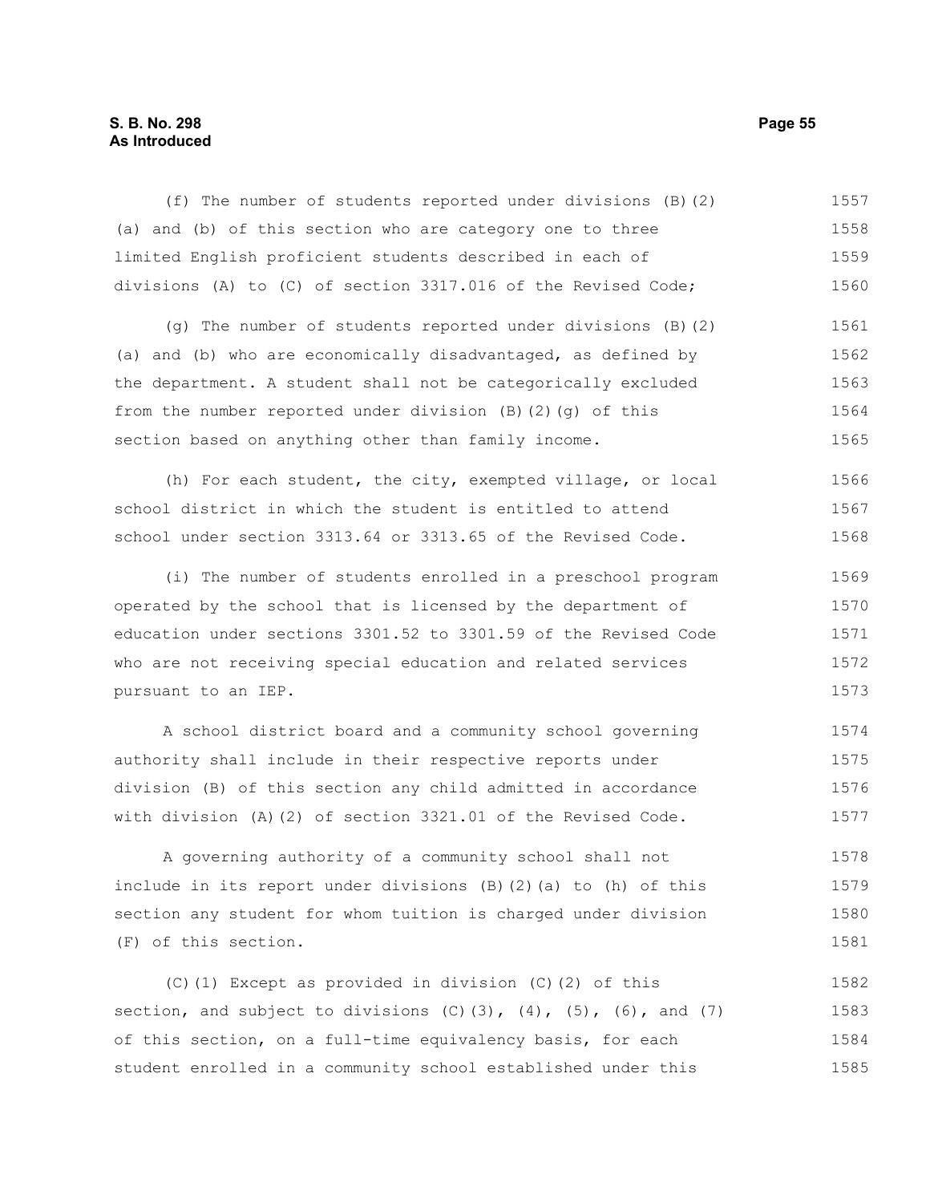(f) The number of students reported under divisions (B)(2)(a) and (b) of this section who are category one to three limited English proficient students described in each of divisions (A) to (C) of section 3317.016 of the Revised Code;

(g) The number of students reported under divisions (B)(2)(a) and (b) who are economically disadvantaged, as defined by the department. A student shall not be categorically excluded from the number reported under division (B)(2)(g) of this section based on anything other than family income.

(h) For each student, the city, exempted village, or local school district in which the student is entitled to attend school under section 3313.64 or 3313.65 of the Revised Code.

(i) The number of students enrolled in a preschool program operated by the school that is licensed by the department of education under sections 3301.52 to 3301.59 of the Revised Code who are not receiving special education and related services pursuant to an IEP.

A school district board and a community school governing authority shall include in their respective reports under division (B) of this section any child admitted in accordance with division (A)(2) of section 3321.01 of the Revised Code.

A governing authority of a community school shall not include in its report under divisions (B)(2)(a) to (h) of this section any student for whom tuition is charged under division (F) of this section.

(C)(1) Except as provided in division (C)(2) of this section, and subject to divisions (C)(3), (4), (5), (6), and (7) of this section, on a full-time equivalency basis, for each student enrolled in a community school established under this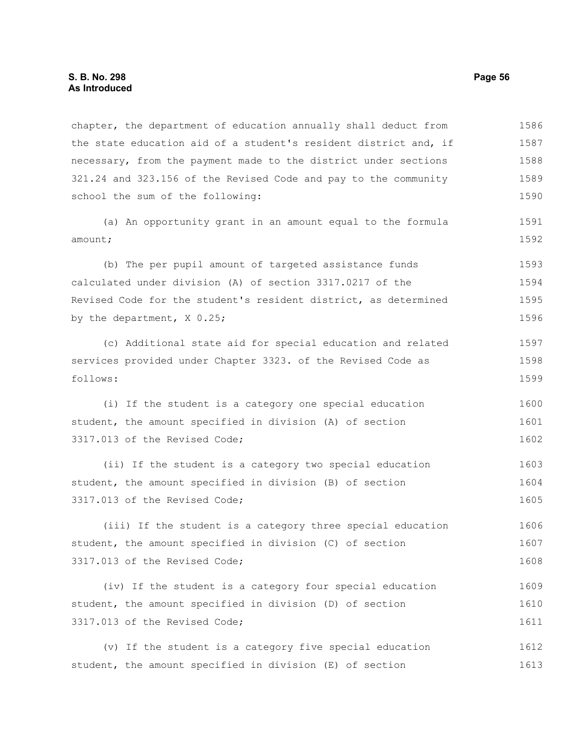chapter, the department of education annually shall deduct from the state education aid of a student's resident district and, if necessary, from the payment made to the district under sections 321.24 and 323.156 of the Revised Code and pay to the community school the sum of the following:

(a) An opportunity grant in an amount equal to the formula amount;

(b) The per pupil amount of targeted assistance funds calculated under division (A) of section 3317.0217 of the Revised Code for the student's resident district, as determined by the department, X 0.25;

(c) Additional state aid for special education and related services provided under Chapter 3323. of the Revised Code as follows:

(i) If the student is a category one special education student, the amount specified in division (A) of section 3317.013 of the Revised Code;

(ii) If the student is a category two special education student, the amount specified in division (B) of section 3317.013 of the Revised Code;

(iii) If the student is a category three special education student, the amount specified in division (C) of section 3317.013 of the Revised Code;

(iv) If the student is a category four special education student, the amount specified in division (D) of section 3317.013 of the Revised Code;

(v) If the student is a category five special education student, the amount specified in division (E) of section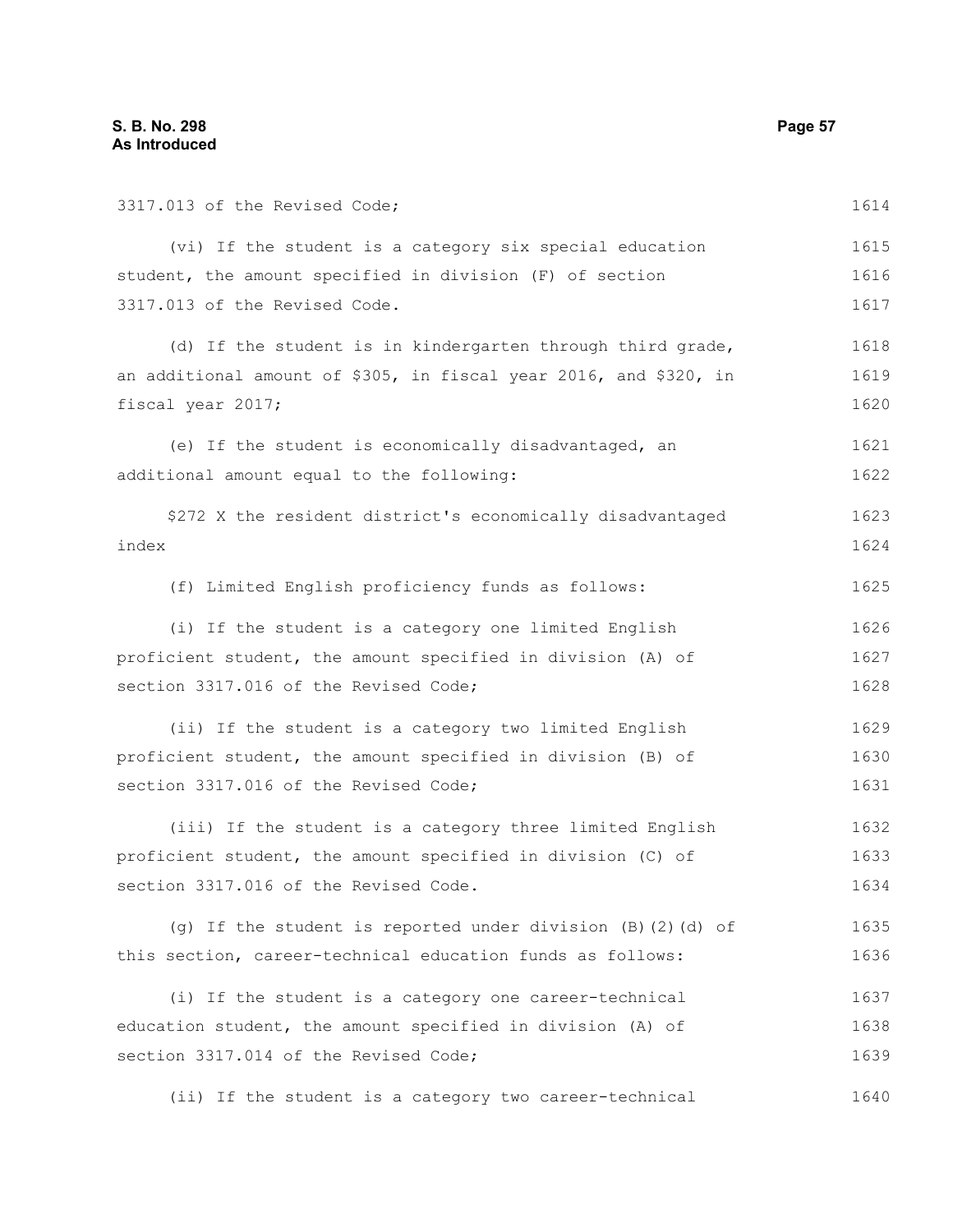3317.013 of the Revised Code;

(vi) If the student is a category six special education student, the amount specified in division (F) of section 3317.013 of the Revised Code.

(d) If the student is in kindergarten through third grade, an additional amount of $305, in fiscal year 2016, and $320, in fiscal year 2017;

(e) If the student is economically disadvantaged, an additional amount equal to the following:

$272 X the resident district's economically disadvantaged index

(f) Limited English proficiency funds as follows:

(i) If the student is a category one limited English proficient student, the amount specified in division (A) of section 3317.016 of the Revised Code;

(ii) If the student is a category two limited English proficient student, the amount specified in division (B) of section 3317.016 of the Revised Code;

(iii) If the student is a category three limited English proficient student, the amount specified in division (C) of section 3317.016 of the Revised Code.

(g) If the student is reported under division (B)(2)(d) of this section, career-technical education funds as follows:

(i) If the student is a category one career-technical education student, the amount specified in division (A) of section 3317.014 of the Revised Code;

(ii) If the student is a category two career-technical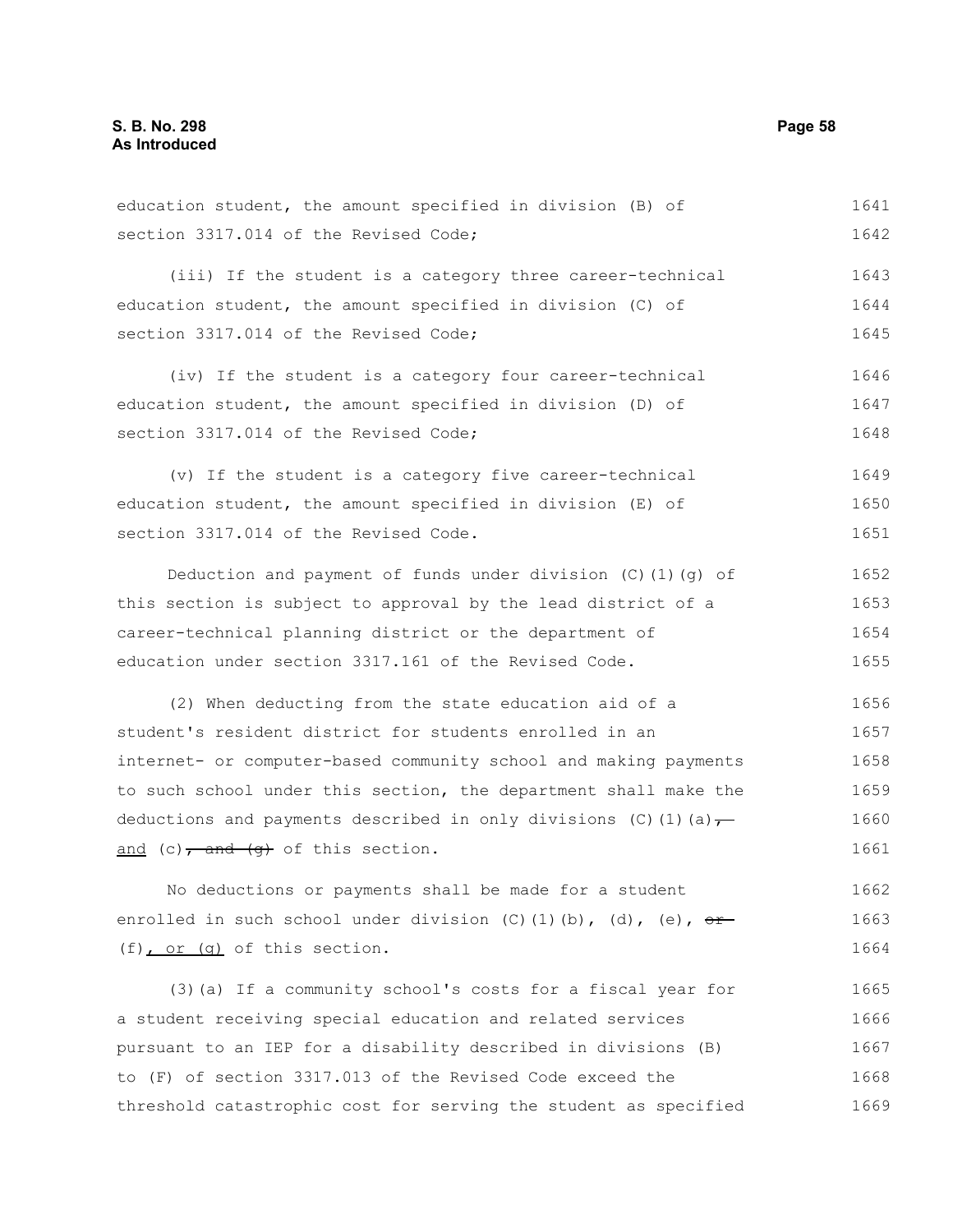education student, the amount specified in division (B) of section 3317.014 of the Revised Code;

(iii) If the student is a category three career-technical education student, the amount specified in division (C) of section 3317.014 of the Revised Code;

(iv) If the student is a category four career-technical education student, the amount specified in division (D) of section 3317.014 of the Revised Code;

(v) If the student is a category five career-technical education student, the amount specified in division (E) of section 3317.014 of the Revised Code.

Deduction and payment of funds under division (C)(1)(g) of this section is subject to approval by the lead district of a career-technical planning district or the department of education under section 3317.161 of the Revised Code.

(2) When deducting from the state education aid of a student's resident district for students enrolled in an internet- or computer-based community school and making payments to such school under this section, the department shall make the deductions and payments described in only divisions (C)(1)(a), ~~,~~ and (c)~~, and (g)~~ of this section.

No deductions or payments shall be made for a student enrolled in such school under division (C)(1)(b), (d), (e), ~~or~~ (f), or (g) of this section.

(3)(a) If a community school's costs for a fiscal year for a student receiving special education and related services pursuant to an IEP for a disability described in divisions (B) to (F) of section 3317.013 of the Revised Code exceed the threshold catastrophic cost for serving the student as specified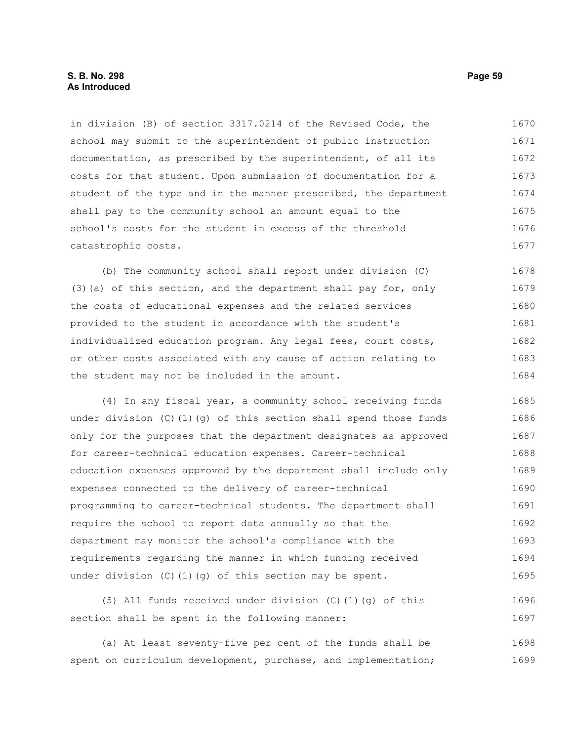in division (B) of section 3317.0214 of the Revised Code, the school may submit to the superintendent of public instruction documentation, as prescribed by the superintendent, of all its costs for that student. Upon submission of documentation for a student of the type and in the manner prescribed, the department shall pay to the community school an amount equal to the school's costs for the student in excess of the threshold catastrophic costs.

(b) The community school shall report under division (C)(3)(a) of this section, and the department shall pay for, only the costs of educational expenses and the related services provided to the student in accordance with the student's individualized education program. Any legal fees, court costs, or other costs associated with any cause of action relating to the student may not be included in the amount.

(4) In any fiscal year, a community school receiving funds under division (C)(1)(g) of this section shall spend those funds only for the purposes that the department designates as approved for career-technical education expenses. Career-technical education expenses approved by the department shall include only expenses connected to the delivery of career-technical programming to career-technical students. The department shall require the school to report data annually so that the department may monitor the school's compliance with the requirements regarding the manner in which funding received under division (C)(1)(g) of this section may be spent.

(5) All funds received under division (C)(1)(g) of this section shall be spent in the following manner:

(a) At least seventy-five per cent of the funds shall be spent on curriculum development, purchase, and implementation;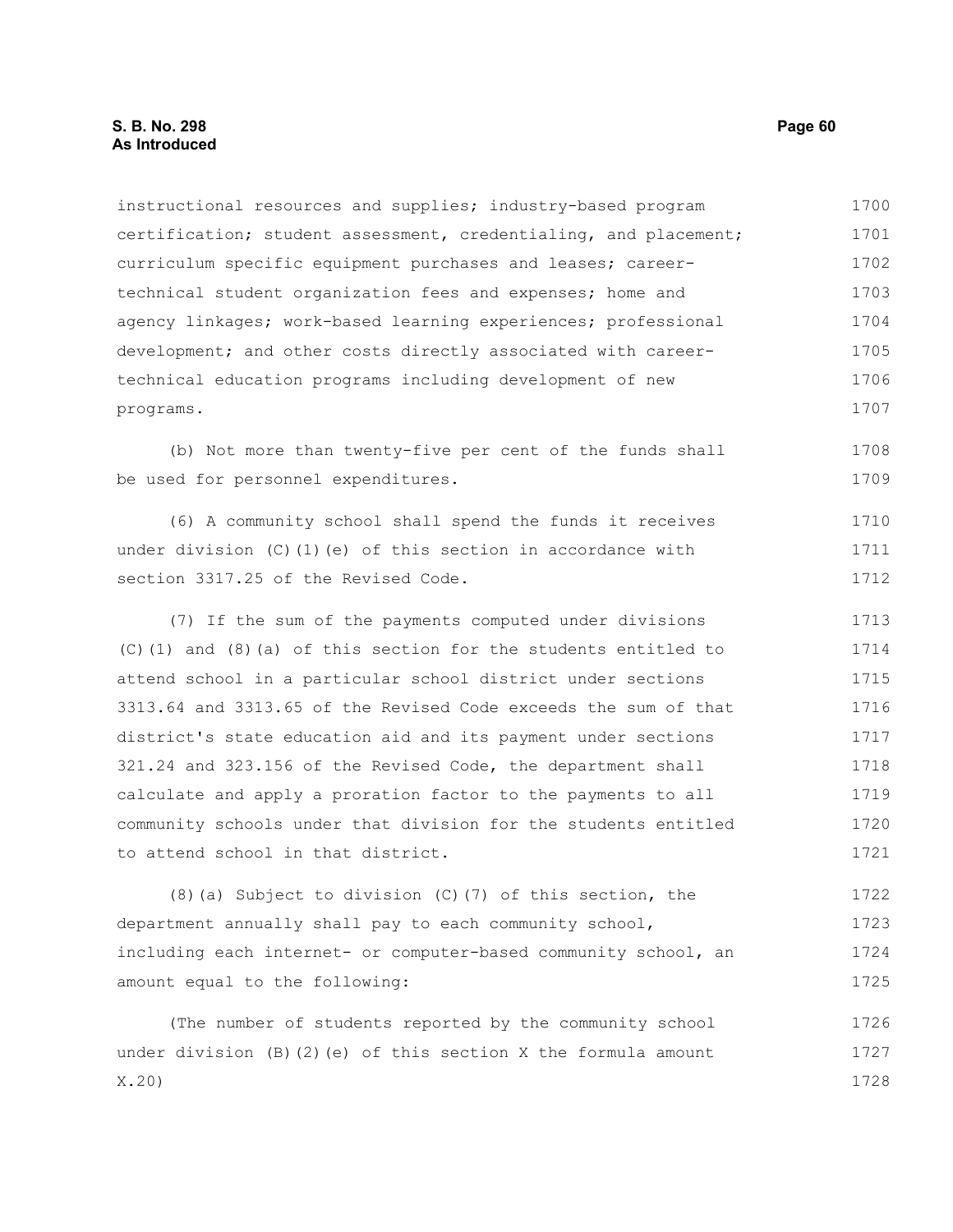instructional resources and supplies; industry-based program certification; student assessment, credentialing, and placement; curriculum specific equipment purchases and leases; career-technical student organization fees and expenses; home and agency linkages; work-based learning experiences; professional development; and other costs directly associated with career-technical education programs including development of new programs.

(b) Not more than twenty-five per cent of the funds shall be used for personnel expenditures.

(6) A community school shall spend the funds it receives under division (C)(1)(e) of this section in accordance with section 3317.25 of the Revised Code.

(7) If the sum of the payments computed under divisions (C)(1) and (8)(a) of this section for the students entitled to attend school in a particular school district under sections 3313.64 and 3313.65 of the Revised Code exceeds the sum of that district's state education aid and its payment under sections 321.24 and 323.156 of the Revised Code, the department shall calculate and apply a proration factor to the payments to all community schools under that division for the students entitled to attend school in that district.

(8)(a) Subject to division (C)(7) of this section, the department annually shall pay to each community school, including each internet- or computer-based community school, an amount equal to the following:

(The number of students reported by the community school under division (B)(2)(e) of this section X the formula amount X.20)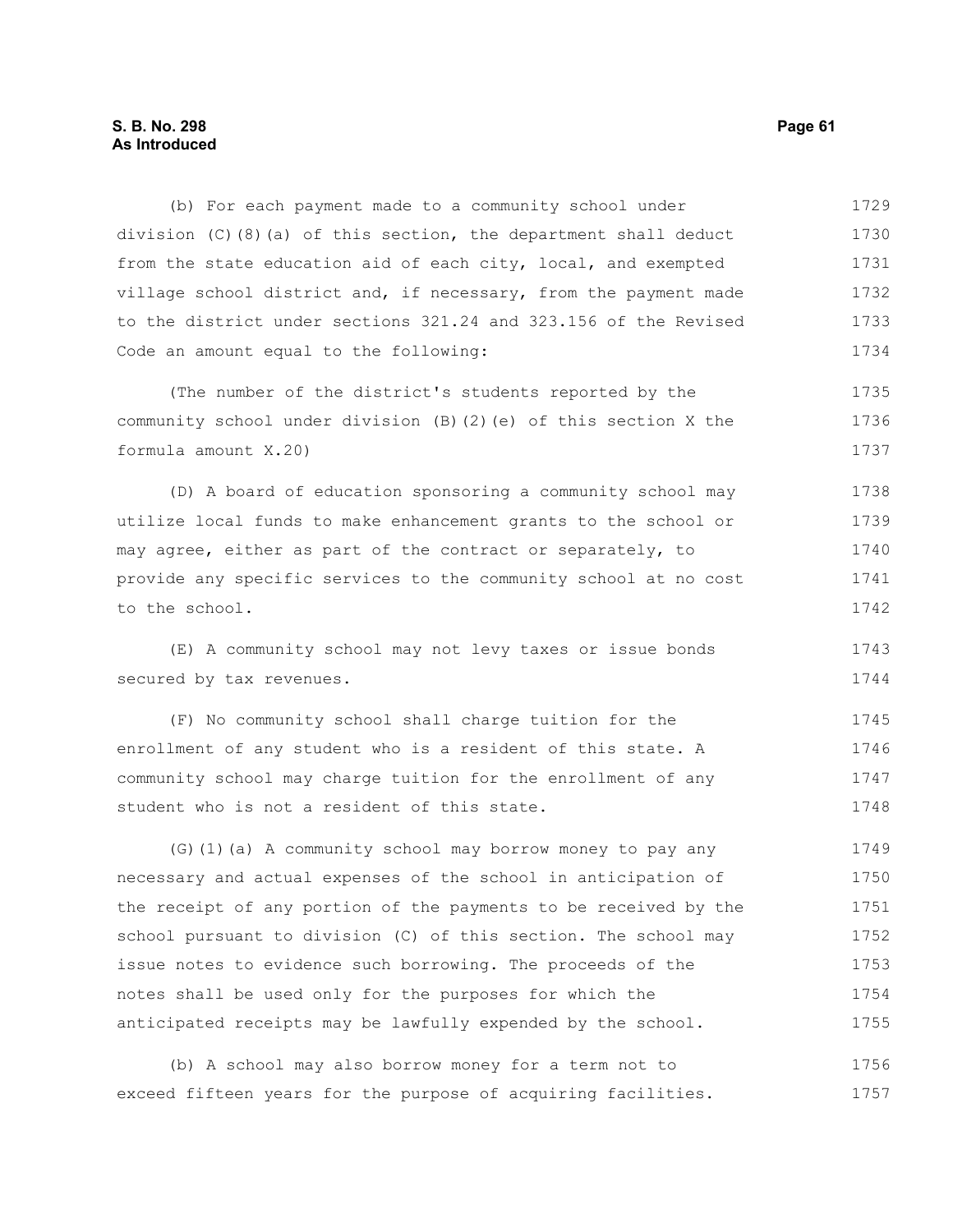(b) For each payment made to a community school under division (C)(8)(a) of this section, the department shall deduct from the state education aid of each city, local, and exempted village school district and, if necessary, from the payment made to the district under sections 321.24 and 323.156 of the Revised Code an amount equal to the following:

(The number of the district's students reported by the community school under division (B)(2)(e) of this section X the formula amount X.20)

(D) A board of education sponsoring a community school may utilize local funds to make enhancement grants to the school or may agree, either as part of the contract or separately, to provide any specific services to the community school at no cost to the school.

(E) A community school may not levy taxes or issue bonds secured by tax revenues.

(F) No community school shall charge tuition for the enrollment of any student who is a resident of this state. A community school may charge tuition for the enrollment of any student who is not a resident of this state.

(G)(1)(a) A community school may borrow money to pay any necessary and actual expenses of the school in anticipation of the receipt of any portion of the payments to be received by the school pursuant to division (C) of this section. The school may issue notes to evidence such borrowing. The proceeds of the notes shall be used only for the purposes for which the anticipated receipts may be lawfully expended by the school.

(b) A school may also borrow money for a term not to exceed fifteen years for the purpose of acquiring facilities.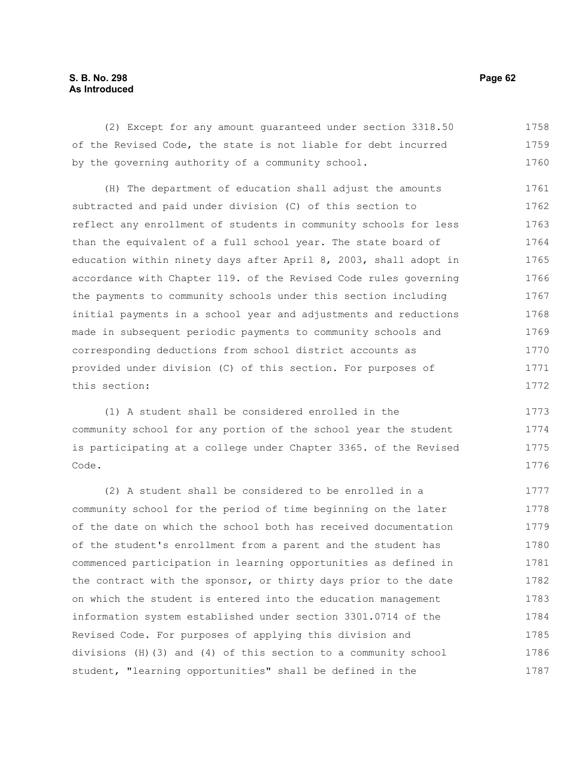(2) Except for any amount guaranteed under section 3318.50 of the Revised Code, the state is not liable for debt incurred by the governing authority of a community school.

(H) The department of education shall adjust the amounts subtracted and paid under division (C) of this section to reflect any enrollment of students in community schools for less than the equivalent of a full school year. The state board of education within ninety days after April 8, 2003, shall adopt in accordance with Chapter 119. of the Revised Code rules governing the payments to community schools under this section including initial payments in a school year and adjustments and reductions made in subsequent periodic payments to community schools and corresponding deductions from school district accounts as provided under division (C) of this section. For purposes of this section:

(1) A student shall be considered enrolled in the community school for any portion of the school year the student is participating at a college under Chapter 3365. of the Revised Code.

(2) A student shall be considered to be enrolled in a community school for the period of time beginning on the later of the date on which the school both has received documentation of the student's enrollment from a parent and the student has commenced participation in learning opportunities as defined in the contract with the sponsor, or thirty days prior to the date on which the student is entered into the education management information system established under section 3301.0714 of the Revised Code. For purposes of applying this division and divisions (H)(3) and (4) of this section to a community school student, "learning opportunities" shall be defined in the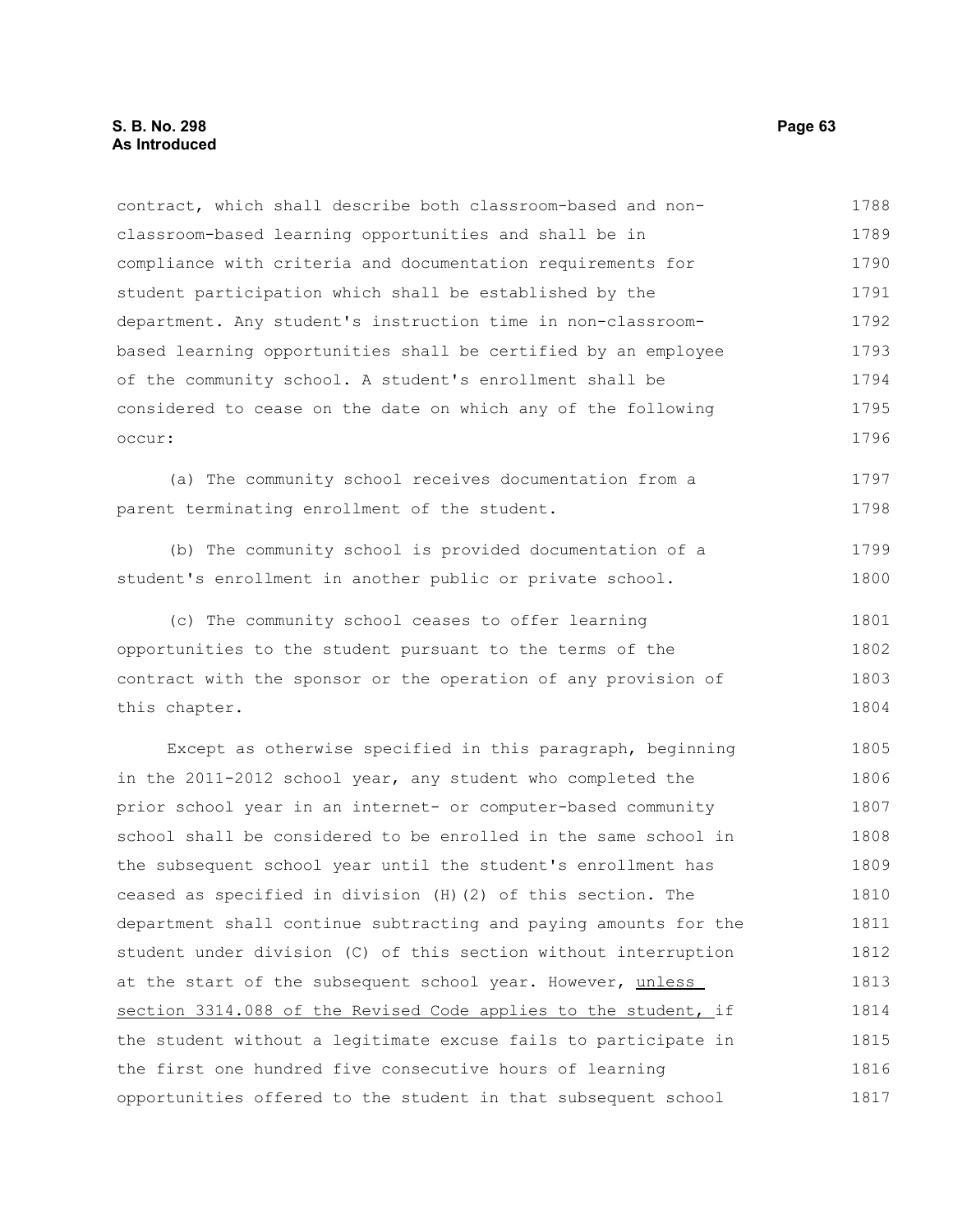contract, which shall describe both classroom-based and non-classroom-based learning opportunities and shall be in compliance with criteria and documentation requirements for student participation which shall be established by the department. Any student's instruction time in non-classroom-based learning opportunities shall be certified by an employee of the community school. A student's enrollment shall be considered to cease on the date on which any of the following occur:

(a) The community school receives documentation from a parent terminating enrollment of the student.

(b) The community school is provided documentation of a student's enrollment in another public or private school.

(c) The community school ceases to offer learning opportunities to the student pursuant to the terms of the contract with the sponsor or the operation of any provision of this chapter.

Except as otherwise specified in this paragraph, beginning in the 2011-2012 school year, any student who completed the prior school year in an internet- or computer-based community school shall be considered to be enrolled in the same school in the subsequent school year until the student's enrollment has ceased as specified in division (H)(2) of this section. The department shall continue subtracting and paying amounts for the student under division (C) of this section without interruption at the start of the subsequent school year. However, <u>unless section 3314.088 of the Revised Code applies to the student,</u> if the student without a legitimate excuse fails to participate in the first one hundred five consecutive hours of learning opportunities offered to the student in that subsequent school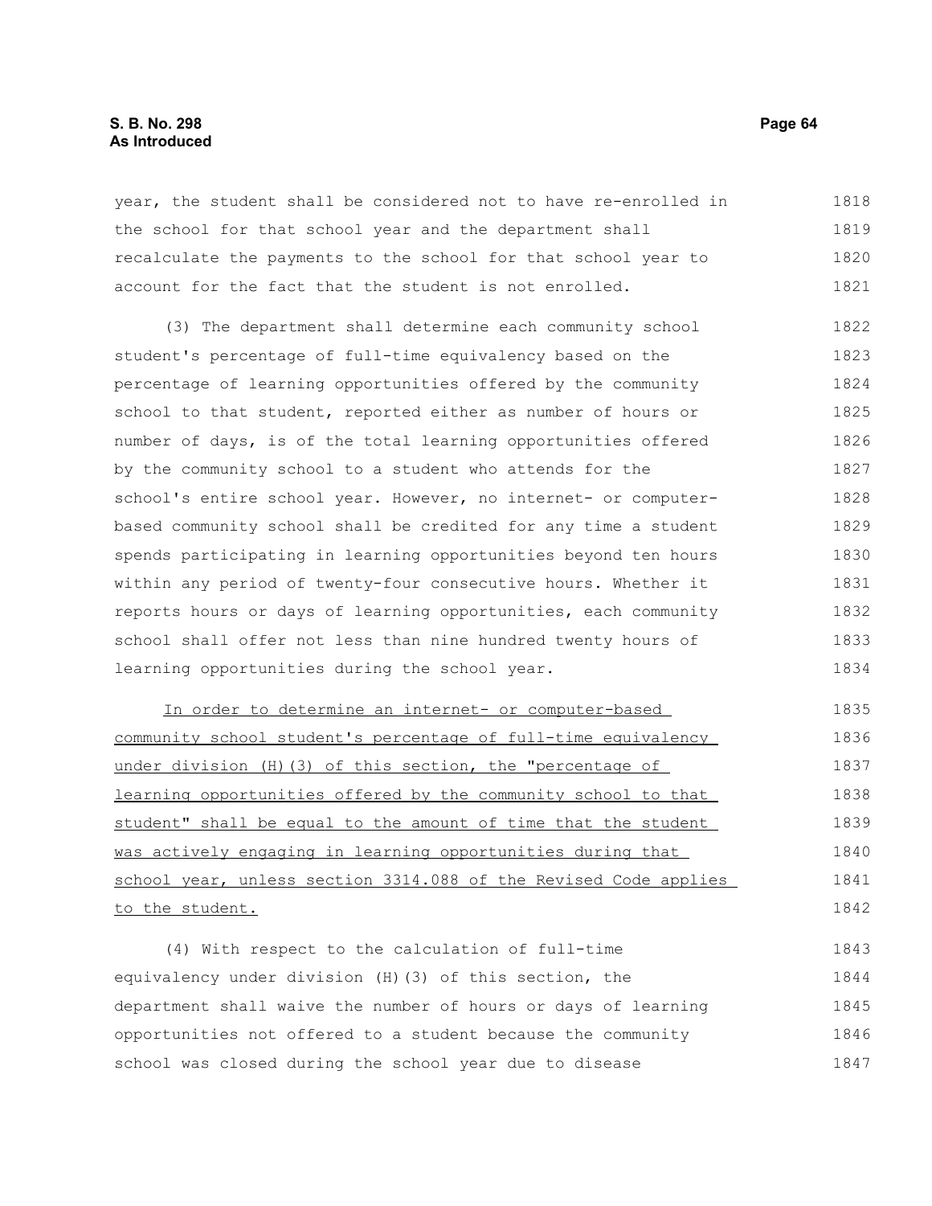year, the student shall be considered not to have re-enrolled in the school for that school year and the department shall recalculate the payments to the school for that school year to account for the fact that the student is not enrolled.

(3) The department shall determine each community school student's percentage of full-time equivalency based on the percentage of learning opportunities offered by the community school to that student, reported either as number of hours or number of days, is of the total learning opportunities offered by the community school to a student who attends for the school's entire school year. However, no internet- or computer-based community school shall be credited for any time a student spends participating in learning opportunities beyond ten hours within any period of twenty-four consecutive hours. Whether it reports hours or days of learning opportunities, each community school shall offer not less than nine hundred twenty hours of learning opportunities during the school year.

In order to determine an internet- or computer-based community school student's percentage of full-time equivalency under division (H)(3) of this section, the "percentage of learning opportunities offered by the community school to that student" shall be equal to the amount of time that the student was actively engaging in learning opportunities during that school year, unless section 3314.088 of the Revised Code applies to the student.

(4) With respect to the calculation of full-time equivalency under division (H)(3) of this section, the department shall waive the number of hours or days of learning opportunities not offered to a student because the community school was closed during the school year due to disease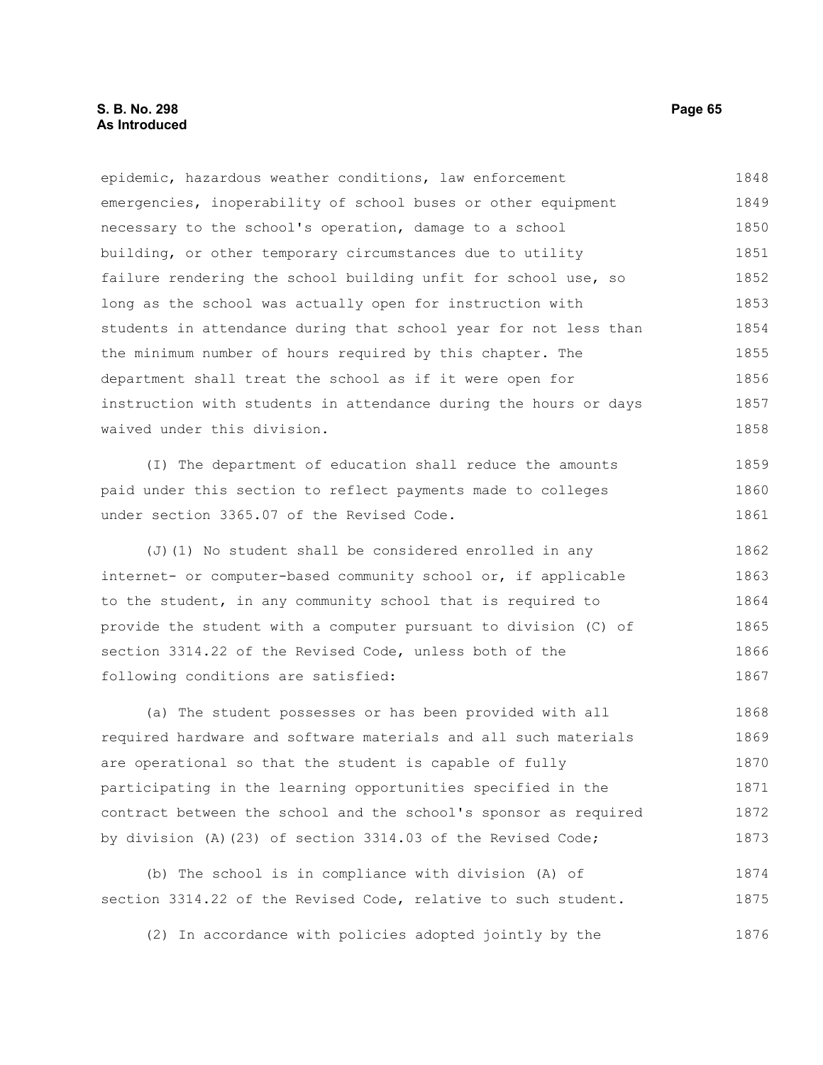epidemic, hazardous weather conditions, law enforcement emergencies, inoperability of school buses or other equipment necessary to the school's operation, damage to a school building, or other temporary circumstances due to utility failure rendering the school building unfit for school use, so long as the school was actually open for instruction with students in attendance during that school year for not less than the minimum number of hours required by this chapter. The department shall treat the school as if it were open for instruction with students in attendance during the hours or days waived under this division.

(I) The department of education shall reduce the amounts paid under this section to reflect payments made to colleges under section 3365.07 of the Revised Code.

(J)(1) No student shall be considered enrolled in any internet- or computer-based community school or, if applicable to the student, in any community school that is required to provide the student with a computer pursuant to division (C) of section 3314.22 of the Revised Code, unless both of the following conditions are satisfied:

(a) The student possesses or has been provided with all required hardware and software materials and all such materials are operational so that the student is capable of fully participating in the learning opportunities specified in the contract between the school and the school's sponsor as required by division (A)(23) of section 3314.03 of the Revised Code;

(b) The school is in compliance with division (A) of section 3314.22 of the Revised Code, relative to such student.

(2) In accordance with policies adopted jointly by the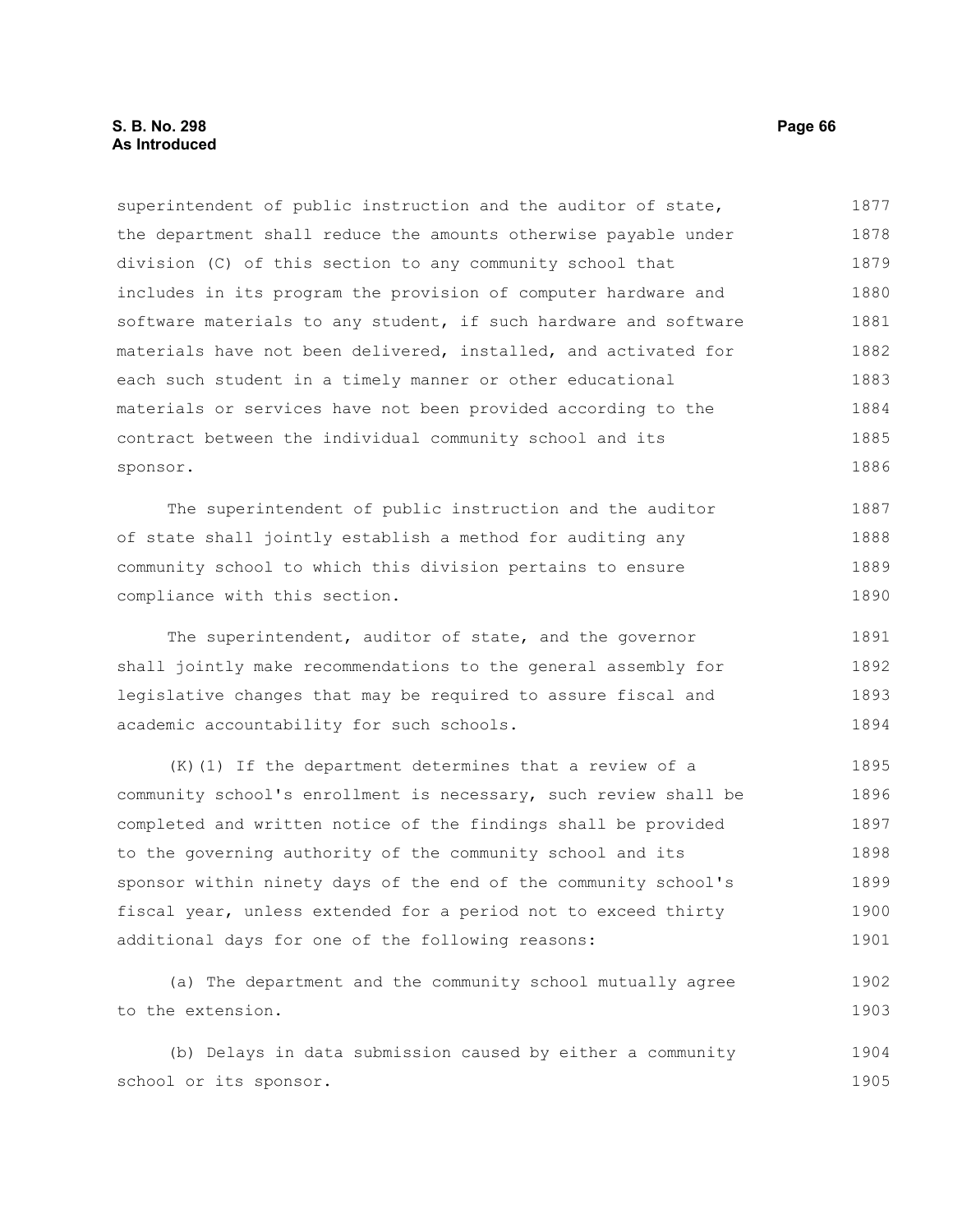superintendent of public instruction and the auditor of state, the department shall reduce the amounts otherwise payable under division (C) of this section to any community school that includes in its program the provision of computer hardware and software materials to any student, if such hardware and software materials have not been delivered, installed, and activated for each such student in a timely manner or other educational materials or services have not been provided according to the contract between the individual community school and its sponsor.

The superintendent of public instruction and the auditor of state shall jointly establish a method for auditing any community school to which this division pertains to ensure compliance with this section.

The superintendent, auditor of state, and the governor shall jointly make recommendations to the general assembly for legislative changes that may be required to assure fiscal and academic accountability for such schools.

(K)(1) If the department determines that a review of a community school's enrollment is necessary, such review shall be completed and written notice of the findings shall be provided to the governing authority of the community school and its sponsor within ninety days of the end of the community school's fiscal year, unless extended for a period not to exceed thirty additional days for one of the following reasons:

(a) The department and the community school mutually agree to the extension.

(b) Delays in data submission caused by either a community school or its sponsor.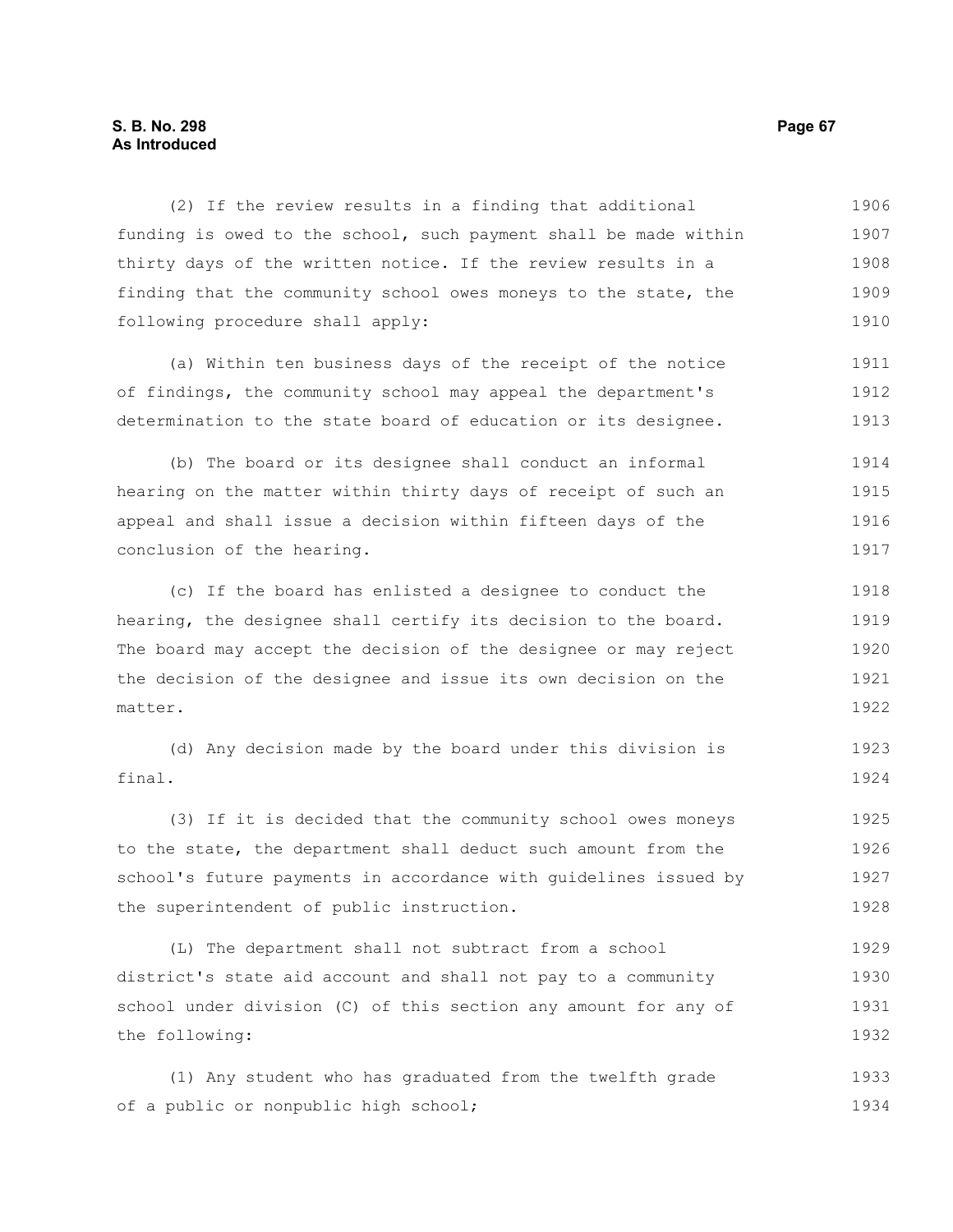(2) If the review results in a finding that additional funding is owed to the school, such payment shall be made within thirty days of the written notice. If the review results in a finding that the community school owes moneys to the state, the following procedure shall apply:

(a) Within ten business days of the receipt of the notice of findings, the community school may appeal the department's determination to the state board of education or its designee.

(b) The board or its designee shall conduct an informal hearing on the matter within thirty days of receipt of such an appeal and shall issue a decision within fifteen days of the conclusion of the hearing.

(c) If the board has enlisted a designee to conduct the hearing, the designee shall certify its decision to the board. The board may accept the decision of the designee or may reject the decision of the designee and issue its own decision on the matter.

(d) Any decision made by the board under this division is final.

(3) If it is decided that the community school owes moneys to the state, the department shall deduct such amount from the school's future payments in accordance with guidelines issued by the superintendent of public instruction.

(L) The department shall not subtract from a school district's state aid account and shall not pay to a community school under division (C) of this section any amount for any of the following:

(1) Any student who has graduated from the twelfth grade of a public or nonpublic high school;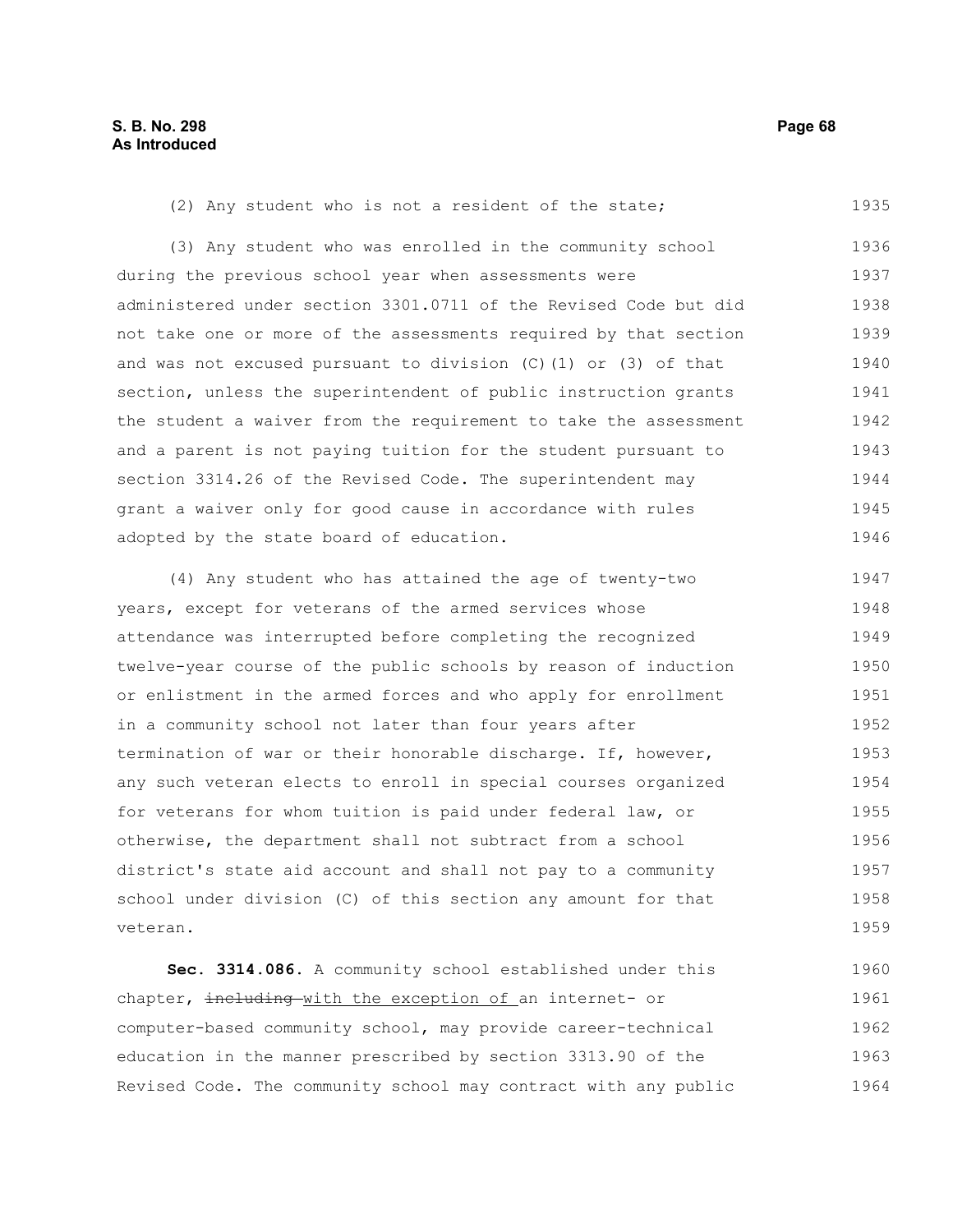(2) Any student who is not a resident of the state;

(3) Any student who was enrolled in the community school during the previous school year when assessments were administered under section 3301.0711 of the Revised Code but did not take one or more of the assessments required by that section and was not excused pursuant to division (C)(1) or (3) of that section, unless the superintendent of public instruction grants the student a waiver from the requirement to take the assessment and a parent is not paying tuition for the student pursuant to section 3314.26 of the Revised Code. The superintendent may grant a waiver only for good cause in accordance with rules adopted by the state board of education.

(4) Any student who has attained the age of twenty-two years, except for veterans of the armed services whose attendance was interrupted before completing the recognized twelve-year course of the public schools by reason of induction or enlistment in the armed forces and who apply for enrollment in a community school not later than four years after termination of war or their honorable discharge. If, however, any such veteran elects to enroll in special courses organized for veterans for whom tuition is paid under federal law, or otherwise, the department shall not subtract from a school district's state aid account and shall not pay to a community school under division (C) of this section any amount for that veteran.

**Sec. 3314.086.** A community school established under this chapter, ~~including~~ with the exception of an internet- or computer-based community school, may provide career-technical education in the manner prescribed by section 3313.90 of the Revised Code. The community school may contract with any public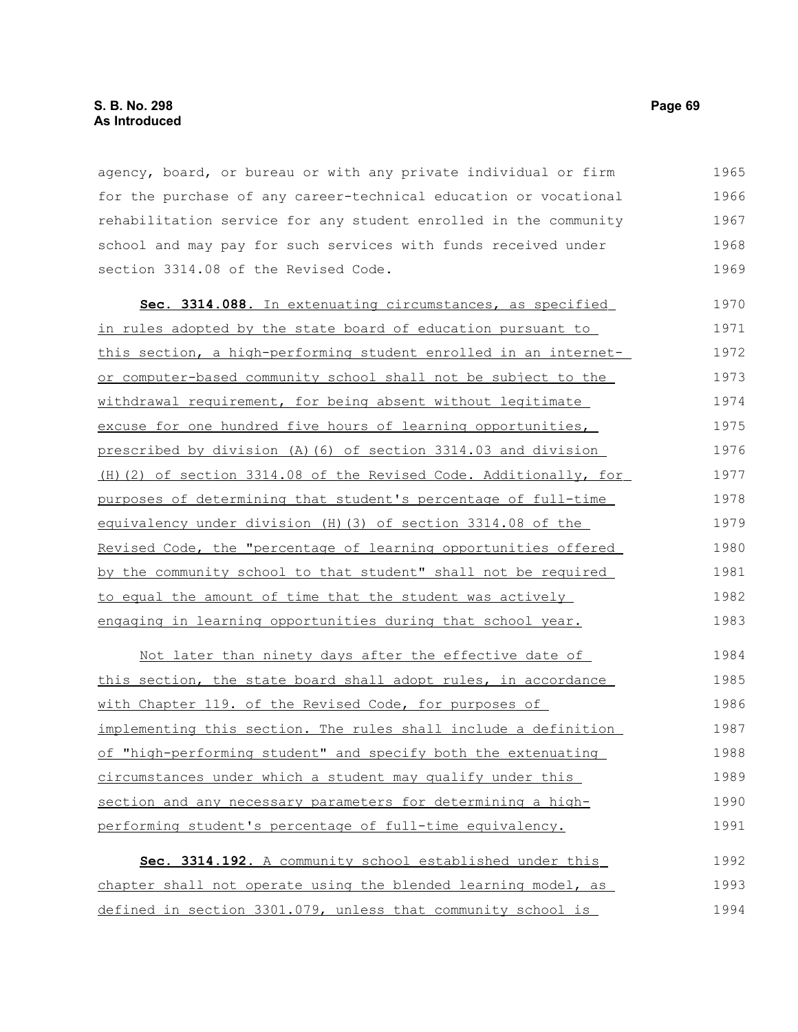agency, board, or bureau or with any private individual or firm for the purchase of any career-technical education or vocational rehabilitation service for any student enrolled in the community school and may pay for such services with funds received under section 3314.08 of the Revised Code.

**Sec. 3314.088.** In extenuating circumstances, as specified in rules adopted by the state board of education pursuant to this section, a high-performing student enrolled in an internet- or computer-based community school shall not be subject to the withdrawal requirement, for being absent without legitimate excuse for one hundred five hours of learning opportunities, prescribed by division (A)(6) of section 3314.03 and division (H)(2) of section 3314.08 of the Revised Code. Additionally, for purposes of determining that student's percentage of full-time equivalency under division (H)(3) of section 3314.08 of the Revised Code, the "percentage of learning opportunities offered by the community school to that student" shall not be required to equal the amount of time that the student was actively engaging in learning opportunities during that school year.

Not later than ninety days after the effective date of this section, the state board shall adopt rules, in accordance with Chapter 119. of the Revised Code, for purposes of implementing this section. The rules shall include a definition of "high-performing student" and specify both the extenuating circumstances under which a student may qualify under this section and any necessary parameters for determining a high-performing student's percentage of full-time equivalency.

**Sec. 3314.192.** A community school established under this chapter shall not operate using the blended learning model, as defined in section 3301.079, unless that community school is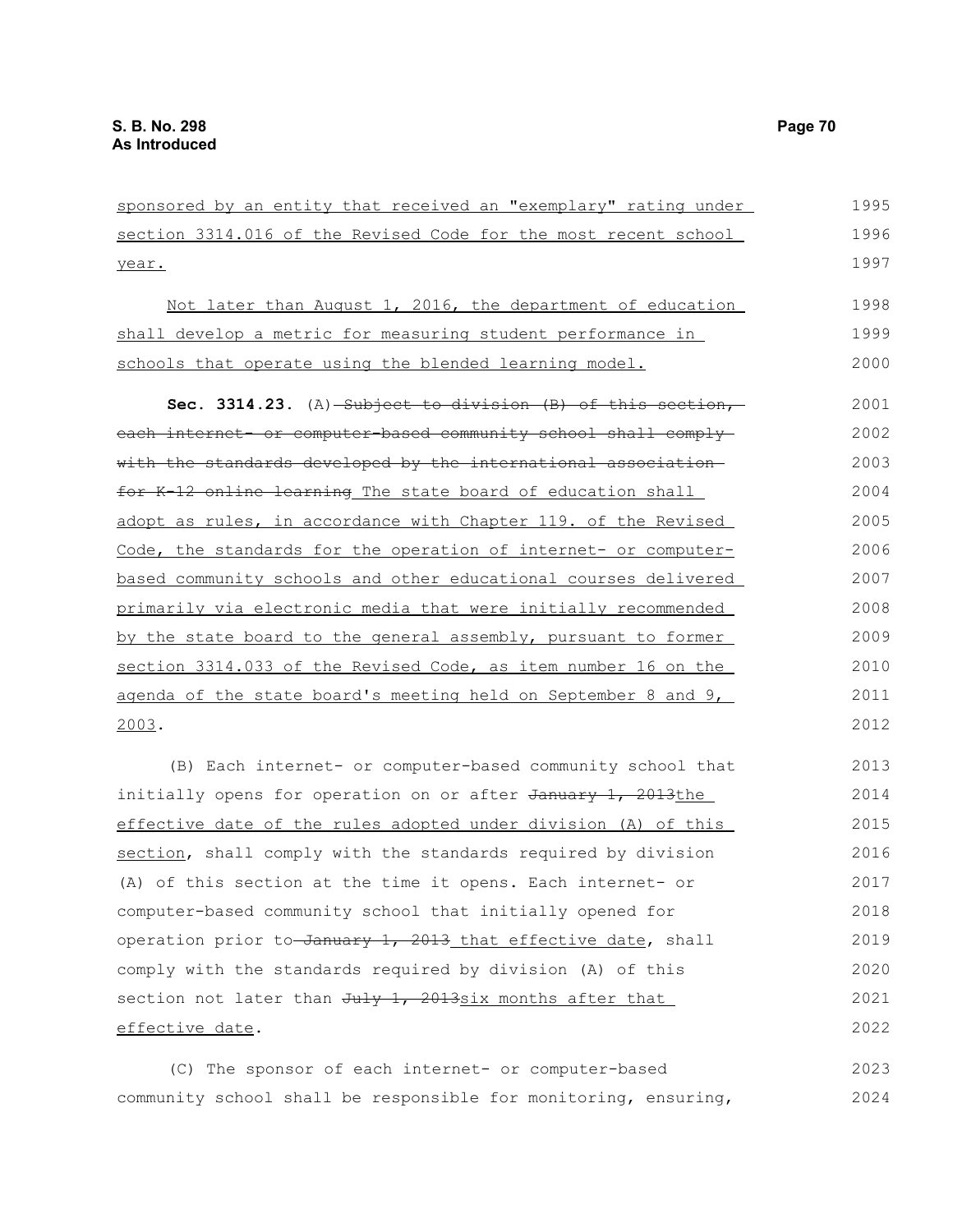sponsored by an entity that received an "exemplary" rating under section 3314.016 of the Revised Code for the most recent school year.

Not later than August 1, 2016, the department of education shall develop a metric for measuring student performance in schools that operate using the blended learning model.

**Sec. 3314.23.** (A) ~~Subject to division (B) of this section, each internet- or computer-based community school shall comply with the standards developed by the international association for K-12 online learning~~ The state board of education shall adopt as rules, in accordance with Chapter 119. of the Revised Code, the standards for the operation of internet- or computer-based community schools and other educational courses delivered primarily via electronic media that were initially recommended by the state board to the general assembly, pursuant to former section 3314.033 of the Revised Code, as item number 16 on the agenda of the state board's meeting held on September 8 and 9, 2003.

(B) Each internet- or computer-based community school that initially opens for operation on or after ~~January 1, 2013~~the effective date of the rules adopted under division (A) of this section, shall comply with the standards required by division (A) of this section at the time it opens. Each internet- or computer-based community school that initially opened for operation prior to ~~January 1, 2013~~ that effective date, shall comply with the standards required by division (A) of this section not later than ~~July 1, 2013~~six months after that effective date.

(C) The sponsor of each internet- or computer-based community school shall be responsible for monitoring, ensuring,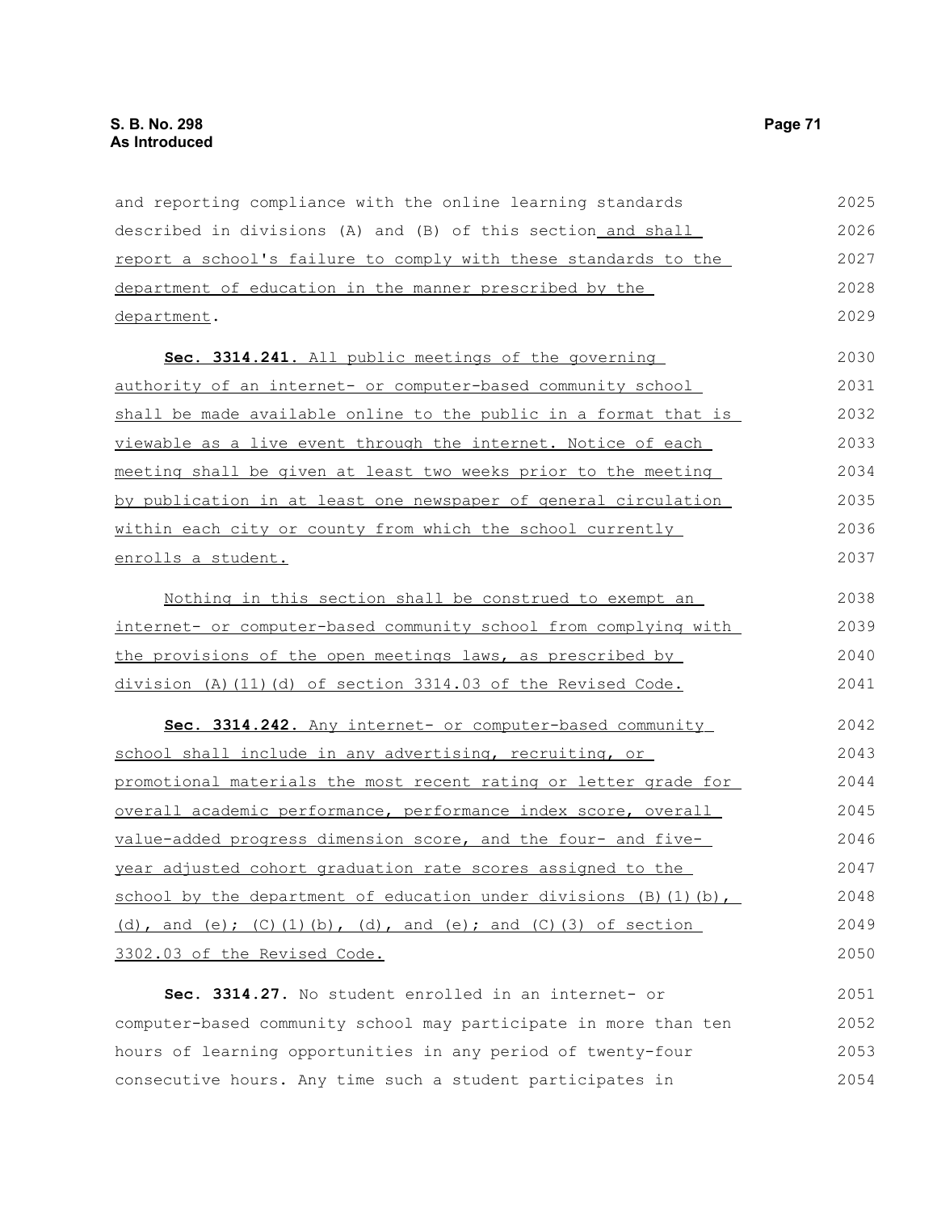and reporting compliance with the online learning standards described in divisions (A) and (B) of this section and shall report a school's failure to comply with these standards to the department of education in the manner prescribed by the department.

**Sec. 3314.241.** All public meetings of the governing authority of an internet- or computer-based community school shall be made available online to the public in a format that is viewable as a live event through the internet. Notice of each meeting shall be given at least two weeks prior to the meeting by publication in at least one newspaper of general circulation within each city or county from which the school currently enrolls a student.

Nothing in this section shall be construed to exempt an internet- or computer-based community school from complying with the provisions of the open meetings laws, as prescribed by division (A)(11)(d) of section 3314.03 of the Revised Code.

**Sec. 3314.242.** Any internet- or computer-based community school shall include in any advertising, recruiting, or promotional materials the most recent rating or letter grade for overall academic performance, performance index score, overall value-added progress dimension score, and the four- and five-year adjusted cohort graduation rate scores assigned to the school by the department of education under divisions (B)(1)(b), (d), and (e); (C)(1)(b), (d), and (e); and (C)(3) of section 3302.03 of the Revised Code.

**Sec. 3314.27.** No student enrolled in an internet- or computer-based community school may participate in more than ten hours of learning opportunities in any period of twenty-four consecutive hours. Any time such a student participates in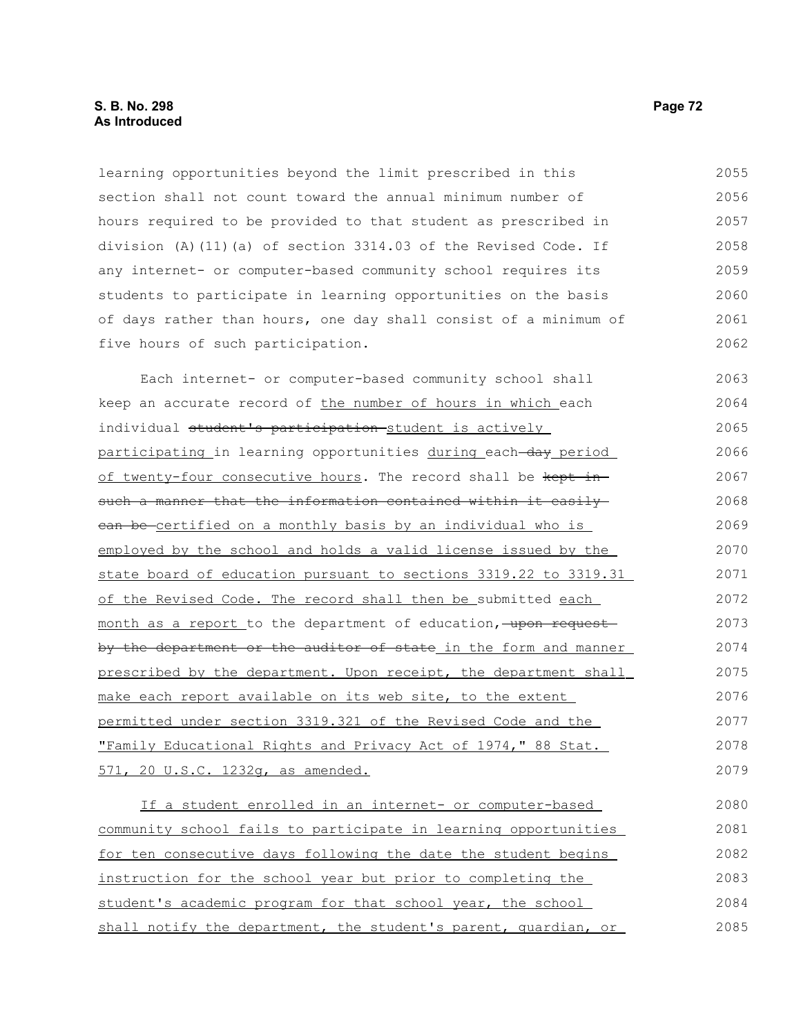learning opportunities beyond the limit prescribed in this section shall not count toward the annual minimum number of hours required to be provided to that student as prescribed in division (A)(11)(a) of section 3314.03 of the Revised Code. If any internet- or computer-based community school requires its students to participate in learning opportunities on the basis of days rather than hours, one day shall consist of a minimum of five hours of such participation.

Each internet- or computer-based community school shall keep an accurate record of the number of hours in which each individual ~~student's participation~~ student is actively participating in learning opportunities during each ~~day~~ period of twenty-four consecutive hours. The record shall be ~~kept in such a manner that the information contained within it easily can be~~ certified on a monthly basis by an individual who is employed by the school and holds a valid license issued by the state board of education pursuant to sections 3319.22 to 3319.31 of the Revised Code. The record shall then be submitted each month as a report to the department of education, ~~upon request by the department or the auditor of state~~ in the form and manner prescribed by the department. Upon receipt, the department shall make each report available on its web site, to the extent permitted under section 3319.321 of the Revised Code and the "Family Educational Rights and Privacy Act of 1974," 88 Stat. 571, 20 U.S.C. 1232g, as amended.

If a student enrolled in an internet- or computer-based community school fails to participate in learning opportunities for ten consecutive days following the date the student begins instruction for the school year but prior to completing the student's academic program for that school year, the school shall notify the department, the student's parent, guardian, or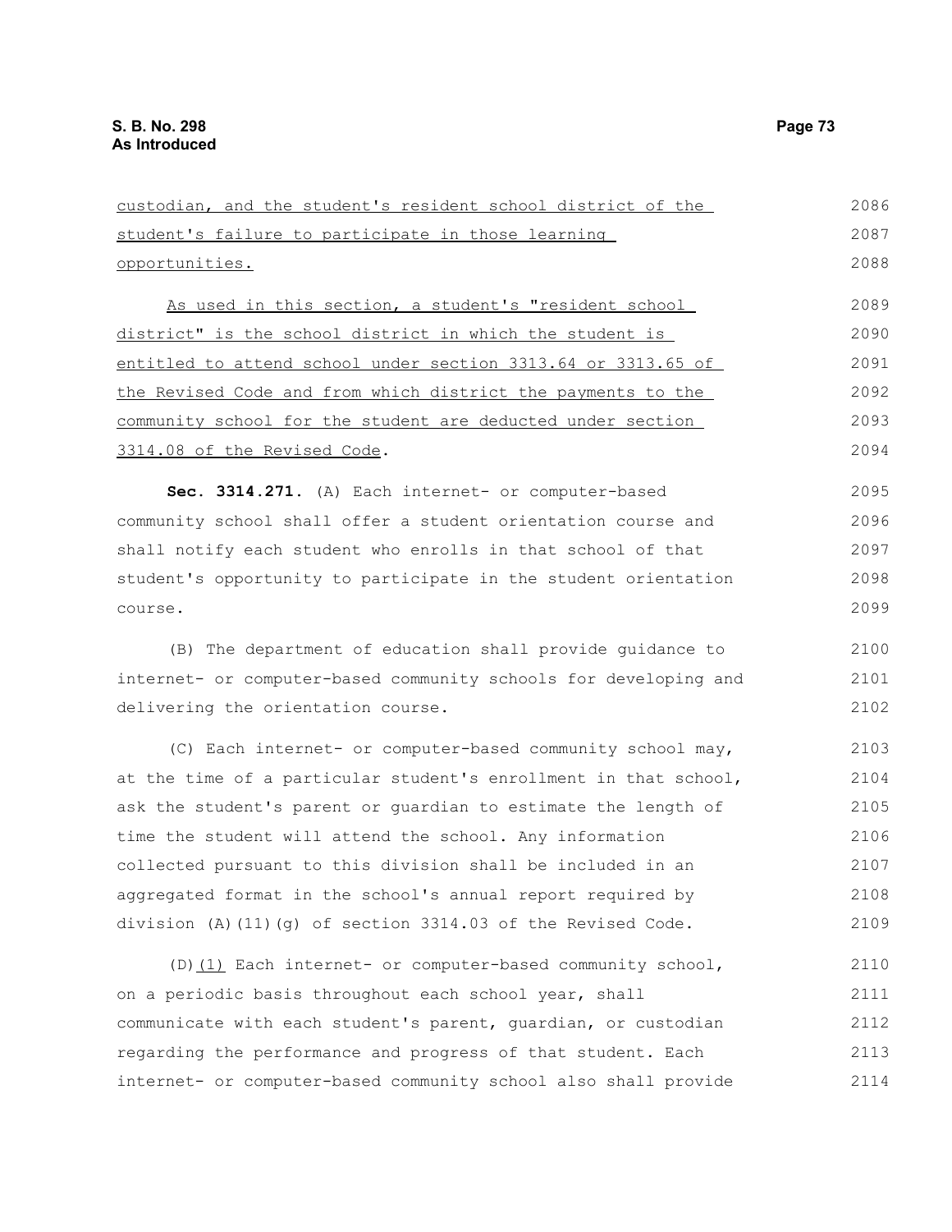custodian, and the student's resident school district of the student's failure to participate in those learning opportunities.

As used in this section, a student's "resident school district" is the school district in which the student is entitled to attend school under section 3313.64 or 3313.65 of the Revised Code and from which district the payments to the community school for the student are deducted under section 3314.08 of the Revised Code.

**Sec. 3314.271.** (A) Each internet- or computer-based community school shall offer a student orientation course and shall notify each student who enrolls in that school of that student's opportunity to participate in the student orientation course.

(B) The department of education shall provide guidance to internet- or computer-based community schools for developing and delivering the orientation course.

(C) Each internet- or computer-based community school may, at the time of a particular student's enrollment in that school, ask the student's parent or guardian to estimate the length of time the student will attend the school. Any information collected pursuant to this division shall be included in an aggregated format in the school's annual report required by division (A)(11)(g) of section 3314.03 of the Revised Code.

(D)(1) Each internet- or computer-based community school, on a periodic basis throughout each school year, shall communicate with each student's parent, guardian, or custodian regarding the performance and progress of that student. Each internet- or computer-based community school also shall provide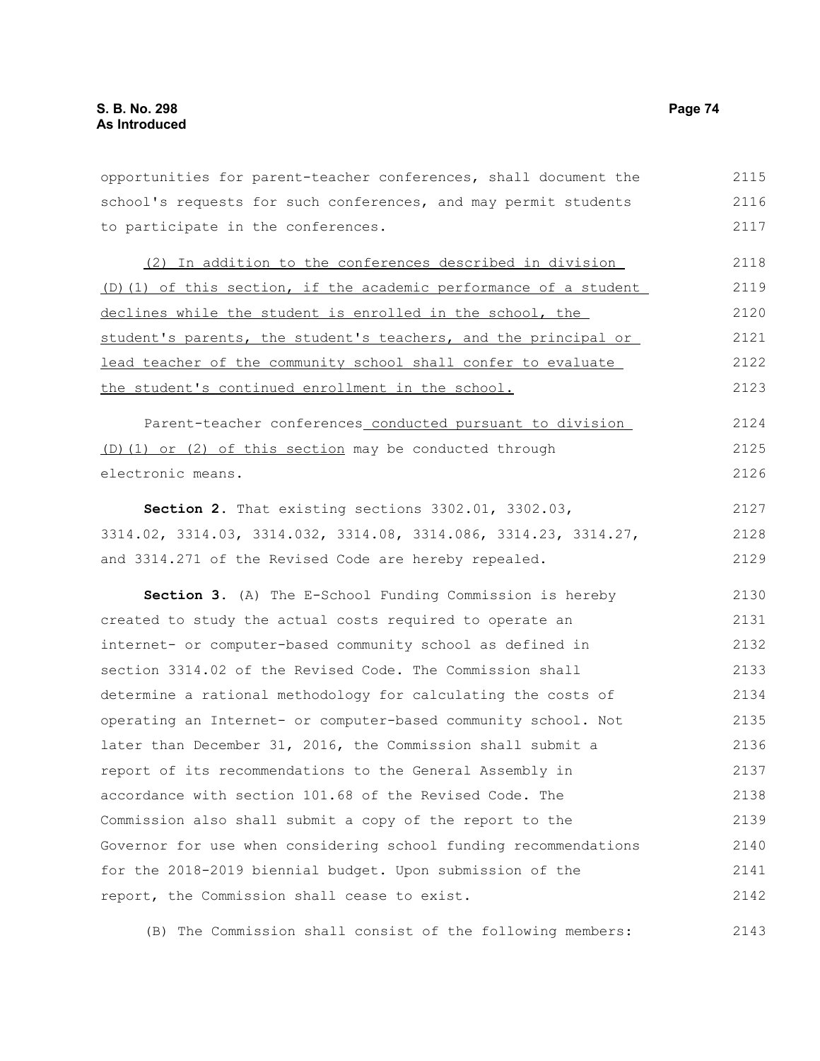opportunities for parent-teacher conferences, shall document the school's requests for such conferences, and may permit students to participate in the conferences.

(2) In addition to the conferences described in division (D)(1) of this section, if the academic performance of a student declines while the student is enrolled in the school, the student's parents, the student's teachers, and the principal or lead teacher of the community school shall confer to evaluate the student's continued enrollment in the school.

Parent-teacher conferences conducted pursuant to division (D)(1) or (2) of this section may be conducted through electronic means.

**Section 2.** That existing sections 3302.01, 3302.03, 3314.02, 3314.03, 3314.032, 3314.08, 3314.086, 3314.23, 3314.27, and 3314.271 of the Revised Code are hereby repealed.

**Section 3.** (A) The E-School Funding Commission is hereby created to study the actual costs required to operate an internet- or computer-based community school as defined in section 3314.02 of the Revised Code. The Commission shall determine a rational methodology for calculating the costs of operating an Internet- or computer-based community school. Not later than December 31, 2016, the Commission shall submit a report of its recommendations to the General Assembly in accordance with section 101.68 of the Revised Code. The Commission also shall submit a copy of the report to the Governor for use when considering school funding recommendations for the 2018-2019 biennial budget. Upon submission of the report, the Commission shall cease to exist.

(B) The Commission shall consist of the following members: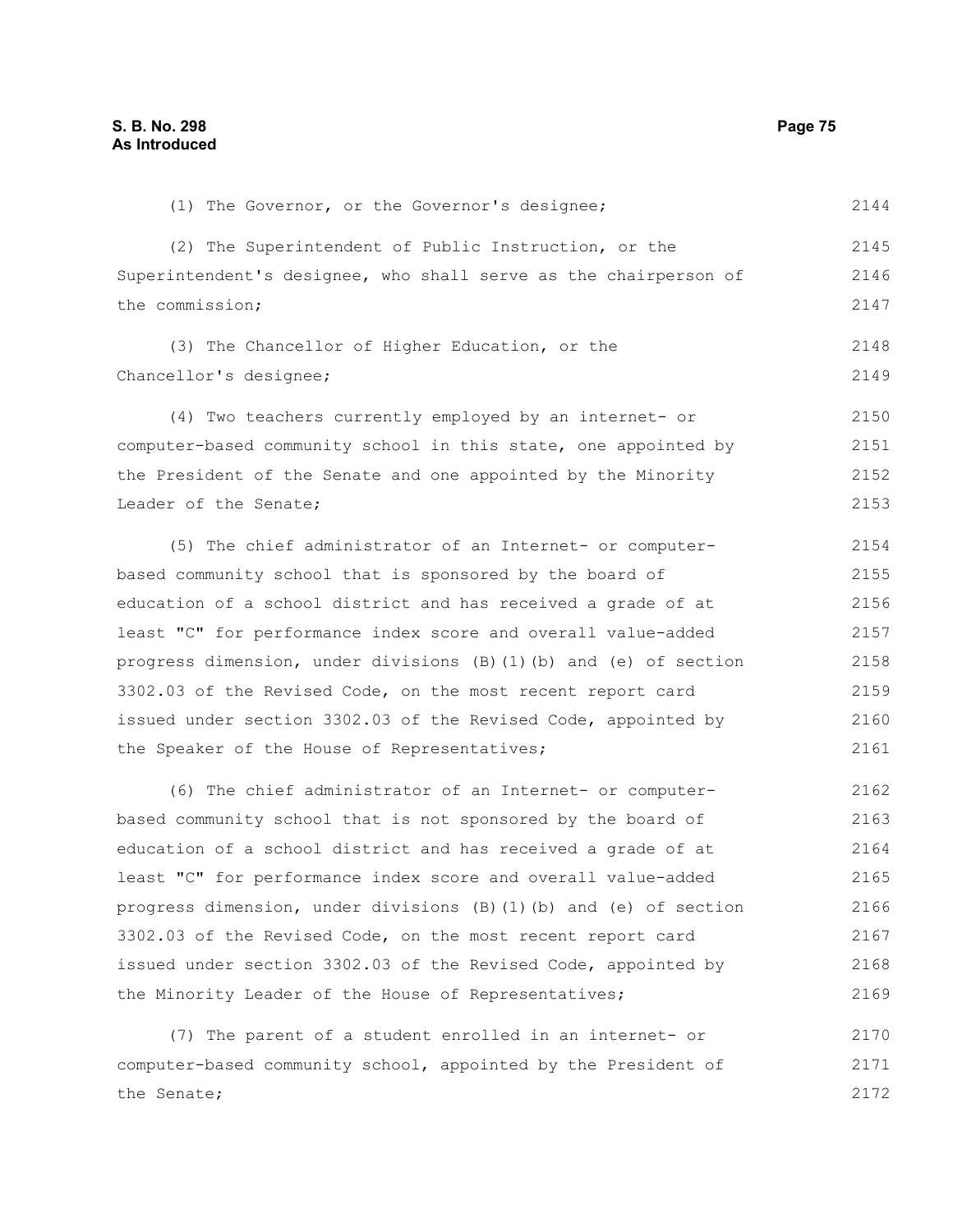(1) The Governor, or the Governor's designee;

(2) The Superintendent of Public Instruction, or the Superintendent's designee, who shall serve as the chairperson of the commission;

(3) The Chancellor of Higher Education, or the Chancellor's designee;

(4) Two teachers currently employed by an internet- or computer-based community school in this state, one appointed by the President of the Senate and one appointed by the Minority Leader of the Senate;

(5) The chief administrator of an Internet- or computer-based community school that is sponsored by the board of education of a school district and has received a grade of at least "C" for performance index score and overall value-added progress dimension, under divisions (B)(1)(b) and (e) of section 3302.03 of the Revised Code, on the most recent report card issued under section 3302.03 of the Revised Code, appointed by the Speaker of the House of Representatives;

(6) The chief administrator of an Internet- or computer-based community school that is not sponsored by the board of education of a school district and has received a grade of at least "C" for performance index score and overall value-added progress dimension, under divisions (B)(1)(b) and (e) of section 3302.03 of the Revised Code, on the most recent report card issued under section 3302.03 of the Revised Code, appointed by the Minority Leader of the House of Representatives;

(7) The parent of a student enrolled in an internet- or computer-based community school, appointed by the President of the Senate;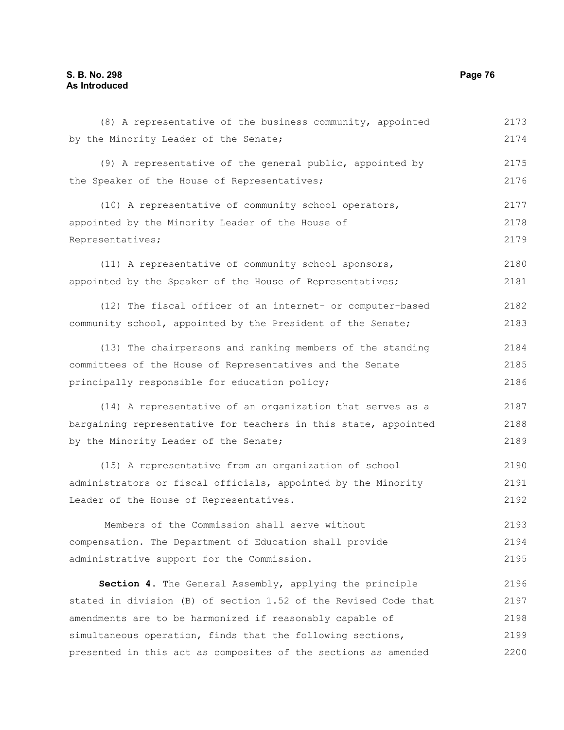(8) A representative of the business community, appointed by the Minority Leader of the Senate;

(9) A representative of the general public, appointed by the Speaker of the House of Representatives;

(10) A representative of community school operators, appointed by the Minority Leader of the House of Representatives;

(11) A representative of community school sponsors, appointed by the Speaker of the House of Representatives;

(12) The fiscal officer of an internet- or computer-based community school, appointed by the President of the Senate;

(13) The chairpersons and ranking members of the standing committees of the House of Representatives and the Senate principally responsible for education policy;

(14) A representative of an organization that serves as a bargaining representative for teachers in this state, appointed by the Minority Leader of the Senate;

(15) A representative from an organization of school administrators or fiscal officials, appointed by the Minority Leader of the House of Representatives.

Members of the Commission shall serve without compensation. The Department of Education shall provide administrative support for the Commission.

**Section 4.** The General Assembly, applying the principle stated in division (B) of section 1.52 of the Revised Code that amendments are to be harmonized if reasonably capable of simultaneous operation, finds that the following sections, presented in this act as composites of the sections as amended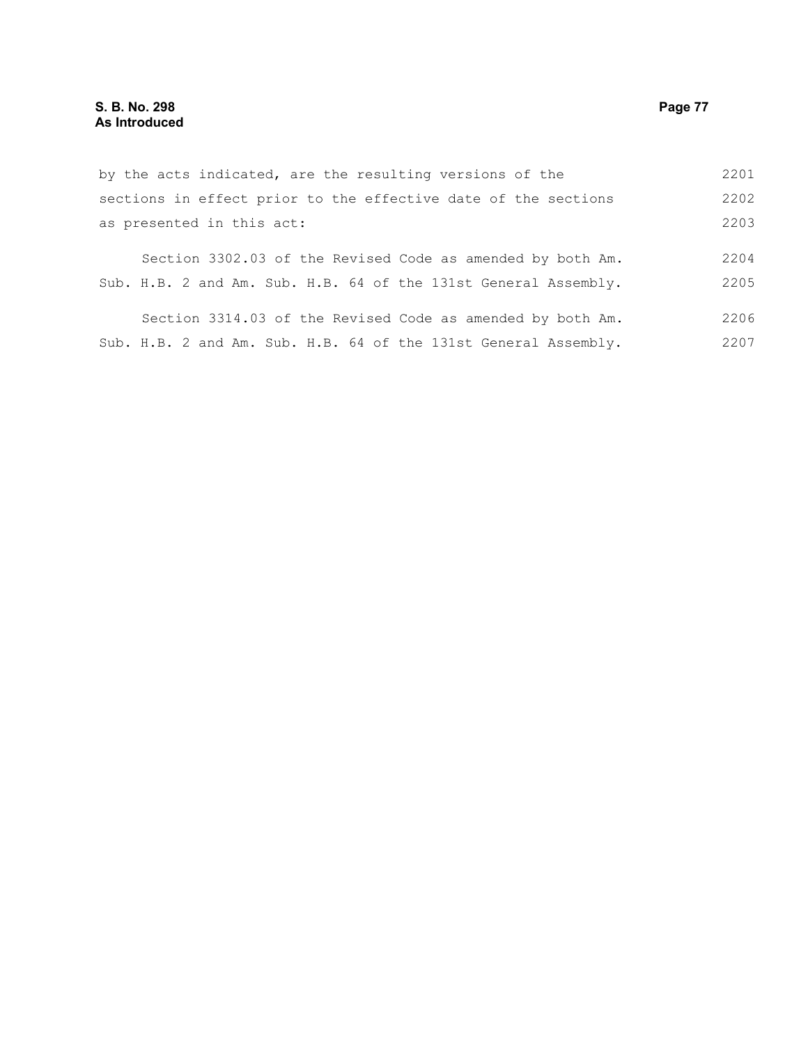by the acts indicated, are the resulting versions of the sections in effect prior to the effective date of the sections as presented in this act:

Section 3302.03 of the Revised Code as amended by both Am. Sub. H.B. 2 and Am. Sub. H.B. 64 of the 131st General Assembly.

Section 3314.03 of the Revised Code as amended by both Am. Sub. H.B. 2 and Am. Sub. H.B. 64 of the 131st General Assembly.